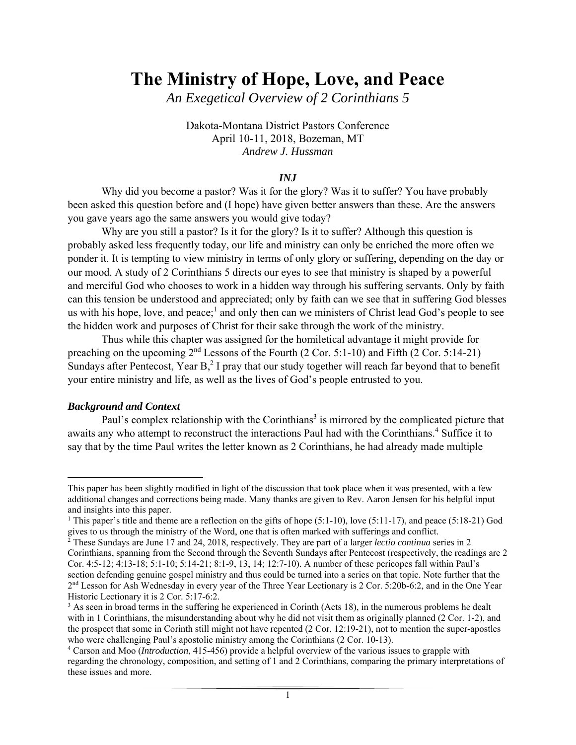# The Ministry of Hope, Love, and Peace

*An Exegetical Overview of 2 Corinthians 5*

Dakota-Montana District Pastors Conference
April 10-11, 2018, Bozeman, MT
*Andrew J. Hussman*

***INJ***

Why did you become a pastor? Was it for the glory? Was it to suffer? You have probably been asked this question before and (I hope) have given better answers than these. Are the answers you gave years ago the same answers you would give today?

Why are you still a pastor? Is it for the glory? Is it to suffer? Although this question is probably asked less frequently today, our life and ministry can only be enriched the more often we ponder it. It is tempting to view ministry in terms of only glory or suffering, depending on the day or our mood. A study of 2 Corinthians 5 directs our eyes to see that ministry is shaped by a powerful and merciful God who chooses to work in a hidden way through his suffering servants. Only by faith can this tension be understood and appreciated; only by faith can we see that in suffering God blesses us with his hope, love, and peace;[1] and only then can we ministers of Christ lead God's people to see the hidden work and purposes of Christ for their sake through the work of the ministry.

Thus while this chapter was assigned for the homiletical advantage it might provide for preaching on the upcoming 2nd Lessons of the Fourth (2 Cor. 5:1-10) and Fifth (2 Cor. 5:14-21) Sundays after Pentecost, Year B,[2] I pray that our study together will reach far beyond that to benefit your entire ministry and life, as well as the lives of God's people entrusted to you.

### *Background and Context*

Paul's complex relationship with the Corinthians[3] is mirrored by the complicated picture that awaits any who attempt to reconstruct the interactions Paul had with the Corinthians.[4] Suffice it to say that by the time Paul writes the letter known as 2 Corinthians, he had already made multiple

---

This paper has been slightly modified in light of the discussion that took place when it was presented, with a few additional changes and corrections being made. Many thanks are given to Rev. Aaron Jensen for his helpful input and insights into this paper.

[1] This paper's title and theme are a reflection on the gifts of hope (5:1-10), love (5:11-17), and peace (5:18-21) God gives to us through the ministry of the Word, one that is often marked with sufferings and conflict.

[2] These Sundays are June 17 and 24, 2018, respectively. They are part of a larger *lectio continua* series in 2 Corinthians, spanning from the Second through the Seventh Sundays after Pentecost (respectively, the readings are 2 Cor. 4:5-12; 4:13-18; 5:1-10; 5:14-21; 8:1-9, 13, 14; 12:7-10). A number of these pericopes fall within Paul's section defending genuine gospel ministry and thus could be turned into a series on that topic. Note further that the 2nd Lesson for Ash Wednesday in every year of the Three Year Lectionary is 2 Cor. 5:20b-6:2, and in the One Year Historic Lectionary it is 2 Cor. 5:17-6:2.

[3] As seen in broad terms in the suffering he experienced in Corinth (Acts 18), in the numerous problems he dealt with in 1 Corinthians, the misunderstanding about why he did not visit them as originally planned (2 Cor. 1-2), and the prospect that some in Corinth still might not have repented (2 Cor. 12:19-21), not to mention the super-apostles who were challenging Paul's apostolic ministry among the Corinthians (2 Cor. 10-13).

[4] Carson and Moo (*Introduction*, 415-456) provide a helpful overview of the various issues to grapple with regarding the chronology, composition, and setting of 1 and 2 Corinthians, comparing the primary interpretations of these issues and more.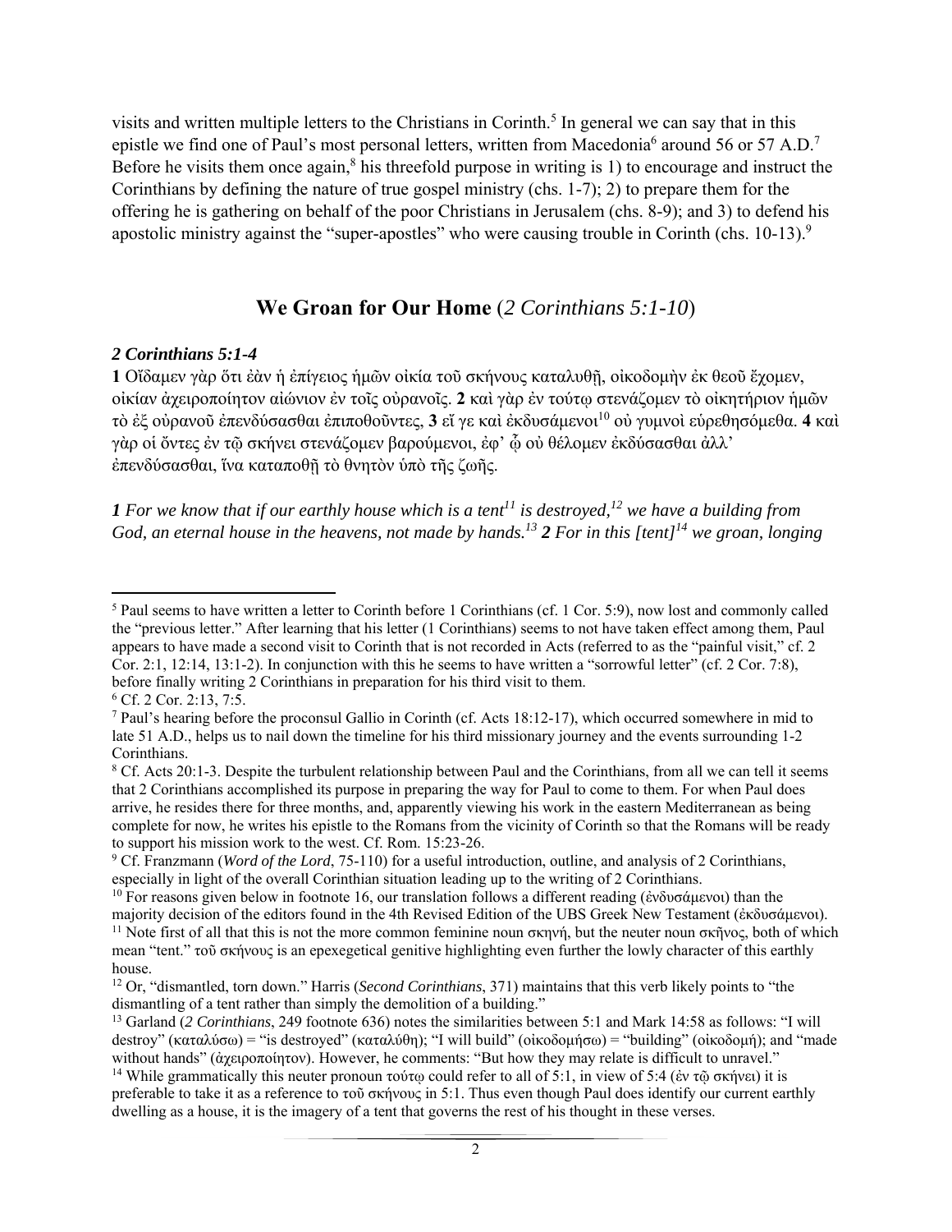visits and written multiple letters to the Christians in Corinth.[5] In general we can say that in this epistle we find one of Paul's most personal letters, written from Macedonia[6] around 56 or 57 A.D.[7] Before he visits them once again,[8] his threefold purpose in writing is 1) to encourage and instruct the Corinthians by defining the nature of true gospel ministry (chs. 1-7); 2) to prepare them for the offering he is gathering on behalf of the poor Christians in Jerusalem (chs. 8-9); and 3) to defend his apostolic ministry against the "super-apostles" who were causing trouble in Corinth (chs. 10-13).[9]

## We Groan for Our Home (*2 Corinthians 5:1-10*)

### *2 Corinthians 5:1-4*

**1** Οἴδαμεν γὰρ ὅτι ἐὰν ἡ ἐπίγειος ἡμῶν οἰκία τοῦ σκήνους καταλυθῇ, οἰκοδομὴν ἐκ θεοῦ ἔχομεν, οἰκίαν ἀχειροποίητον αἰώνιον ἐν τοῖς οὐρανοῖς. **2** καὶ γὰρ ἐν τούτῳ στενάζομεν τὸ οἰκητήριον ἡμῶν τὸ ἐξ οὐρανοῦ ἐπενδύσασθαι ἐπιποθοῦντες, **3** εἴ γε καὶ ἐκδυσάμενοι[10] οὐ γυμνοὶ εὑρεθησόμεθα. **4** καὶ γὰρ οἱ ὄντες ἐν τῷ σκήνει στενάζομεν βαρούμενοι, ἐφ' ᾧ οὐ θέλομεν ἐκδύσασθαι ἀλλ' ἐπενδύσασθαι, ἵνα καταποθῇ τὸ θνητὸν ὑπὸ τῆς ζωῆς.

***1*** *For we know that if our earthly house which is a tent[11] is destroyed,[12] we have a building from God, an eternal house in the heavens, not made by hands.[13]* ***2*** *For in this [tent][14] we groan, longing*

---

[5] Paul seems to have written a letter to Corinth before 1 Corinthians (cf. 1 Cor. 5:9), now lost and commonly called the "previous letter." After learning that his letter (1 Corinthians) seems to not have taken effect among them, Paul appears to have made a second visit to Corinth that is not recorded in Acts (referred to as the "painful visit," cf. 2 Cor. 2:1, 12:14, 13:1-2). In conjunction with this he seems to have written a "sorrowful letter" (cf. 2 Cor. 7:8), before finally writing 2 Corinthians in preparation for his third visit to them.

[6] Cf. 2 Cor. 2:13, 7:5.

[7] Paul's hearing before the proconsul Gallio in Corinth (cf. Acts 18:12-17), which occurred somewhere in mid to late 51 A.D., helps us to nail down the timeline for his third missionary journey and the events surrounding 1-2 Corinthians.

[8] Cf. Acts 20:1-3. Despite the turbulent relationship between Paul and the Corinthians, from all we can tell it seems that 2 Corinthians accomplished its purpose in preparing the way for Paul to come to them. For when Paul does arrive, he resides there for three months, and, apparently viewing his work in the eastern Mediterranean as being complete for now, he writes his epistle to the Romans from the vicinity of Corinth so that the Romans will be ready to support his mission work to the west. Cf. Rom. 15:23-26.

[9] Cf. Franzmann (*Word of the Lord*, 75-110) for a useful introduction, outline, and analysis of 2 Corinthians, especially in light of the overall Corinthian situation leading up to the writing of 2 Corinthians.

[10] For reasons given below in footnote 16, our translation follows a different reading (ἐνδυσάμενοι) than the majority decision of the editors found in the 4th Revised Edition of the UBS Greek New Testament (ἐκδυσάμενοι).

[11] Note first of all that this is not the more common feminine noun σκηνή, but the neuter noun σκῆνος, both of which mean "tent." τοῦ σκήνους is an epexegetical genitive highlighting even further the lowly character of this earthly house.

[12] Or, "dismantled, torn down." Harris (*Second Corinthians*, 371) maintains that this verb likely points to "the dismantling of a tent rather than simply the demolition of a building."

[13] Garland (*2 Corinthians*, 249 footnote 636) notes the similarities between 5:1 and Mark 14:58 as follows: "I will destroy" (καταλύσω) = "is destroyed" (καταλύθη); "I will build" (οἰκοδομήσω) = "building" (οἰκοδομή); and "made without hands" (ἀχειροποίητον). However, he comments: "But how they may relate is difficult to unravel."

[14] While grammatically this neuter pronoun τούτῳ could refer to all of 5:1, in view of 5:4 (ἐν τῷ σκήνει) it is preferable to take it as a reference to τοῦ σκήνους in 5:1. Thus even though Paul does identify our current earthly dwelling as a house, it is the imagery of a tent that governs the rest of his thought in these verses.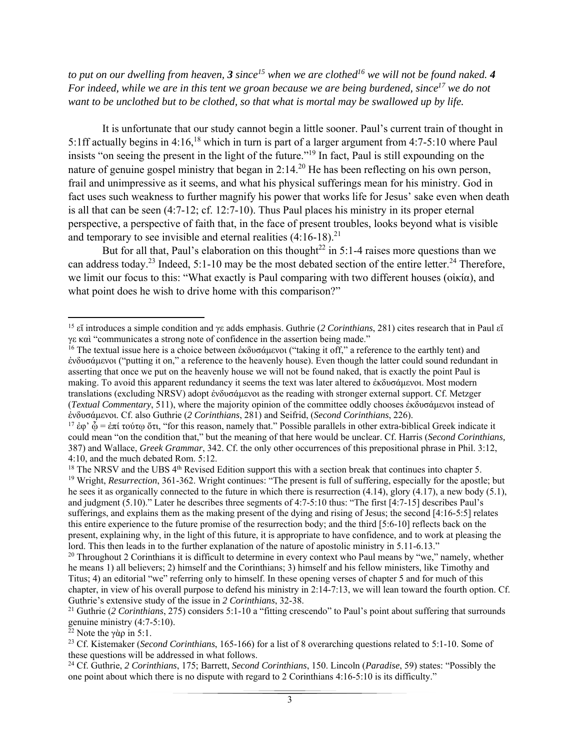*to put on our dwelling from heaven,* ***3*** *since*[15] *when we are clothed*[16] *we will not be found naked.* ***4*** *For indeed, while we are in this tent we groan because we are being burdened, since*[17] *we do not want to be unclothed but to be clothed, so that what is mortal may be swallowed up by life.*

It is unfortunate that our study cannot begin a little sooner. Paul's current train of thought in 5:1ff actually begins in 4:16,[18] which in turn is part of a larger argument from 4:7-5:10 where Paul insists "on seeing the present in the light of the future."[19] In fact, Paul is still expounding on the nature of genuine gospel ministry that began in 2:14.[20] He has been reflecting on his own person, frail and unimpressive as it seems, and what his physical sufferings mean for his ministry. God in fact uses such weakness to further magnify his power that works life for Jesus' sake even when death is all that can be seen (4:7-12; cf. 12:7-10). Thus Paul places his ministry in its proper eternal perspective, a perspective of faith that, in the face of present troubles, looks beyond what is visible and temporary to see invisible and eternal realities (4:16-18).[21]

But for all that, Paul's elaboration on this thought[22] in 5:1-4 raises more questions than we can address today.[23] Indeed, 5:1-10 may be the most debated section of the entire letter.[24] Therefore, we limit our focus to this: "What exactly is Paul comparing with two different houses (οἰκία), and what point does he wish to drive home with this comparison?"

---

[15] εἴ introduces a simple condition and γε adds emphasis. Guthrie (*2 Corinthians*, 281) cites research that in Paul εἴ γε καὶ "communicates a strong note of confidence in the assertion being made."

[16] The textual issue here is a choice between ἐκδυσάμενοι ("taking it off," a reference to the earthly tent) and ἐνδυσάμενοι ("putting it on," a reference to the heavenly house). Even though the latter could sound redundant in asserting that once we put on the heavenly house we will not be found naked, that is exactly the point Paul is making. To avoid this apparent redundancy it seems the text was later altered to ἐκδυσάμενοι. Most modern translations (excluding NRSV) adopt ἐνδυσάμενοι as the reading with stronger external support. Cf. Metzger (*Textual Commentary*, 511), where the majority opinion of the committee oddly chooses ἐκδυσάμενοι instead of ἐνδυσάμενοι. Cf. also Guthrie (*2 Corinthians*, 281) and Seifrid, (*Second Corinthians*, 226).

[17] ἐφ' ᾧ = ἐπί τούτῳ ὅτι, "for this reason, namely that." Possible parallels in other extra-biblical Greek indicate it could mean "on the condition that," but the meaning of that here would be unclear. Cf. Harris (*Second Corinthians*, 387) and Wallace, *Greek Grammar*, 342. Cf. the only other occurrences of this prepositional phrase in Phil. 3:12, 4:10, and the much debated Rom. 5:12.

[18] The NRSV and the UBS 4th Revised Edition support this with a section break that continues into chapter 5.

[19] Wright, *Resurrection*, 361-362. Wright continues: "The present is full of suffering, especially for the apostle; but he sees it as organically connected to the future in which there is resurrection (4.14), glory (4.17), a new body (5.1), and judgment (5.10)." Later he describes three segments of 4:7-5:10 thus: "The first [4:7-15] describes Paul's sufferings, and explains them as the making present of the dying and rising of Jesus; the second [4:16-5:5] relates this entire experience to the future promise of the resurrection body; and the third [5:6-10] reflects back on the present, explaining why, in the light of this future, it is appropriate to have confidence, and to work at pleasing the lord. This then leads in to the further explanation of the nature of apostolic ministry in 5.11-6.13."

[20] Throughout 2 Corinthians it is difficult to determine in every context who Paul means by "we," namely, whether he means 1) all believers; 2) himself and the Corinthians; 3) himself and his fellow ministers, like Timothy and Titus; 4) an editorial "we" referring only to himself. In these opening verses of chapter 5 and for much of this chapter, in view of his overall purpose to defend his ministry in 2:14-7:13, we will lean toward the fourth option. Cf. Guthrie's extensive study of the issue in *2 Corinthians*, 32-38.

[21] Guthrie (*2 Corinthians*, 275) considers 5:1-10 a "fitting crescendo" to Paul's point about suffering that surrounds genuine ministry (4:7-5:10).

[22] Note the γὰρ in 5:1.

[23] Cf. Kistemaker (*Second Corinthians*, 165-166) for a list of 8 overarching questions related to 5:1-10. Some of these questions will be addressed in what follows.

[24] Cf. Guthrie, *2 Corinthians*, 175; Barrett, *Second Corinthians*, 150. Lincoln (*Paradise*, 59) states: "Possibly the one point about which there is no dispute with regard to 2 Corinthians 4:16-5:10 is its difficulty."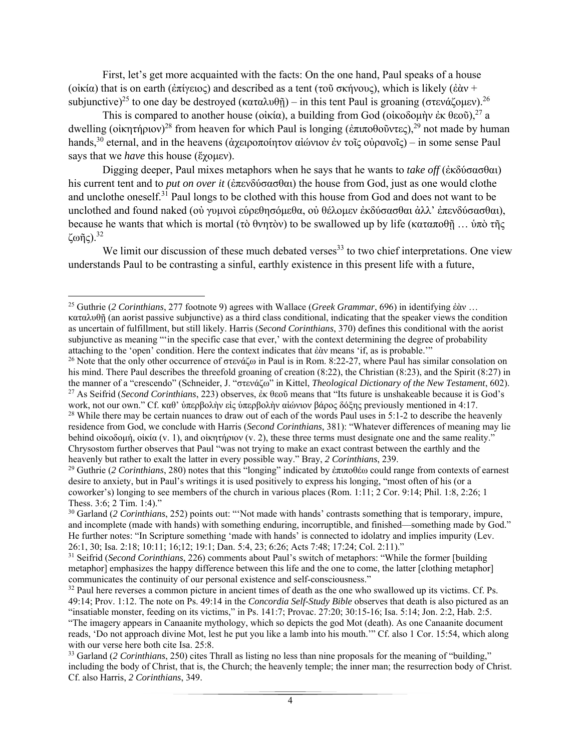First, let's get more acquainted with the facts: On the one hand, Paul speaks of a house (οἰκία) that is on earth (ἐπίγειος) and described as a tent (τοῦ σκήνους), which is likely (ἐὰν + subjunctive)[25] to one day be destroyed (καταλυθῇ) – in this tent Paul is groaning (στενάζομεν).[26]

This is compared to another house (οἰκία), a building from God (οἰκοδομὴν ἐκ θεοῦ),[27] a dwelling (οἰκητήριον)[28] from heaven for which Paul is longing (ἐπιποθοῦντες),[29] not made by human hands,[30] eternal, and in the heavens (ἀχειροποίητον αἰώνιον ἐν τοῖς οὐρανοῖς) – in some sense Paul says that we *have* this house (ἔχομεν).

Digging deeper, Paul mixes metaphors when he says that he wants to *take off* (ἐκδύσασθαι) his current tent and to *put on over it* (ἐπενδύσασθαι) the house from God, just as one would clothe and unclothe oneself.[31] Paul longs to be clothed with this house from God and does not want to be unclothed and found naked (οὐ γυμνοὶ εὑρεθησόμεθα, οὐ θέλομεν ἐκδύσασθαι ἀλλ' ἐπενδύσασθαι), because he wants that which is mortal (τὸ θνητὸν) to be swallowed up by life (καταποθῇ … ὑπὸ τῆς ζωῆς).[32]

We limit our discussion of these much debated verses[33] to two chief interpretations. One view understands Paul to be contrasting a sinful, earthly existence in this present life with a future,

---

[25] Guthrie (*2 Corinthians*, 277 footnote 9) agrees with Wallace (*Greek Grammar*, 696) in identifying ἐὰν … καταλυθῇ (an aorist passive subjunctive) as a third class conditional, indicating that the speaker views the condition as uncertain of fulfillment, but still likely. Harris (*Second Corinthians*, 370) defines this conditional with the aorist subjunctive as meaning "'in the specific case that ever,' with the context determining the degree of probability attaching to the 'open' condition. Here the context indicates that ἐὰν means 'if, as is probable.'"

[26] Note that the only other occurrence of στενάζω in Paul is in Rom. 8:22-27, where Paul has similar consolation on his mind. There Paul describes the threefold groaning of creation (8:22), the Christian (8:23), and the Spirit (8:27) in the manner of a "crescendo" (Schneider, J. "στενάζω" in Kittel, *Theological Dictionary of the New Testament*, 602).

[27] As Seifrid (*Second Corinthians*, 223) observes, ἐκ θεοῦ means that "Its future is unshakeable because it is God's work, not our own." Cf. καθ' ὑπερβολὴν εἰς ὑπερβολὴν αἰώνιον βάρος δόξης previously mentioned in 4:17.

[28] While there may be certain nuances to draw out of each of the words Paul uses in 5:1-2 to describe the heavenly residence from God, we conclude with Harris (*Second Corinthians*, 381): "Whatever differences of meaning may lie behind οἰκοδομή, οἰκία (v. 1), and οἰκητήριον (v. 2), these three terms must designate one and the same reality." Chrysostom further observes that Paul "was not trying to make an exact contrast between the earthly and the heavenly but rather to exalt the latter in every possible way." Bray, *2 Corinthians*, 239.

[29] Guthrie (*2 Corinthians*, 280) notes that this "longing" indicated by ἐπιποθέω could range from contexts of earnest desire to anxiety, but in Paul's writings it is used positively to express his longing, "most often of his (or a coworker's) longing to see members of the church in various places (Rom. 1:11; 2 Cor. 9:14; Phil. 1:8, 2:26; 1 Thess. 3:6; 2 Tim. 1:4)."

[30] Garland (*2 Corinthians*, 252) points out: "'Not made with hands' contrasts something that is temporary, impure, and incomplete (made with hands) with something enduring, incorruptible, and finished—something made by God." He further notes: "In Scripture something 'made with hands' is connected to idolatry and implies impurity (Lev. 26:1, 30; Isa. 2:18; 10:11; 16;12; 19:1; Dan. 5:4, 23; 6:26; Acts 7:48; 17:24; Col. 2:11)."

[31] Seifrid (*Second Corinthians*, 226) comments about Paul's switch of metaphors: "While the former [building metaphor] emphasizes the happy difference between this life and the one to come, the latter [clothing metaphor] communicates the continuity of our personal existence and self-consciousness."

[32] Paul here reverses a common picture in ancient times of death as the one who swallowed up its victims. Cf. Ps. 49:14; Prov. 1:12. The note on Ps. 49:14 in the *Concordia Self-Study Bible* observes that death is also pictured as an "insatiable monster, feeding on its victims," in Ps. 141:7; Provac. 27:20; 30:15-16; Isa. 5:14; Jon. 2:2, Hab. 2:5. "The imagery appears in Canaanite mythology, which so depicts the god Mot (death). As one Canaanite document reads, 'Do not approach divine Mot, lest he put you like a lamb into his mouth.'" Cf. also 1 Cor. 15:54, which along with our verse here both cite Isa. 25:8.

[33] Garland (*2 Corinthians*, 250) cites Thrall as listing no less than nine proposals for the meaning of "building," including the body of Christ, that is, the Church; the heavenly temple; the inner man; the resurrection body of Christ. Cf. also Harris, *2 Corinthians*, 349.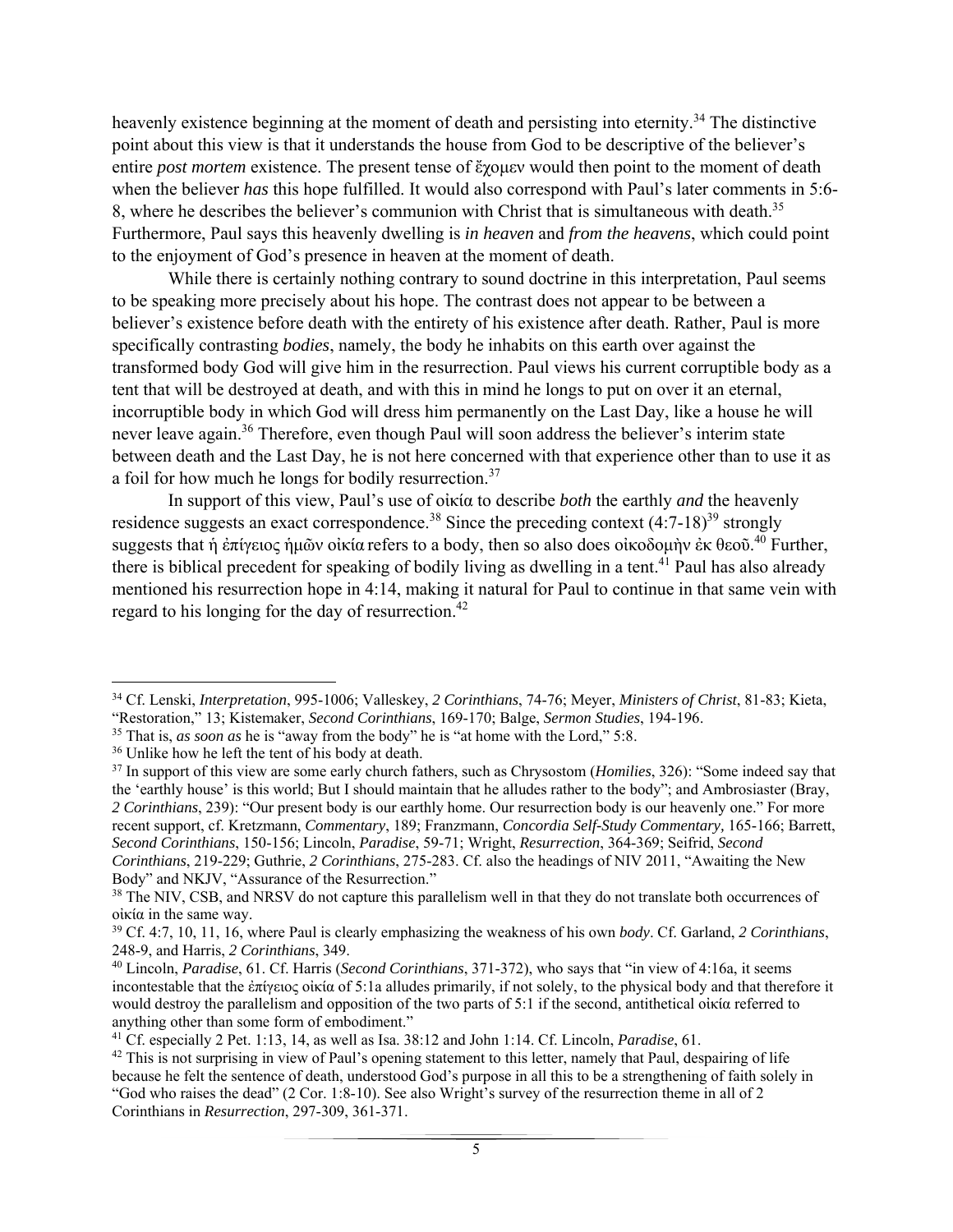heavenly existence beginning at the moment of death and persisting into eternity.[34] The distinctive point about this view is that it understands the house from God to be descriptive of the believer's entire *post mortem* existence. The present tense of ἔχομεν would then point to the moment of death when the believer *has* this hope fulfilled. It would also correspond with Paul's later comments in 5:6-8, where he describes the believer's communion with Christ that is simultaneous with death.[35] Furthermore, Paul says this heavenly dwelling is *in heaven* and *from the heavens*, which could point to the enjoyment of God's presence in heaven at the moment of death.

While there is certainly nothing contrary to sound doctrine in this interpretation, Paul seems to be speaking more precisely about his hope. The contrast does not appear to be between a believer's existence before death with the entirety of his existence after death. Rather, Paul is more specifically contrasting *bodies*, namely, the body he inhabits on this earth over against the transformed body God will give him in the resurrection. Paul views his current corruptible body as a tent that will be destroyed at death, and with this in mind he longs to put on over it an eternal, incorruptible body in which God will dress him permanently on the Last Day, like a house he will never leave again.[36] Therefore, even though Paul will soon address the believer's interim state between death and the Last Day, he is not here concerned with that experience other than to use it as a foil for how much he longs for bodily resurrection.[37]

In support of this view, Paul's use of οἰκία to describe *both* the earthly *and* the heavenly residence suggests an exact correspondence.[38] Since the preceding context (4:7-18)[39] strongly suggests that ἡ ἐπίγειος ἡμῶν οἰκία refers to a body, then so also does οἰκοδομὴν ἐκ θεοῦ.[40] Further, there is biblical precedent for speaking of bodily living as dwelling in a tent.[41] Paul has also already mentioned his resurrection hope in 4:14, making it natural for Paul to continue in that same vein with regard to his longing for the day of resurrection.[42]

---

[34] Cf. Lenski, *Interpretation*, 995-1006; Valleskey, *2 Corinthians*, 74-76; Meyer, *Ministers of Christ*, 81-83; Kieta, "Restoration," 13; Kistemaker, *Second Corinthians*, 169-170; Balge, *Sermon Studies*, 194-196.

[35] That is, *as soon as* he is "away from the body" he is "at home with the Lord," 5:8.

[36] Unlike how he left the tent of his body at death.

[37] In support of this view are some early church fathers, such as Chrysostom (*Homilies*, 326): "Some indeed say that the 'earthly house' is this world; But I should maintain that he alludes rather to the body"; and Ambrosiaster (Bray, *2 Corinthians*, 239): "Our present body is our earthly home. Our resurrection body is our heavenly one." For more recent support, cf. Kretzmann, *Commentary*, 189; Franzmann, *Concordia Self-Study Commentary,* 165-166; Barrett, *Second Corinthians*, 150-156; Lincoln, *Paradise*, 59-71; Wright, *Resurrection*, 364-369; Seifrid, *Second Corinthians*, 219-229; Guthrie, *2 Corinthians*, 275-283. Cf. also the headings of NIV 2011, "Awaiting the New Body" and NKJV, "Assurance of the Resurrection."

[38] The NIV, CSB, and NRSV do not capture this parallelism well in that they do not translate both occurrences of οἰκία in the same way.

[39] Cf. 4:7, 10, 11, 16, where Paul is clearly emphasizing the weakness of his own *body*. Cf. Garland, *2 Corinthians*, 248-9, and Harris, *2 Corinthians*, 349.

[40] Lincoln, *Paradise*, 61. Cf. Harris (*Second Corinthians*, 371-372), who says that "in view of 4:16a, it seems incontestable that the ἐπίγειος οἰκία of 5:1a alludes primarily, if not solely, to the physical body and that therefore it would destroy the parallelism and opposition of the two parts of 5:1 if the second, antithetical οἰκία referred to anything other than some form of embodiment."

[41] Cf. especially 2 Pet. 1:13, 14, as well as Isa. 38:12 and John 1:14. Cf. Lincoln, *Paradise*, 61.

[42] This is not surprising in view of Paul's opening statement to this letter, namely that Paul, despairing of life because he felt the sentence of death, understood God's purpose in all this to be a strengthening of faith solely in "God who raises the dead" (2 Cor. 1:8-10). See also Wright's survey of the resurrection theme in all of 2 Corinthians in *Resurrection*, 297-309, 361-371.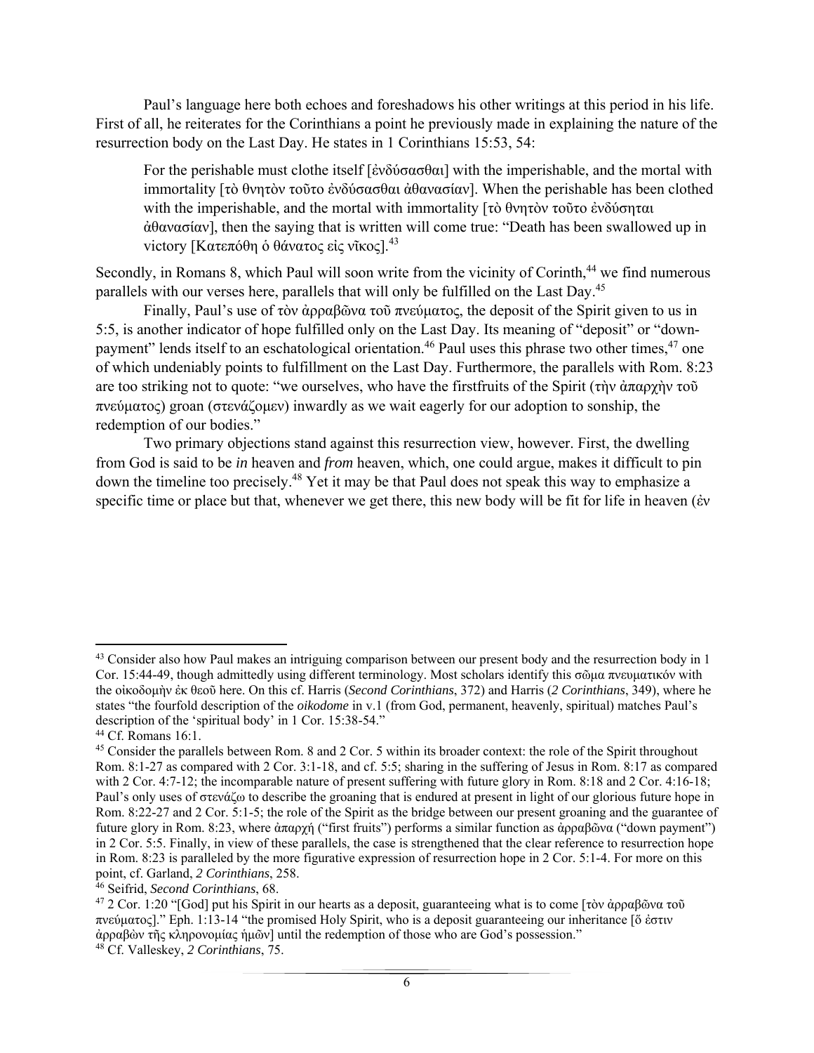Paul's language here both echoes and foreshadows his other writings at this period in his life. First of all, he reiterates for the Corinthians a point he previously made in explaining the nature of the resurrection body on the Last Day. He states in 1 Corinthians 15:53, 54:

> For the perishable must clothe itself [ἐνδύσασθαι] with the imperishable, and the mortal with immortality [τὸ θνητὸν τοῦτο ἐνδύσασθαι ἀθανασίαν]. When the perishable has been clothed with the imperishable, and the mortal with immortality [τὸ θνητὸν τοῦτο ἐνδύσηται ἀθανασίαν], then the saying that is written will come true: "Death has been swallowed up in victory [Κατεπόθη ὁ θάνατος εἰς νῖκος].[43]

Secondly, in Romans 8, which Paul will soon write from the vicinity of Corinth,[44] we find numerous parallels with our verses here, parallels that will only be fulfilled on the Last Day.[45]

Finally, Paul's use of τὸν ἀρραβῶνα τοῦ πνεύματος, the deposit of the Spirit given to us in 5:5, is another indicator of hope fulfilled only on the Last Day. Its meaning of "deposit" or "down-payment" lends itself to an eschatological orientation.[46] Paul uses this phrase two other times,[47] one of which undeniably points to fulfillment on the Last Day. Furthermore, the parallels with Rom. 8:23 are too striking not to quote: "we ourselves, who have the firstfruits of the Spirit (τὴν ἀπαρχὴν τοῦ πνεύματος) groan (στενάζομεν) inwardly as we wait eagerly for our adoption to sonship, the redemption of our bodies."

Two primary objections stand against this resurrection view, however. First, the dwelling from God is said to be *in* heaven and *from* heaven, which, one could argue, makes it difficult to pin down the timeline too precisely.[48] Yet it may be that Paul does not speak this way to emphasize a specific time or place but that, whenever we get there, this new body will be fit for life in heaven (ἐν

---

[43] Consider also how Paul makes an intriguing comparison between our present body and the resurrection body in 1 Cor. 15:44-49, though admittedly using different terminology. Most scholars identify this σῶμα πνευματικόν with the οἰκοδομὴν ἐκ θεοῦ here. On this cf. Harris (*Second Corinthians*, 372) and Harris (*2 Corinthians*, 349), where he states "the fourfold description of the *oikodome* in v.1 (from God, permanent, heavenly, spiritual) matches Paul's description of the 'spiritual body' in 1 Cor. 15:38-54."

[44] Cf. Romans 16:1.

[45] Consider the parallels between Rom. 8 and 2 Cor. 5 within its broader context: the role of the Spirit throughout Rom. 8:1-27 as compared with 2 Cor. 3:1-18, and cf. 5:5; sharing in the suffering of Jesus in Rom. 8:17 as compared with 2 Cor. 4:7-12; the incomparable nature of present suffering with future glory in Rom. 8:18 and 2 Cor. 4:16-18; Paul's only uses of στενάζω to describe the groaning that is endured at present in light of our glorious future hope in Rom. 8:22-27 and 2 Cor. 5:1-5; the role of the Spirit as the bridge between our present groaning and the guarantee of future glory in Rom. 8:23, where ἀπαρχή ("first fruits") performs a similar function as ἀρραβῶνα ("down payment") in 2 Cor. 5:5. Finally, in view of these parallels, the case is strengthened that the clear reference to resurrection hope in Rom. 8:23 is paralleled by the more figurative expression of resurrection hope in 2 Cor. 5:1-4. For more on this point, cf. Garland, *2 Corinthians*, 258.

[46] Seifrid, *Second Corinthians*, 68.

[47] 2 Cor. 1:20 "[God] put his Spirit in our hearts as a deposit, guaranteeing what is to come [τὸν ἀρραβῶνα τοῦ πνεύματος]." Eph. 1:13-14 "the promised Holy Spirit, who is a deposit guaranteeing our inheritance [ὅ ἐστιν ἀρραβὼν τῆς κληρονομίας ἡμῶν] until the redemption of those who are God's possession."

[48] Cf. Valleskey, *2 Corinthians*, 75.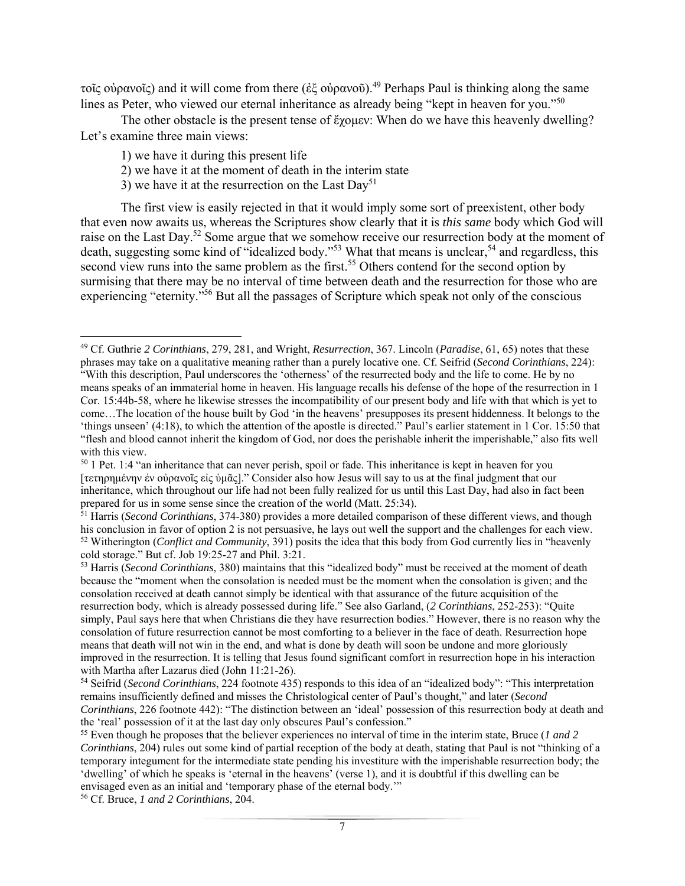τοῖς οὐρανοῖς) and it will come from there (ἐξ οὐρανοῦ).[49] Perhaps Paul is thinking along the same lines as Peter, who viewed our eternal inheritance as already being "kept in heaven for you."[50]

The other obstacle is the present tense of ἔχομεν: When do we have this heavenly dwelling? Let's examine three main views:

1) we have it during this present life
2) we have it at the moment of death in the interim state
3) we have it at the resurrection on the Last Day[51]

The first view is easily rejected in that it would imply some sort of preexistent, other body that even now awaits us, whereas the Scriptures show clearly that it is *this same* body which God will raise on the Last Day.[52] Some argue that we somehow receive our resurrection body at the moment of death, suggesting some kind of "idealized body."[53] What that means is unclear,[54] and regardless, this second view runs into the same problem as the first.[55] Others contend for the second option by surmising that there may be no interval of time between death and the resurrection for those who are experiencing "eternity."[56] But all the passages of Scripture which speak not only of the conscious

---

[49] Cf. Guthrie *2 Corinthians*, 279, 281, and Wright, *Resurrection*, 367. Lincoln (*Paradise*, 61, 65) notes that these phrases may take on a qualitative meaning rather than a purely locative one. Cf. Seifrid (*Second Corinthians*, 224): "With this description, Paul underscores the 'otherness' of the resurrected body and the life to come. He by no means speaks of an immaterial home in heaven. His language recalls his defense of the hope of the resurrection in 1 Cor. 15:44b-58, where he likewise stresses the incompatibility of our present body and life with that which is yet to come…The location of the house built by God 'in the heavens' presupposes its present hiddenness. It belongs to the 'things unseen' (4:18), to which the attention of the apostle is directed." Paul's earlier statement in 1 Cor. 15:50 that "flesh and blood cannot inherit the kingdom of God, nor does the perishable inherit the imperishable," also fits well with this view.

[50] 1 Pet. 1:4 "an inheritance that can never perish, spoil or fade. This inheritance is kept in heaven for you [τετηρημένην ἐν οὐρανοῖς εἰς ὑμᾶς]." Consider also how Jesus will say to us at the final judgment that our inheritance, which throughout our life had not been fully realized for us until this Last Day, had also in fact been prepared for us in some sense since the creation of the world (Matt. 25:34).

[51] Harris (*Second Corinthians*, 374-380) provides a more detailed comparison of these different views, and though his conclusion in favor of option 2 is not persuasive, he lays out well the support and the challenges for each view.

[52] Witherington (*Conflict and Community*, 391) posits the idea that this body from God currently lies in "heavenly cold storage." But cf. Job 19:25-27 and Phil. 3:21.

[53] Harris (*Second Corinthians*, 380) maintains that this "idealized body" must be received at the moment of death because the "moment when the consolation is needed must be the moment when the consolation is given; and the consolation received at death cannot simply be identical with that assurance of the future acquisition of the resurrection body, which is already possessed during life." See also Garland, (*2 Corinthians*, 252-253): "Quite simply, Paul says here that when Christians die they have resurrection bodies." However, there is no reason why the consolation of future resurrection cannot be most comforting to a believer in the face of death. Resurrection hope means that death will not win in the end, and what is done by death will soon be undone and more gloriously improved in the resurrection. It is telling that Jesus found significant comfort in resurrection hope in his interaction with Martha after Lazarus died (John 11:21-26).

[54] Seifrid (*Second Corinthians*, 224 footnote 435) responds to this idea of an "idealized body": "This interpretation remains insufficiently defined and misses the Christological center of Paul's thought," and later (*Second Corinthians*, 226 footnote 442): "The distinction between an 'ideal' possession of this resurrection body at death and the 'real' possession of it at the last day only obscures Paul's confession."

[55] Even though he proposes that the believer experiences no interval of time in the interim state, Bruce (*1 and 2 Corinthians*, 204) rules out some kind of partial reception of the body at death, stating that Paul is not "thinking of a temporary integument for the intermediate state pending his investiture with the imperishable resurrection body; the 'dwelling' of which he speaks is 'eternal in the heavens' (verse 1), and it is doubtful if this dwelling can be envisaged even as an initial and 'temporary phase of the eternal body.'"

[56] Cf. Bruce, *1 and 2 Corinthians*, 204.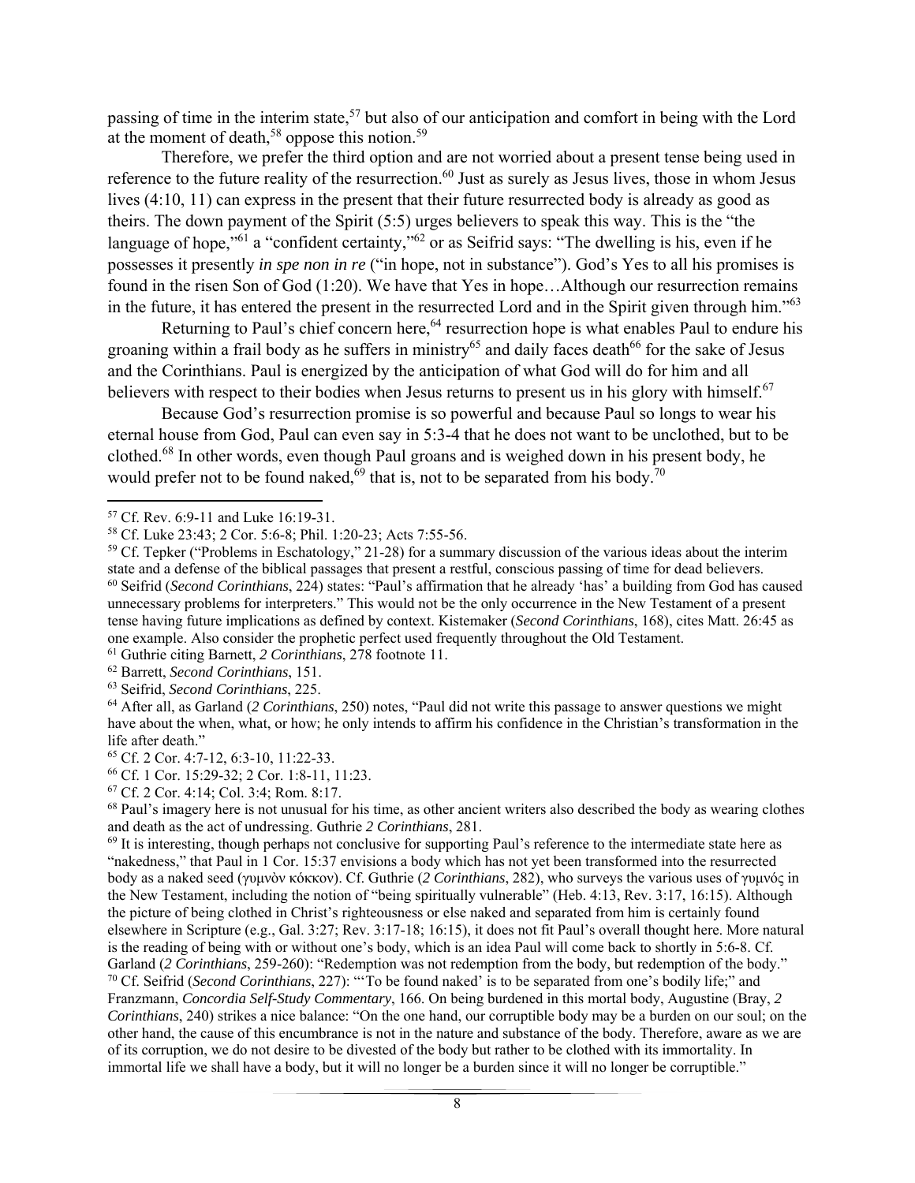passing of time in the interim state,[57] but also of our anticipation and comfort in being with the Lord at the moment of death,[58] oppose this notion.[59]

Therefore, we prefer the third option and are not worried about a present tense being used in reference to the future reality of the resurrection.[60] Just as surely as Jesus lives, those in whom Jesus lives (4:10, 11) can express in the present that their future resurrected body is already as good as theirs. The down payment of the Spirit (5:5) urges believers to speak this way. This is the "the language of hope,"[61] a "confident certainty,"[62] or as Seifrid says: "The dwelling is his, even if he possesses it presently *in spe non in re* ("in hope, not in substance"). God's Yes to all his promises is found in the risen Son of God (1:20). We have that Yes in hope…Although our resurrection remains in the future, it has entered the present in the resurrected Lord and in the Spirit given through him."[63]

Returning to Paul's chief concern here,[64] resurrection hope is what enables Paul to endure his groaning within a frail body as he suffers in ministry[65] and daily faces death[66] for the sake of Jesus and the Corinthians. Paul is energized by the anticipation of what God will do for him and all believers with respect to their bodies when Jesus returns to present us in his glory with himself.[67]

Because God's resurrection promise is so powerful and because Paul so longs to wear his eternal house from God, Paul can even say in 5:3-4 that he does not want to be unclothed, but to be clothed.[68] In other words, even though Paul groans and is weighed down in his present body, he would prefer not to be found naked,[69] that is, not to be separated from his body.[70]

---

[57] Cf. Rev. 6:9-11 and Luke 16:19-31.

[58] Cf. Luke 23:43; 2 Cor. 5:6-8; Phil. 1:20-23; Acts 7:55-56.

[59] Cf. Tepker ("Problems in Eschatology," 21-28) for a summary discussion of the various ideas about the interim state and a defense of the biblical passages that present a restful, conscious passing of time for dead believers.

[60] Seifrid (*Second Corinthians*, 224) states: "Paul's affirmation that he already 'has' a building from God has caused unnecessary problems for interpreters." This would not be the only occurrence in the New Testament of a present tense having future implications as defined by context. Kistemaker (*Second Corinthians*, 168), cites Matt. 26:45 as one example. Also consider the prophetic perfect used frequently throughout the Old Testament.

[61] Guthrie citing Barnett, *2 Corinthians*, 278 footnote 11.

[62] Barrett, *Second Corinthians*, 151.

[63] Seifrid, *Second Corinthians*, 225.

[64] After all, as Garland (*2 Corinthians*, 250) notes, "Paul did not write this passage to answer questions we might have about the when, what, or how; he only intends to affirm his confidence in the Christian's transformation in the life after death."

[65] Cf. 2 Cor. 4:7-12, 6:3-10, 11:22-33.

[66] Cf. 1 Cor. 15:29-32; 2 Cor. 1:8-11, 11:23.

[67] Cf. 2 Cor. 4:14; Col. 3:4; Rom. 8:17.

[68] Paul's imagery here is not unusual for his time, as other ancient writers also described the body as wearing clothes and death as the act of undressing. Guthrie *2 Corinthians*, 281.

[69] It is interesting, though perhaps not conclusive for supporting Paul's reference to the intermediate state here as "nakedness," that Paul in 1 Cor. 15:37 envisions a body which has not yet been transformed into the resurrected body as a naked seed (γυμνὸν κόκκον). Cf. Guthrie (*2 Corinthians*, 282), who surveys the various uses of γυμνός in the New Testament, including the notion of "being spiritually vulnerable" (Heb. 4:13, Rev. 3:17, 16:15). Although the picture of being clothed in Christ's righteousness or else naked and separated from him is certainly found elsewhere in Scripture (e.g., Gal. 3:27; Rev. 3:17-18; 16:15), it does not fit Paul's overall thought here. More natural is the reading of being with or without one's body, which is an idea Paul will come back to shortly in 5:6-8. Cf. Garland (*2 Corinthians*, 259-260): "Redemption was not redemption from the body, but redemption of the body."

[70] Cf. Seifrid (*Second Corinthians*, 227): "'To be found naked' is to be separated from one's bodily life;" and Franzmann, *Concordia Self-Study Commentary*, 166. On being burdened in this mortal body, Augustine (Bray, *2 Corinthians*, 240) strikes a nice balance: "On the one hand, our corruptible body may be a burden on our soul; on the other hand, the cause of this encumbrance is not in the nature and substance of the body. Therefore, aware as we are of its corruption, we do not desire to be divested of the body but rather to be clothed with its immortality. In immortal life we shall have a body, but it will no longer be a burden since it will no longer be corruptible."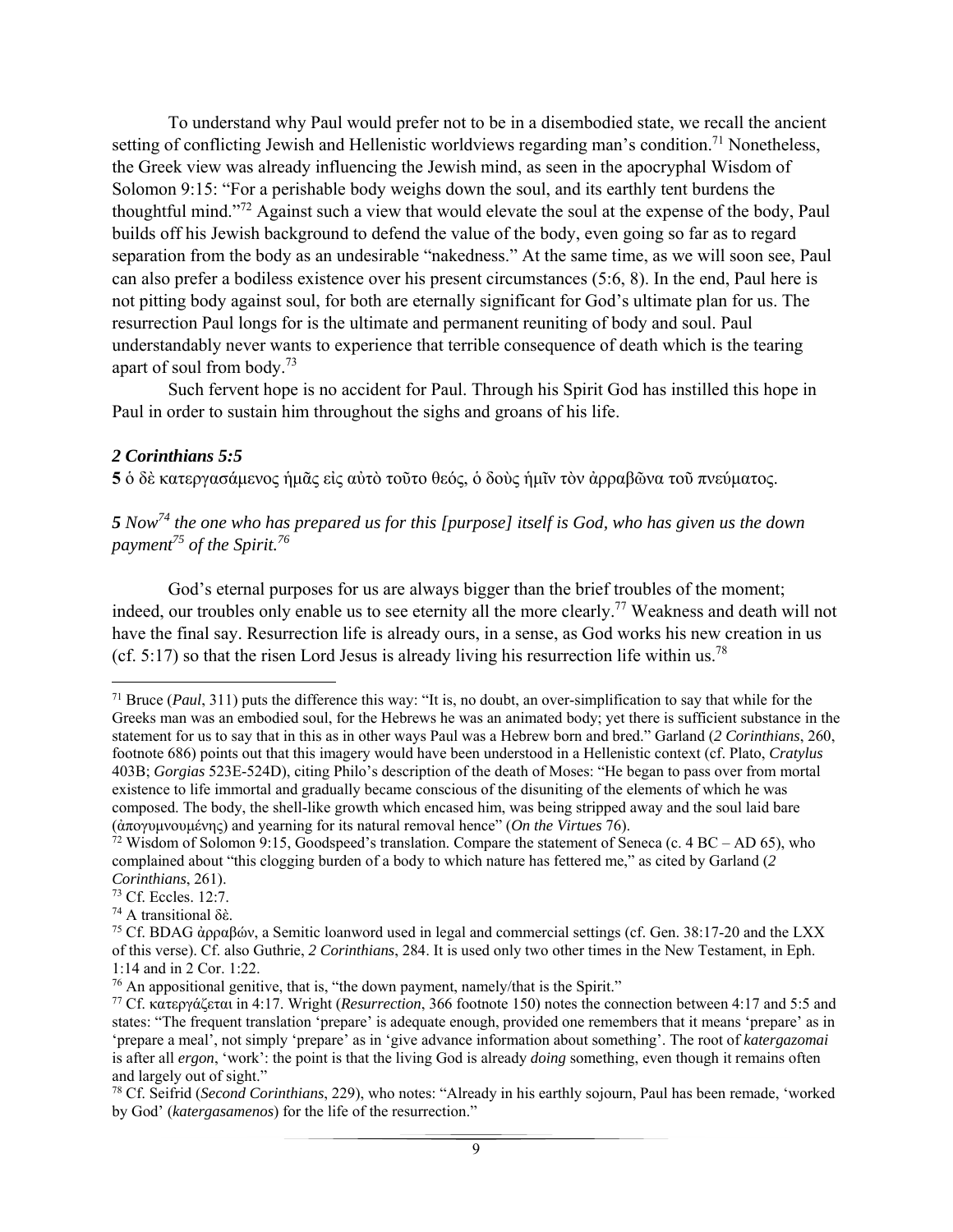To understand why Paul would prefer not to be in a disembodied state, we recall the ancient setting of conflicting Jewish and Hellenistic worldviews regarding man's condition.[71] Nonetheless, the Greek view was already influencing the Jewish mind, as seen in the apocryphal Wisdom of Solomon 9:15: "For a perishable body weighs down the soul, and its earthly tent burdens the thoughtful mind."[72] Against such a view that would elevate the soul at the expense of the body, Paul builds off his Jewish background to defend the value of the body, even going so far as to regard separation from the body as an undesirable "nakedness." At the same time, as we will soon see, Paul can also prefer a bodiless existence over his present circumstances (5:6, 8). In the end, Paul here is not pitting body against soul, for both are eternally significant for God's ultimate plan for us. The resurrection Paul longs for is the ultimate and permanent reuniting of body and soul. Paul understandably never wants to experience that terrible consequence of death which is the tearing apart of soul from body.[73]

Such fervent hope is no accident for Paul. Through his Spirit God has instilled this hope in Paul in order to sustain him throughout the sighs and groans of his life.

### *2 Corinthians 5:5*

**5** ὁ δὲ κατεργασάμενος ἡμᾶς εἰς αὐτὸ τοῦτο θεός, ὁ δοὺς ἡμῖν τὸν ἀρραβῶνα τοῦ πνεύματος.

***5*** *Now*[74] *the one who has prepared us for this [purpose] itself is God, who has given us the down payment*[75] *of the Spirit.*[76]

God's eternal purposes for us are always bigger than the brief troubles of the moment; indeed, our troubles only enable us to see eternity all the more clearly.[77] Weakness and death will not have the final say. Resurrection life is already ours, in a sense, as God works his new creation in us (cf. 5:17) so that the risen Lord Jesus is already living his resurrection life within us.[78]

---

[71] Bruce (*Paul*, 311) puts the difference this way: "It is, no doubt, an over-simplification to say that while for the Greeks man was an embodied soul, for the Hebrews he was an animated body; yet there is sufficient substance in the statement for us to say that in this as in other ways Paul was a Hebrew born and bred." Garland (*2 Corinthians*, 260, footnote 686) points out that this imagery would have been understood in a Hellenistic context (cf. Plato, *Cratylus* 403B; *Gorgias* 523E-524D), citing Philo's description of the death of Moses: "He began to pass over from mortal existence to life immortal and gradually became conscious of the disuniting of the elements of which he was composed. The body, the shell-like growth which encased him, was being stripped away and the soul laid bare (ἀπογυμνουμένης) and yearning for its natural removal hence" (*On the Virtues* 76).

[72] Wisdom of Solomon 9:15, Goodspeed's translation. Compare the statement of Seneca (c. 4 BC – AD 65), who complained about "this clogging burden of a body to which nature has fettered me," as cited by Garland (*2 Corinthians*, 261).

[73] Cf. Eccles. 12:7.

[74] A transitional δὲ.

[75] Cf. BDAG ἀρραβών, a Semitic loanword used in legal and commercial settings (cf. Gen. 38:17-20 and the LXX of this verse). Cf. also Guthrie, *2 Corinthians*, 284. It is used only two other times in the New Testament, in Eph. 1:14 and in 2 Cor. 1:22.

[76] An appositional genitive, that is, "the down payment, namely/that is the Spirit."

[77] Cf. κατεργάζεται in 4:17. Wright (*Resurrection*, 366 footnote 150) notes the connection between 4:17 and 5:5 and states: "The frequent translation 'prepare' is adequate enough, provided one remembers that it means 'prepare' as in 'prepare a meal', not simply 'prepare' as in 'give advance information about something'. The root of *katergazomai* is after all *ergon*, 'work': the point is that the living God is already *doing* something, even though it remains often and largely out of sight."

[78] Cf. Seifrid (*Second Corinthians*, 229), who notes: "Already in his earthly sojourn, Paul has been remade, 'worked by God' (*katergasamenos*) for the life of the resurrection."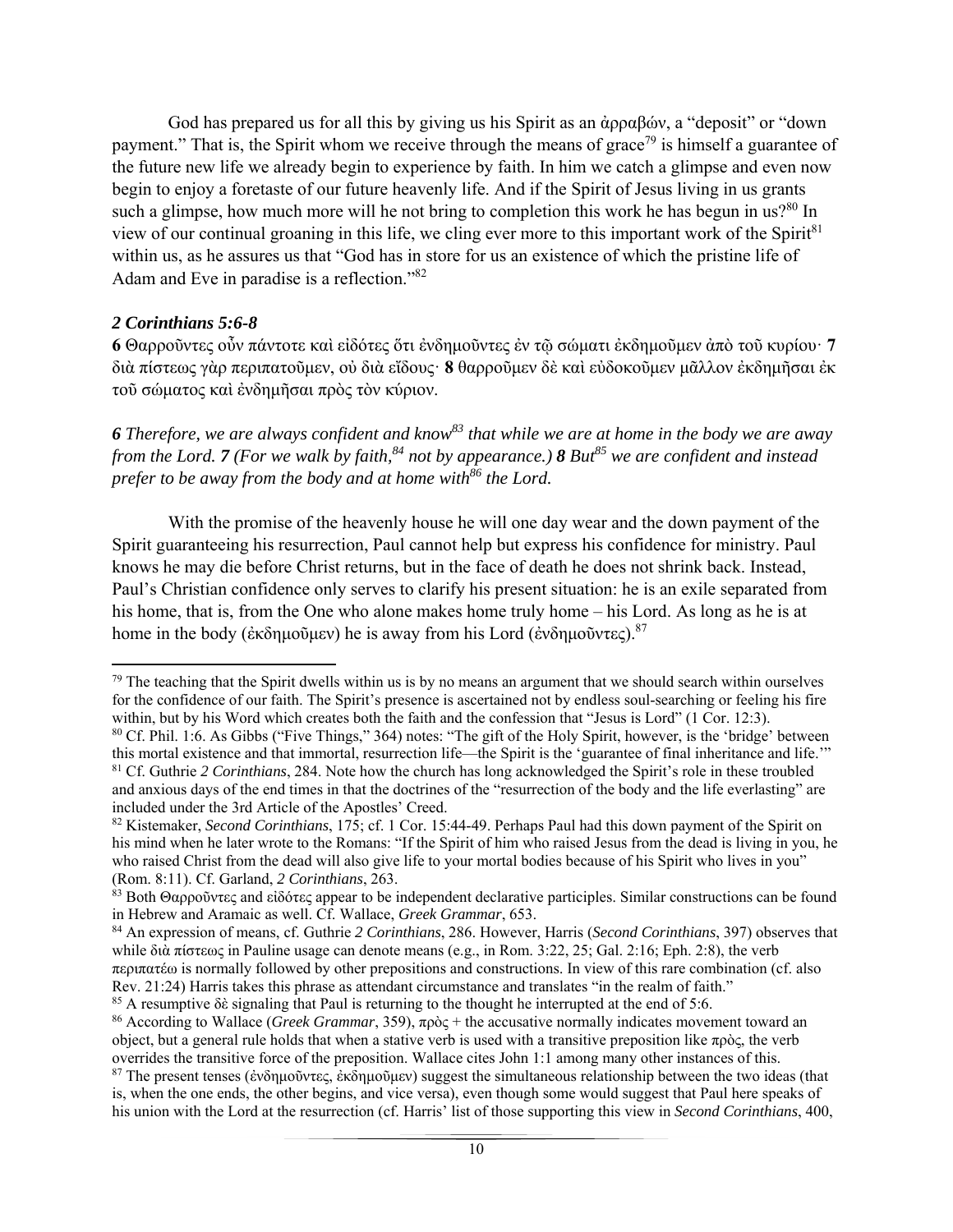God has prepared us for all this by giving us his Spirit as an ἀρραβών, a "deposit" or "down payment." That is, the Spirit whom we receive through the means of grace[79] is himself a guarantee of the future new life we already begin to experience by faith. In him we catch a glimpse and even now begin to enjoy a foretaste of our future heavenly life. And if the Spirit of Jesus living in us grants such a glimpse, how much more will he not bring to completion this work he has begun in us?[80] In view of our continual groaning in this life, we cling ever more to this important work of the Spirit[81] within us, as he assures us that "God has in store for us an existence of which the pristine life of Adam and Eve in paradise is a reflection."[82]

### *2 Corinthians 5:6-8*

**6** Θαρροῦντες οὖν πάντοτε καὶ εἰδότες ὅτι ἐνδημοῦντες ἐν τῷ σώματι ἐκδημοῦμεν ἀπὸ τοῦ κυρίου· **7** διὰ πίστεως γὰρ περιπατοῦμεν, οὐ διὰ εἴδους· **8** θαρροῦμεν δὲ καὶ εὐδοκοῦμεν μᾶλλον ἐκδημῆσαι ἐκ τοῦ σώματος καὶ ἐνδημῆσαι πρὸς τὸν κύριον.

***6*** *Therefore, we are always confident and know[83] that while we are at home in the body we are away from the Lord.* ***7*** *(For we walk by faith,[84] not by appearance.)* ***8*** *But[85] we are confident and instead prefer to be away from the body and at home with[86] the Lord.*

With the promise of the heavenly house he will one day wear and the down payment of the Spirit guaranteeing his resurrection, Paul cannot help but express his confidence for ministry. Paul knows he may die before Christ returns, but in the face of death he does not shrink back. Instead, Paul's Christian confidence only serves to clarify his present situation: he is an exile separated from his home, that is, from the One who alone makes home truly home – his Lord. As long as he is at home in the body (ἐκδημοῦμεν) he is away from his Lord (ἐνδημοῦντες).[87]

---

[79] The teaching that the Spirit dwells within us is by no means an argument that we should search within ourselves for the confidence of our faith. The Spirit's presence is ascertained not by endless soul-searching or feeling his fire within, but by his Word which creates both the faith and the confession that "Jesus is Lord" (1 Cor. 12:3).

[80] Cf. Phil. 1:6. As Gibbs ("Five Things," 364) notes: "The gift of the Holy Spirit, however, is the 'bridge' between this mortal existence and that immortal, resurrection life—the Spirit is the 'guarantee of final inheritance and life.'"

[81] Cf. Guthrie *2 Corinthians*, 284. Note how the church has long acknowledged the Spirit's role in these troubled and anxious days of the end times in that the doctrines of the "resurrection of the body and the life everlasting" are included under the 3rd Article of the Apostles' Creed.

[82] Kistemaker, *Second Corinthians*, 175; cf. 1 Cor. 15:44-49. Perhaps Paul had this down payment of the Spirit on his mind when he later wrote to the Romans: "If the Spirit of him who raised Jesus from the dead is living in you, he who raised Christ from the dead will also give life to your mortal bodies because of his Spirit who lives in you" (Rom. 8:11). Cf. Garland, *2 Corinthians*, 263.

[83] Both Θαρροῦντες and εἰδότες appear to be independent declarative participles. Similar constructions can be found in Hebrew and Aramaic as well. Cf. Wallace, *Greek Grammar*, 653.

[84] An expression of means, cf. Guthrie *2 Corinthians*, 286. However, Harris (*Second Corinthians*, 397) observes that while διὰ πίστεως in Pauline usage can denote means (e.g., in Rom. 3:22, 25; Gal. 2:16; Eph. 2:8), the verb περιπατέω is normally followed by other prepositions and constructions. In view of this rare combination (cf. also Rev. 21:24) Harris takes this phrase as attendant circumstance and translates "in the realm of faith."

[85] A resumptive δὲ signaling that Paul is returning to the thought he interrupted at the end of 5:6.

[86] According to Wallace (*Greek Grammar*, 359), πρὸς + the accusative normally indicates movement toward an object, but a general rule holds that when a stative verb is used with a transitive preposition like πρὸς, the verb overrides the transitive force of the preposition. Wallace cites John 1:1 among many other instances of this.

[87] The present tenses (ἐνδημοῦντες, ἐκδημοῦμεν) suggest the simultaneous relationship between the two ideas (that is, when the one ends, the other begins, and vice versa), even though some would suggest that Paul here speaks of his union with the Lord at the resurrection (cf. Harris' list of those supporting this view in *Second Corinthians*, 400,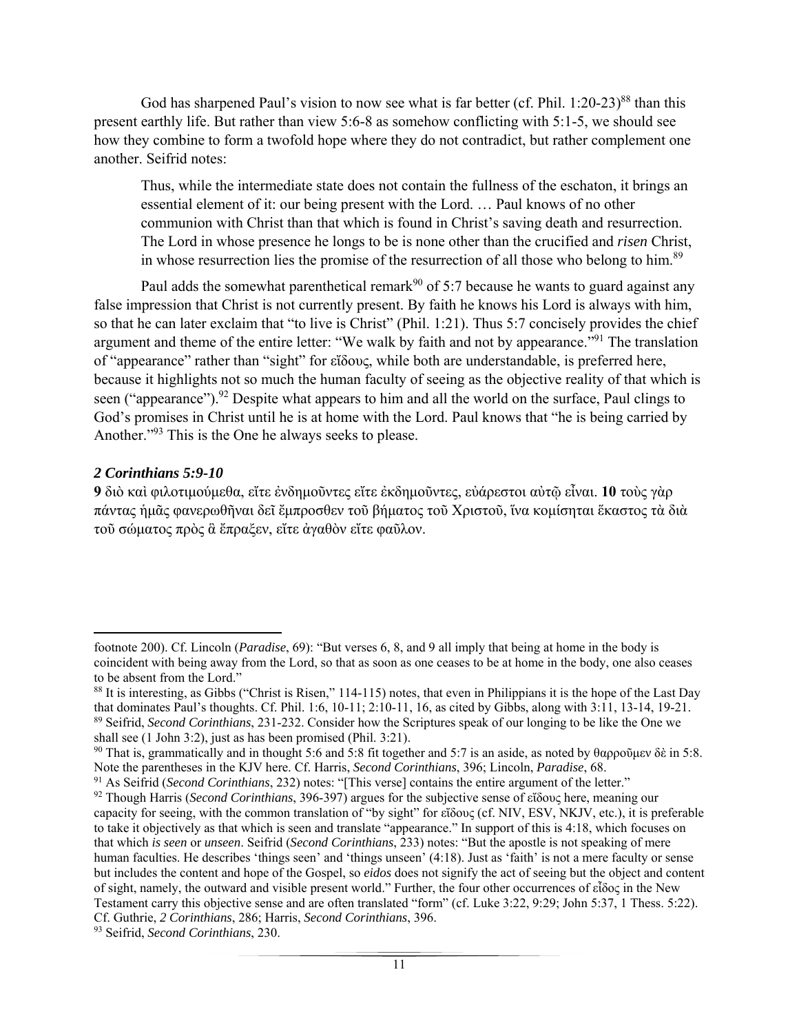God has sharpened Paul's vision to now see what is far better (cf. Phil. 1:20-23)[88] than this present earthly life. But rather than view 5:6-8 as somehow conflicting with 5:1-5, we should see how they combine to form a twofold hope where they do not contradict, but rather complement one another. Seifrid notes:

> Thus, while the intermediate state does not contain the fullness of the eschaton, it brings an essential element of it: our being present with the Lord. … Paul knows of no other communion with Christ than that which is found in Christ's saving death and resurrection. The Lord in whose presence he longs to be is none other than the crucified and *risen* Christ, in whose resurrection lies the promise of the resurrection of all those who belong to him.[89]

Paul adds the somewhat parenthetical remark[90] of 5:7 because he wants to guard against any false impression that Christ is not currently present. By faith he knows his Lord is always with him, so that he can later exclaim that "to live is Christ" (Phil. 1:21). Thus 5:7 concisely provides the chief argument and theme of the entire letter: "We walk by faith and not by appearance."[91] The translation of "appearance" rather than "sight" for εἴδους, while both are understandable, is preferred here, because it highlights not so much the human faculty of seeing as the objective reality of that which is seen ("appearance").[92] Despite what appears to him and all the world on the surface, Paul clings to God's promises in Christ until he is at home with the Lord. Paul knows that "he is being carried by Another."[93] This is the One he always seeks to please.

### *2 Corinthians 5:9-10*

**9** διὸ καὶ φιλοτιμούμεθα, εἴτε ἐνδημοῦντες εἴτε ἐκδημοῦντες, εὐάρεστοι αὐτῷ εἶναι. **10** τοὺς γὰρ πάντας ἡμᾶς φανερωθῆναι δεῖ ἔμπροσθεν τοῦ βήματος τοῦ Χριστοῦ, ἵνα κομίσηται ἕκαστος τὰ διὰ τοῦ σώματος πρὸς ἃ ἔπραξεν, εἴτε ἀγαθὸν εἴτε φαῦλον.

---

footnote 200). Cf. Lincoln (*Paradise*, 69): "But verses 6, 8, and 9 all imply that being at home in the body is coincident with being away from the Lord, so that as soon as one ceases to be at home in the body, one also ceases to be absent from the Lord."

[88] It is interesting, as Gibbs ("Christ is Risen," 114-115) notes, that even in Philippians it is the hope of the Last Day that dominates Paul's thoughts. Cf. Phil. 1:6, 10-11; 2:10-11, 16, as cited by Gibbs, along with 3:11, 13-14, 19-21.

[89] Seifrid, *Second Corinthians*, 231-232. Consider how the Scriptures speak of our longing to be like the One we shall see (1 John 3:2), just as has been promised (Phil. 3:21).

[90] That is, grammatically and in thought 5:6 and 5:8 fit together and 5:7 is an aside, as noted by θαρροῦμεν δὲ in 5:8. Note the parentheses in the KJV here. Cf. Harris, *Second Corinthians*, 396; Lincoln, *Paradise*, 68.

[91] As Seifrid (*Second Corinthians*, 232) notes: "[This verse] contains the entire argument of the letter."

[92] Though Harris (*Second Corinthians*, 396-397) argues for the subjective sense of εἴδους here, meaning our capacity for seeing, with the common translation of "by sight" for εἴδους (cf. NIV, ESV, NKJV, etc.), it is preferable to take it objectively as that which is seen and translate "appearance." In support of this is 4:18, which focuses on that which *is seen* or *unseen*. Seifrid (*Second Corinthians*, 233) notes: "But the apostle is not speaking of mere human faculties. He describes 'things seen' and 'things unseen' (4:18). Just as 'faith' is not a mere faculty or sense but includes the content and hope of the Gospel, so *eidos* does not signify the act of seeing but the object and content of sight, namely, the outward and visible present world." Further, the four other occurrences of εἶδος in the New Testament carry this objective sense and are often translated "form" (cf. Luke 3:22, 9:29; John 5:37, 1 Thess. 5:22). Cf. Guthrie, *2 Corinthians*, 286; Harris, *Second Corinthians*, 396.

[93] Seifrid, *Second Corinthians*, 230.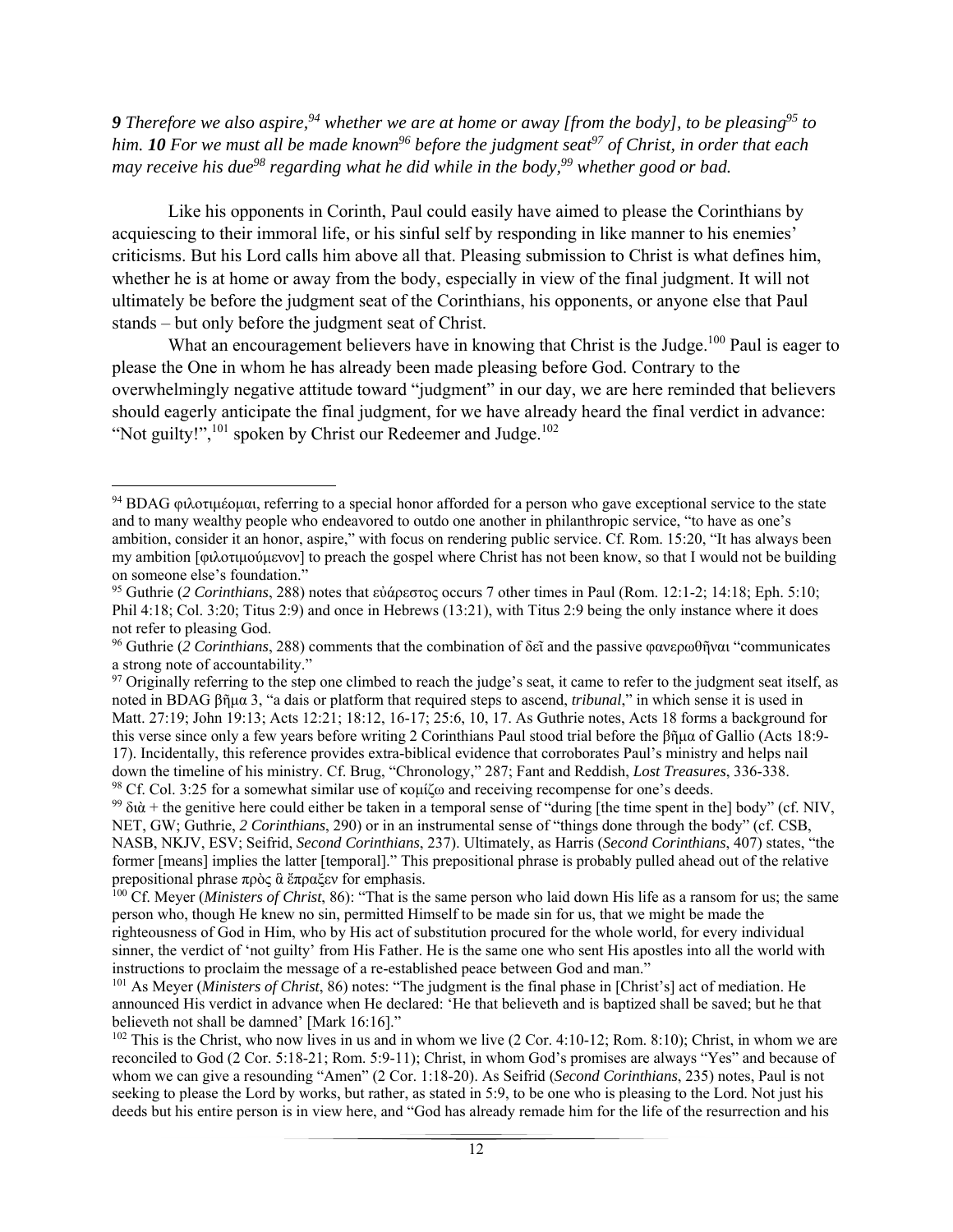***9** Therefore we also aspire,[94] whether we are at home or away [from the body], to be pleasing[95] to him. **10** For we must all be made known[96] before the judgment seat[97] of Christ, in order that each may receive his due[98] regarding what he did while in the body,[99] whether good or bad.*

Like his opponents in Corinth, Paul could easily have aimed to please the Corinthians by acquiescing to their immoral life, or his sinful self by responding in like manner to his enemies' criticisms. But his Lord calls him above all that. Pleasing submission to Christ is what defines him, whether he is at home or away from the body, especially in view of the final judgment. It will not ultimately be before the judgment seat of the Corinthians, his opponents, or anyone else that Paul stands – but only before the judgment seat of Christ.

What an encouragement believers have in knowing that Christ is the Judge.[100] Paul is eager to please the One in whom he has already been made pleasing before God. Contrary to the overwhelmingly negative attitude toward "judgment" in our day, we are here reminded that believers should eagerly anticipate the final judgment, for we have already heard the final verdict in advance: "Not guilty!",[101] spoken by Christ our Redeemer and Judge.[102]

---

[94] BDAG φιλοτιμέομαι, referring to a special honor afforded for a person who gave exceptional service to the state and to many wealthy people who endeavored to outdo one another in philanthropic service, "to have as one's ambition, consider it an honor, aspire," with focus on rendering public service. Cf. Rom. 15:20, "It has always been my ambition [φιλοτιμούμενον] to preach the gospel where Christ has not been know, so that I would not be building on someone else's foundation."

[95] Guthrie (*2 Corinthians*, 288) notes that εὐάρεστος occurs 7 other times in Paul (Rom. 12:1-2; 14:18; Eph. 5:10; Phil 4:18; Col. 3:20; Titus 2:9) and once in Hebrews (13:21), with Titus 2:9 being the only instance where it does not refer to pleasing God.

[96] Guthrie (*2 Corinthians*, 288) comments that the combination of δεῖ and the passive φανερωθῆναι "communicates a strong note of accountability."

[97] Originally referring to the step one climbed to reach the judge's seat, it came to refer to the judgment seat itself, as noted in BDAG βῆμα 3, "a dais or platform that required steps to ascend, *tribunal*," in which sense it is used in Matt. 27:19; John 19:13; Acts 12:21; 18:12, 16-17; 25:6, 10, 17. As Guthrie notes, Acts 18 forms a background for this verse since only a few years before writing 2 Corinthians Paul stood trial before the βῆμα of Gallio (Acts 18:9-17). Incidentally, this reference provides extra-biblical evidence that corroborates Paul's ministry and helps nail down the timeline of his ministry. Cf. Brug, "Chronology," 287; Fant and Reddish, *Lost Treasures*, 336-338.

[98] Cf. Col. 3:25 for a somewhat similar use of κομίζω and receiving recompense for one's deeds.

[99] διὰ + the genitive here could either be taken in a temporal sense of "during [the time spent in the] body" (cf. NIV, NET, GW; Guthrie, *2 Corinthians*, 290) or in an instrumental sense of "things done through the body" (cf. CSB, NASB, NKJV, ESV; Seifrid, *Second Corinthians*, 237). Ultimately, as Harris (*Second Corinthians*, 407) states, "the former [means] implies the latter [temporal]." This prepositional phrase is probably pulled ahead out of the relative prepositional phrase πρὸς ἃ ἔπραξεν for emphasis.

[100] Cf. Meyer (*Ministers of Christ*, 86): "That is the same person who laid down His life as a ransom for us; the same person who, though He knew no sin, permitted Himself to be made sin for us, that we might be made the righteousness of God in Him, who by His act of substitution procured for the whole world, for every individual sinner, the verdict of 'not guilty' from His Father. He is the same one who sent His apostles into all the world with instructions to proclaim the message of a re-established peace between God and man."

[101] As Meyer (*Ministers of Christ*, 86) notes: "The judgment is the final phase in [Christ's] act of mediation. He announced His verdict in advance when He declared: 'He that believeth and is baptized shall be saved; but he that believeth not shall be damned' [Mark 16:16]."

[102] This is the Christ, who now lives in us and in whom we live (2 Cor. 4:10-12; Rom. 8:10); Christ, in whom we are reconciled to God (2 Cor. 5:18-21; Rom. 5:9-11); Christ, in whom God's promises are always "Yes" and because of whom we can give a resounding "Amen" (2 Cor. 1:18-20). As Seifrid (*Second Corinthians*, 235) notes, Paul is not seeking to please the Lord by works, but rather, as stated in 5:9, to be one who is pleasing to the Lord. Not just his deeds but his entire person is in view here, and "God has already remade him for the life of the resurrection and his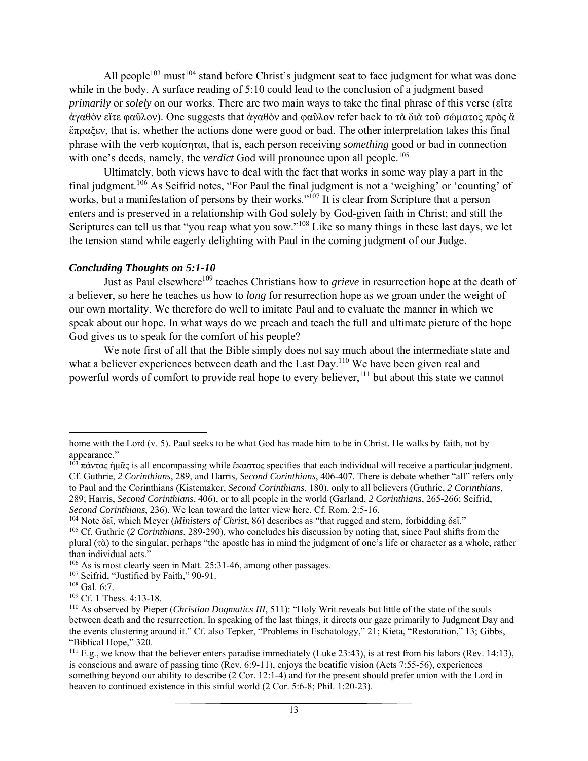All people[103] must[104] stand before Christ's judgment seat to face judgment for what was done while in the body. A surface reading of 5:10 could lead to the conclusion of a judgment based *primarily* or *solely* on our works. There are two main ways to take the final phrase of this verse (εἴτε ἀγαθὸν εἴτε φαῦλον). One suggests that ἀγαθὸν and φαῦλον refer back to τὰ διὰ τοῦ σώματος πρὸς ἃ ἔπραξεν, that is, whether the actions done were good or bad. The other interpretation takes this final phrase with the verb κομίσηται, that is, each person receiving *something* good or bad in connection with one's deeds, namely, the *verdict* God will pronounce upon all people.[105]

Ultimately, both views have to deal with the fact that works in some way play a part in the final judgment.[106] As Seifrid notes, "For Paul the final judgment is not a 'weighing' or 'counting' of works, but a manifestation of persons by their works."[107] It is clear from Scripture that a person enters and is preserved in a relationship with God solely by God-given faith in Christ; and still the Scriptures can tell us that "you reap what you sow."[108] Like so many things in these last days, we let the tension stand while eagerly delighting with Paul in the coming judgment of our Judge.

### *Concluding Thoughts on 5:1-10*

Just as Paul elsewhere[109] teaches Christians how to *grieve* in resurrection hope at the death of a believer, so here he teaches us how to *long* for resurrection hope as we groan under the weight of our own mortality. We therefore do well to imitate Paul and to evaluate the manner in which we speak about our hope. In what ways do we preach and teach the full and ultimate picture of the hope God gives us to speak for the comfort of his people?

We note first of all that the Bible simply does not say much about the intermediate state and what a believer experiences between death and the Last Day.[110] We have been given real and powerful words of comfort to provide real hope to every believer,[111] but about this state we cannot

---

home with the Lord (v. 5). Paul seeks to be what God has made him to be in Christ. He walks by faith, not by appearance."

[103] πάντας ἡμᾶς is all encompassing while ἕκαστος specifies that each individual will receive a particular judgment. Cf. Guthrie, *2 Corinthians*, 289, and Harris, *Second Corinthians*, 406-407. There is debate whether "all" refers only to Paul and the Corinthians (Kistemaker, *Second Corinthians*, 180), only to all believers (Guthrie, *2 Corinthians*, 289; Harris, *Second Corinthians*, 406), or to all people in the world (Garland, *2 Corinthians*, 265-266; Seifrid, *Second Corinthians*, 236). We lean toward the latter view here. Cf. Rom. 2:5-16.

[104] Note δεῖ, which Meyer (*Ministers of Christ*, 86) describes as "that rugged and stern, forbidding δεῖ."

[105] Cf. Guthrie (*2 Corinthians*, 289-290), who concludes his discussion by noting that, since Paul shifts from the plural (τὰ) to the singular, perhaps "the apostle has in mind the judgment of one's life or character as a whole, rather than individual acts."

[106] As is most clearly seen in Matt. 25:31-46, among other passages.

[107] Seifrid, "Justified by Faith," 90-91.

[108] Gal. 6:7.

[109] Cf. 1 Thess. 4:13-18.

[110] As observed by Pieper (*Christian Dogmatics III*, 511): "Holy Writ reveals but little of the state of the souls between death and the resurrection. In speaking of the last things, it directs our gaze primarily to Judgment Day and the events clustering around it." Cf. also Tepker, "Problems in Eschatology," 21; Kieta, "Restoration," 13; Gibbs, "Biblical Hope," 320.

[111] E.g., we know that the believer enters paradise immediately (Luke 23:43), is at rest from his labors (Rev. 14:13), is conscious and aware of passing time (Rev. 6:9-11), enjoys the beatific vision (Acts 7:55-56), experiences something beyond our ability to describe (2 Cor. 12:1-4) and for the present should prefer union with the Lord in heaven to continued existence in this sinful world (2 Cor. 5:6-8; Phil. 1:20-23).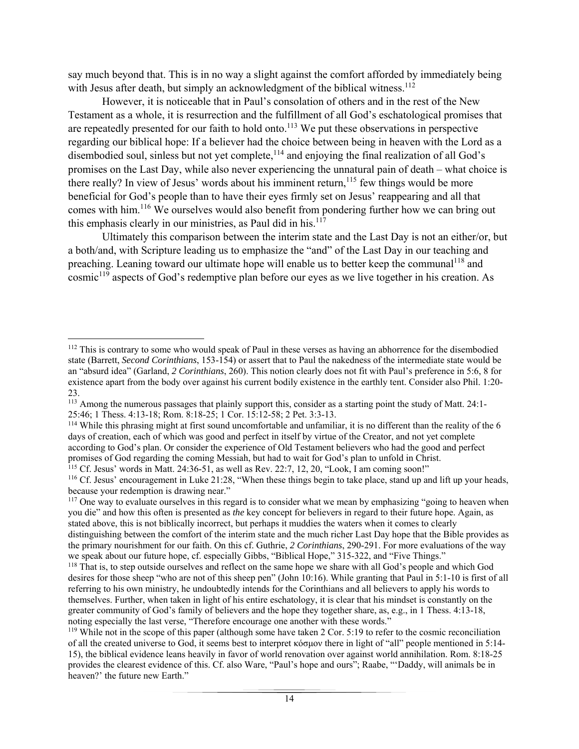say much beyond that. This is in no way a slight against the comfort afforded by immediately being with Jesus after death, but simply an acknowledgment of the biblical witness.[112]

However, it is noticeable that in Paul's consolation of others and in the rest of the New Testament as a whole, it is resurrection and the fulfillment of all God's eschatological promises that are repeatedly presented for our faith to hold onto.[113] We put these observations in perspective regarding our biblical hope: If a believer had the choice between being in heaven with the Lord as a disembodied soul, sinless but not yet complete,[114] and enjoying the final realization of all God's promises on the Last Day, while also never experiencing the unnatural pain of death – what choice is there really? In view of Jesus' words about his imminent return,[115] few things would be more beneficial for God's people than to have their eyes firmly set on Jesus' reappearing and all that comes with him.[116] We ourselves would also benefit from pondering further how we can bring out this emphasis clearly in our ministries, as Paul did in his.[117]

Ultimately this comparison between the interim state and the Last Day is not an either/or, but a both/and, with Scripture leading us to emphasize the "and" of the Last Day in our teaching and preaching. Leaning toward our ultimate hope will enable us to better keep the communal[118] and cosmic[119] aspects of God's redemptive plan before our eyes as we live together in his creation. As

---

[112] This is contrary to some who would speak of Paul in these verses as having an abhorrence for the disembodied state (Barrett, *Second Corinthians*, 153-154) or assert that to Paul the nakedness of the intermediate state would be an "absurd idea" (Garland, *2 Corinthians*, 260). This notion clearly does not fit with Paul's preference in 5:6, 8 for existence apart from the body over against his current bodily existence in the earthly tent. Consider also Phil. 1:20-23.

[113] Among the numerous passages that plainly support this, consider as a starting point the study of Matt. 24:1-25:46; 1 Thess. 4:13-18; Rom. 8:18-25; 1 Cor. 15:12-58; 2 Pet. 3:3-13.

[114] While this phrasing might at first sound uncomfortable and unfamiliar, it is no different than the reality of the 6 days of creation, each of which was good and perfect in itself by virtue of the Creator, and not yet complete according to God's plan. Or consider the experience of Old Testament believers who had the good and perfect promises of God regarding the coming Messiah, but had to wait for God's plan to unfold in Christ.

[115] Cf. Jesus' words in Matt. 24:36-51, as well as Rev. 22:7, 12, 20, "Look, I am coming soon!"

[116] Cf. Jesus' encouragement in Luke 21:28, "When these things begin to take place, stand up and lift up your heads, because your redemption is drawing near."

[117] One way to evaluate ourselves in this regard is to consider what we mean by emphasizing "going to heaven when you die" and how this often is presented as *the* key concept for believers in regard to their future hope. Again, as stated above, this is not biblically incorrect, but perhaps it muddies the waters when it comes to clearly distinguishing between the comfort of the interim state and the much richer Last Day hope that the Bible provides as the primary nourishment for our faith. On this cf. Guthrie, *2 Corinthians*, 290-291. For more evaluations of the way we speak about our future hope, cf. especially Gibbs, "Biblical Hope," 315-322, and "Five Things."

[118] That is, to step outside ourselves and reflect on the same hope we share with all God's people and which God desires for those sheep "who are not of this sheep pen" (John 10:16). While granting that Paul in 5:1-10 is first of all referring to his own ministry, he undoubtedly intends for the Corinthians and all believers to apply his words to themselves. Further, when taken in light of his entire eschatology, it is clear that his mindset is constantly on the greater community of God's family of believers and the hope they together share, as, e.g., in 1 Thess. 4:13-18, noting especially the last verse, "Therefore encourage one another with these words."

[119] While not in the scope of this paper (although some have taken 2 Cor. 5:19 to refer to the cosmic reconciliation of all the created universe to God, it seems best to interpret κόσμον there in light of "all" people mentioned in 5:14-15), the biblical evidence leans heavily in favor of world renovation over against world annihilation. Rom. 8:18-25 provides the clearest evidence of this. Cf. also Ware, "Paul's hope and ours"; Raabe, "'Daddy, will animals be in heaven?' the future new Earth."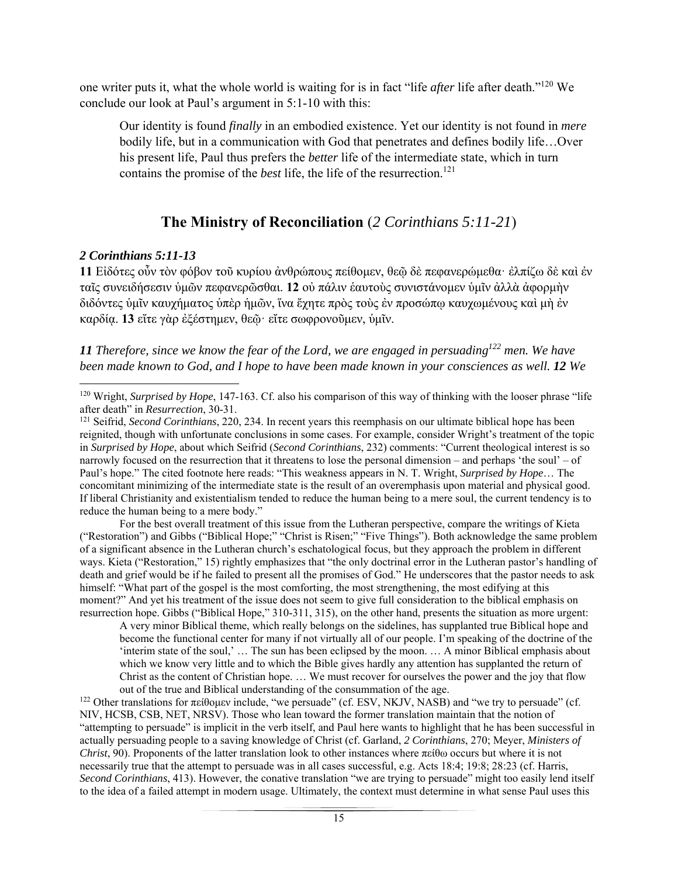one writer puts it, what the whole world is waiting for is in fact "life *after* life after death."[120] We conclude our look at Paul's argument in 5:1-10 with this:

> Our identity is found *finally* in an embodied existence. Yet our identity is not found in *mere* bodily life, but in a communication with God that penetrates and defines bodily life…Over his present life, Paul thus prefers the *better* life of the intermediate state, which in turn contains the promise of the *best* life, the life of the resurrection.[121]

## The Ministry of Reconciliation (*2 Corinthians 5:11-21*)

### *2 Corinthians 5:11-13*

**11** Εἰδότες οὖν τὸν φόβον τοῦ κυρίου ἀνθρώπους πείθομεν, θεῷ δὲ πεφανερώμεθα· ἐλπίζω δὲ καὶ ἐν ταῖς συνειδήσεσιν ὑμῶν πεφανερῶσθαι. **12** οὐ πάλιν ἑαυτοὺς συνιστάνομεν ὑμῖν ἀλλὰ ἀφορμὴν διδόντες ὑμῖν καυχήματος ὑπὲρ ἡμῶν, ἵνα ἔχητε πρὸς τοὺς ἐν προσώπῳ καυχωμένους καὶ μὴ ἐν καρδίᾳ. **13** εἴτε γὰρ ἐξέστημεν, θεῷ· εἴτε σωφρονοῦμεν, ὑμῖν.

***11** Therefore, since we know the fear of the Lord, we are engaged in persuading[122] men. We have been made known to God, and I hope to have been made known in your consciences as well. **12** We*

---

[120] Wright, *Surprised by Hope*, 147-163. Cf. also his comparison of this way of thinking with the looser phrase "life after death" in *Resurrection*, 30-31.

[121] Seifrid, *Second Corinthians*, 220, 234. In recent years this reemphasis on our ultimate biblical hope has been reignited, though with unfortunate conclusions in some cases. For example, consider Wright's treatment of the topic in *Surprised by Hope*, about which Seifrid (*Second Corinthians*, 232) comments: "Current theological interest is so narrowly focused on the resurrection that it threatens to lose the personal dimension – and perhaps 'the soul' – of Paul's hope." The cited footnote here reads: "This weakness appears in N. T. Wright, *Surprised by Hope*… The concomitant minimizing of the intermediate state is the result of an overemphasis upon material and physical good. If liberal Christianity and existentialism tended to reduce the human being to a mere soul, the current tendency is to reduce the human being to a mere body."

For the best overall treatment of this issue from the Lutheran perspective, compare the writings of Kieta ("Restoration") and Gibbs ("Biblical Hope;" "Christ is Risen;" "Five Things"). Both acknowledge the same problem of a significant absence in the Lutheran church's eschatological focus, but they approach the problem in different ways. Kieta ("Restoration," 15) rightly emphasizes that "the only doctrinal error in the Lutheran pastor's handling of death and grief would be if he failed to present all the promises of God." He underscores that the pastor needs to ask himself: "What part of the gospel is the most comforting, the most strengthening, the most edifying at this moment?" And yet his treatment of the issue does not seem to give full consideration to the biblical emphasis on resurrection hope. Gibbs ("Biblical Hope," 310-311, 315), on the other hand, presents the situation as more urgent:

> A very minor Biblical theme, which really belongs on the sidelines, has supplanted true Biblical hope and become the functional center for many if not virtually all of our people. I'm speaking of the doctrine of the 'interim state of the soul,' … The sun has been eclipsed by the moon. … A minor Biblical emphasis about which we know very little and to which the Bible gives hardly any attention has supplanted the return of Christ as the content of Christian hope. … We must recover for ourselves the power and the joy that flow out of the true and Biblical understanding of the consummation of the age.

[122] Other translations for πείθομεν include, "we persuade" (cf. ESV, NKJV, NASB) and "we try to persuade" (cf. NIV, HCSB, CSB, NET, NRSV). Those who lean toward the former translation maintain that the notion of "attempting to persuade" is implicit in the verb itself, and Paul here wants to highlight that he has been successful in actually persuading people to a saving knowledge of Christ (cf. Garland, *2 Corinthians*, 270; Meyer, *Ministers of Christ*, 90). Proponents of the latter translation look to other instances where πείθω occurs but where it is not necessarily true that the attempt to persuade was in all cases successful, e.g. Acts 18:4; 19:8; 28:23 (cf. Harris, *Second Corinthians*, 413). However, the conative translation "we are trying to persuade" might too easily lend itself to the idea of a failed attempt in modern usage. Ultimately, the context must determine in what sense Paul uses this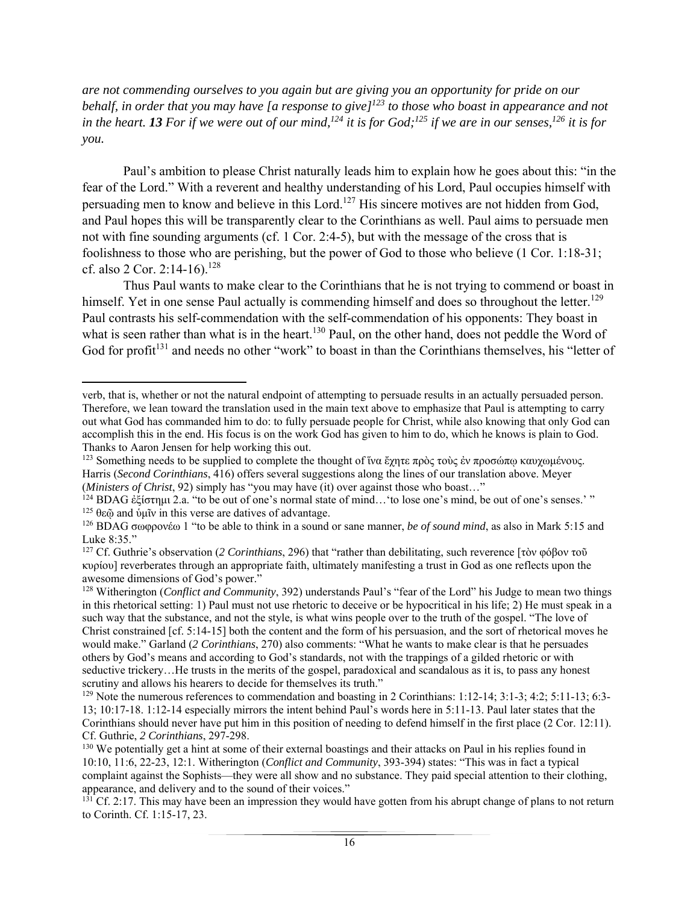*are not commending ourselves to you again but are giving you an opportunity for pride on our behalf, in order that you may have [a response to give][123] to those who boast in appearance and not in the heart.* ***13*** *For if we were out of our mind,[124] it is for God;[125] if we are in our senses,[126] it is for you.*

Paul's ambition to please Christ naturally leads him to explain how he goes about this: "in the fear of the Lord." With a reverent and healthy understanding of his Lord, Paul occupies himself with persuading men to know and believe in this Lord.[127] His sincere motives are not hidden from God, and Paul hopes this will be transparently clear to the Corinthians as well. Paul aims to persuade men not with fine sounding arguments (cf. 1 Cor. 2:4-5), but with the message of the cross that is foolishness to those who are perishing, but the power of God to those who believe (1 Cor. 1:18-31; cf. also 2 Cor. 2:14-16).[128]

Thus Paul wants to make clear to the Corinthians that he is not trying to commend or boast in himself. Yet in one sense Paul actually is commending himself and does so throughout the letter.[129] Paul contrasts his self-commendation with the self-commendation of his opponents: They boast in what is seen rather than what is in the heart.[130] Paul, on the other hand, does not peddle the Word of God for profit[131] and needs no other "work" to boast in than the Corinthians themselves, his "letter of

---

verb, that is, whether or not the natural endpoint of attempting to persuade results in an actually persuaded person. Therefore, we lean toward the translation used in the main text above to emphasize that Paul is attempting to carry out what God has commanded him to do: to fully persuade people for Christ, while also knowing that only God can accomplish this in the end. His focus is on the work God has given to him to do, which he knows is plain to God. Thanks to Aaron Jensen for help working this out.

[123] Something needs to be supplied to complete the thought of ἵνα ἔχητε πρὸς τοὺς ἐν προσώπῳ καυχωμένους. Harris (*Second Corinthians*, 416) offers several suggestions along the lines of our translation above. Meyer (*Ministers of Christ*, 92) simply has "you may have (it) over against those who boast…"

[124] BDAG ἐξίστημι 2.a. "to be out of one's normal state of mind…'to lose one's mind, be out of one's senses.' "

[125] θεῷ and ὑμῖν in this verse are datives of advantage.

[126] BDAG σωφρονέω 1 "to be able to think in a sound or sane manner, *be of sound mind*, as also in Mark 5:15 and Luke 8:35."

[127] Cf. Guthrie's observation (*2 Corinthians*, 296) that "rather than debilitating, such reverence [τὸν φόβον τοῦ κυρίου] reverberates through an appropriate faith, ultimately manifesting a trust in God as one reflects upon the awesome dimensions of God's power."

[128] Witherington (*Conflict and Community*, 392) understands Paul's "fear of the Lord" his Judge to mean two things in this rhetorical setting: 1) Paul must not use rhetoric to deceive or be hypocritical in his life; 2) He must speak in a such way that the substance, and not the style, is what wins people over to the truth of the gospel. "The love of Christ constrained [cf. 5:14-15] both the content and the form of his persuasion, and the sort of rhetorical moves he would make." Garland (*2 Corinthians*, 270) also comments: "What he wants to make clear is that he persuades others by God's means and according to God's standards, not with the trappings of a gilded rhetoric or with seductive trickery…He trusts in the merits of the gospel, paradoxical and scandalous as it is, to pass any honest scrutiny and allows his hearers to decide for themselves its truth."

[129] Note the numerous references to commendation and boasting in 2 Corinthians: 1:12-14; 3:1-3; 4:2; 5:11-13; 6:3-13; 10:17-18. 1:12-14 especially mirrors the intent behind Paul's words here in 5:11-13. Paul later states that the Corinthians should never have put him in this position of needing to defend himself in the first place (2 Cor. 12:11). Cf. Guthrie, *2 Corinthians*, 297-298.

[130] We potentially get a hint at some of their external boastings and their attacks on Paul in his replies found in 10:10, 11:6, 22-23, 12:1. Witherington (*Conflict and Community*, 393-394) states: "This was in fact a typical complaint against the Sophists—they were all show and no substance. They paid special attention to their clothing, appearance, and delivery and to the sound of their voices."

[131] Cf. 2:17. This may have been an impression they would have gotten from his abrupt change of plans to not return to Corinth. Cf. 1:15-17, 23.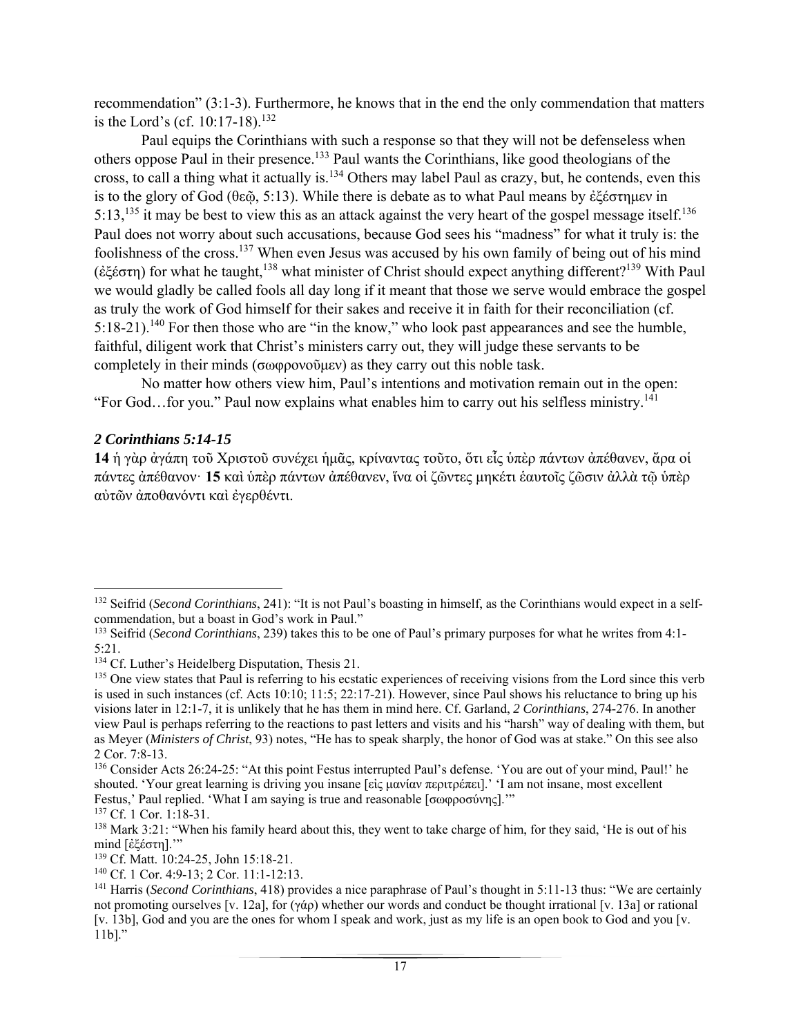recommendation" (3:1-3). Furthermore, he knows that in the end the only commendation that matters is the Lord's (cf. 10:17-18).[132]

Paul equips the Corinthians with such a response so that they will not be defenseless when others oppose Paul in their presence.[133] Paul wants the Corinthians, like good theologians of the cross, to call a thing what it actually is.[134] Others may label Paul as crazy, but, he contends, even this is to the glory of God (θεῷ, 5:13). While there is debate as to what Paul means by ἐξέστημεν in 5:13,[135] it may be best to view this as an attack against the very heart of the gospel message itself.[136] Paul does not worry about such accusations, because God sees his "madness" for what it truly is: the foolishness of the cross.[137] When even Jesus was accused by his own family of being out of his mind (ἐξέστη) for what he taught,[138] what minister of Christ should expect anything different?[139] With Paul we would gladly be called fools all day long if it meant that those we serve would embrace the gospel as truly the work of God himself for their sakes and receive it in faith for their reconciliation (cf. 5:18-21).[140] For then those who are "in the know," who look past appearances and see the humble, faithful, diligent work that Christ's ministers carry out, they will judge these servants to be completely in their minds (σωφρονοῦμεν) as they carry out this noble task.

No matter how others view him, Paul's intentions and motivation remain out in the open: "For God…for you." Paul now explains what enables him to carry out his selfless ministry.[141]

### *2 Corinthians 5:14-15*

**14** ἡ γὰρ ἀγάπη τοῦ Χριστοῦ συνέχει ἡμᾶς, κρίναντας τοῦτο, ὅτι εἷς ὑπὲρ πάντων ἀπέθανεν, ἄρα οἱ πάντες ἀπέθανον· **15** καὶ ὑπὲρ πάντων ἀπέθανεν, ἵνα οἱ ζῶντες μηκέτι ἑαυτοῖς ζῶσιν ἀλλὰ τῷ ὑπὲρ αὐτῶν ἀποθανόντι καὶ ἐγερθέντι.

---

[132] Seifrid (*Second Corinthians*, 241): "It is not Paul's boasting in himself, as the Corinthians would expect in a self-commendation, but a boast in God's work in Paul."

[133] Seifrid (*Second Corinthians*, 239) takes this to be one of Paul's primary purposes for what he writes from 4:1-5:21.

[134] Cf. Luther's Heidelberg Disputation, Thesis 21.

[135] One view states that Paul is referring to his ecstatic experiences of receiving visions from the Lord since this verb is used in such instances (cf. Acts 10:10; 11:5; 22:17-21). However, since Paul shows his reluctance to bring up his visions later in 12:1-7, it is unlikely that he has them in mind here. Cf. Garland, *2 Corinthians*, 274-276. In another view Paul is perhaps referring to the reactions to past letters and visits and his "harsh" way of dealing with them, but as Meyer (*Ministers of Christ*, 93) notes, "He has to speak sharply, the honor of God was at stake." On this see also 2 Cor. 7:8-13.

[136] Consider Acts 26:24-25: "At this point Festus interrupted Paul's defense. 'You are out of your mind, Paul!' he shouted. 'Your great learning is driving you insane [εἰς μανίαν περιτρέπει].' 'I am not insane, most excellent Festus,' Paul replied. 'What I am saying is true and reasonable [σωφροσύνης].'"

[137] Cf. 1 Cor. 1:18-31.

[138] Mark 3:21: "When his family heard about this, they went to take charge of him, for they said, 'He is out of his mind [ἐξέστη].'"

[139] Cf. Matt. 10:24-25, John 15:18-21.

[140] Cf. 1 Cor. 4:9-13; 2 Cor. 11:1-12:13.

[141] Harris (*Second Corinthians*, 418) provides a nice paraphrase of Paul's thought in 5:11-13 thus: "We are certainly not promoting ourselves [v. 12a], for (γάρ) whether our words and conduct be thought irrational [v. 13a] or rational [v. 13b], God and you are the ones for whom I speak and work, just as my life is an open book to God and you [v. 11b]."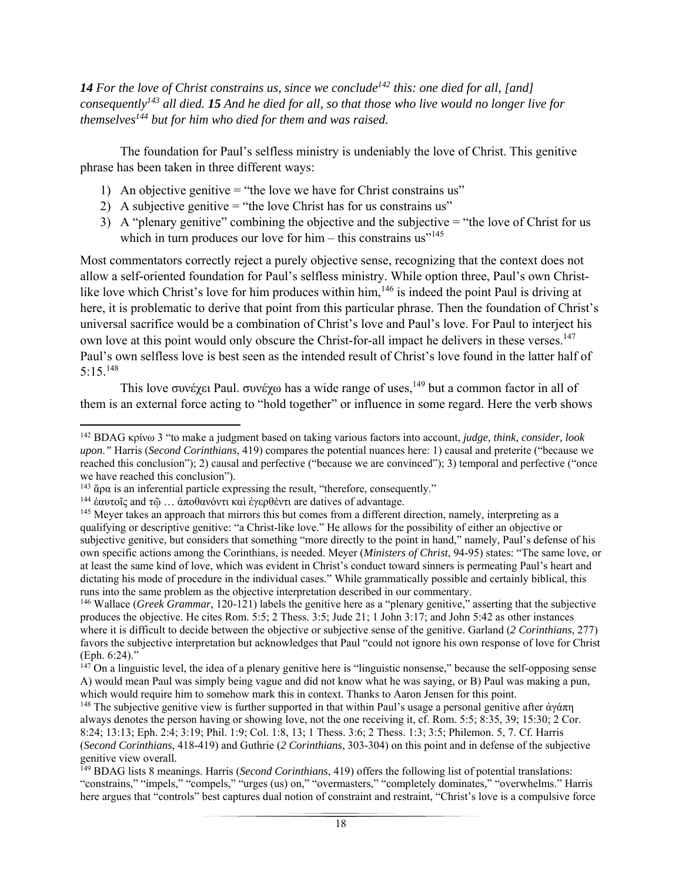***14** For the love of Christ constrains us, since we conclude*[142] *this: one died for all, [and] consequently*[143] *all died.* ***15** And he died for all, so that those who live would no longer live for themselves*[144] *but for him who died for them and was raised.*

The foundation for Paul's selfless ministry is undeniably the love of Christ. This genitive phrase has been taken in three different ways:

1) An objective genitive = "the love we have for Christ constrains us"
2) A subjective genitive = "the love Christ has for us constrains us"
3) A "plenary genitive" combining the objective and the subjective = "the love of Christ for us which in turn produces our love for him – this constrains us"[145]

Most commentators correctly reject a purely objective sense, recognizing that the context does not allow a self-oriented foundation for Paul's selfless ministry. While option three, Paul's own Christ-like love which Christ's love for him produces within him,[146] is indeed the point Paul is driving at here, it is problematic to derive that point from this particular phrase. Then the foundation of Christ's universal sacrifice would be a combination of Christ's love and Paul's love. For Paul to interject his own love at this point would only obscure the Christ-for-all impact he delivers in these verses.[147] Paul's own selfless love is best seen as the intended result of Christ's love found in the latter half of 5:15.[148]

This love συνέχει Paul. συνέχω has a wide range of uses,[149] but a common factor in all of them is an external force acting to "hold together" or influence in some regard. Here the verb shows

---

[142] BDAG κρίνω 3 "to make a judgment based on taking various factors into account, *judge, think, consider, look upon*." Harris (*Second Corinthians*, 419) compares the potential nuances here: 1) causal and preterite ("because we reached this conclusion"); 2) causal and perfective ("because we are convinced"); 3) temporal and perfective ("once we have reached this conclusion").

[143] ἄρα is an inferential particle expressing the result, "therefore, consequently."

[144] ἑαυτοῖς and τῷ … ἀποθανόντι καὶ ἐγερθέντι are datives of advantage.

[145] Meyer takes an approach that mirrors this but comes from a different direction, namely, interpreting as a qualifying or descriptive genitive: "a Christ-like love." He allows for the possibility of either an objective or subjective genitive, but considers that something "more directly to the point in hand," namely, Paul's defense of his own specific actions among the Corinthians, is needed. Meyer (*Ministers of Christ*, 94-95) states: "The same love, or at least the same kind of love, which was evident in Christ's conduct toward sinners is permeating Paul's heart and dictating his mode of procedure in the individual cases." While grammatically possible and certainly biblical, this runs into the same problem as the objective interpretation described in our commentary.

[146] Wallace (*Greek Grammar*, 120-121) labels the genitive here as a "plenary genitive," asserting that the subjective produces the objective. He cites Rom. 5:5; 2 Thess. 3:5; Jude 21; 1 John 3:17; and John 5:42 as other instances where it is difficult to decide between the objective or subjective sense of the genitive. Garland (*2 Corinthians*, 277) favors the subjective interpretation but acknowledges that Paul "could not ignore his own response of love for Christ (Eph. 6:24)."

[147] On a linguistic level, the idea of a plenary genitive here is "linguistic nonsense," because the self-opposing sense A) would mean Paul was simply being vague and did not know what he was saying, or B) Paul was making a pun, which would require him to somehow mark this in context. Thanks to Aaron Jensen for this point.

[148] The subjective genitive view is further supported in that within Paul's usage a personal genitive after ἀγάπη always denotes the person having or showing love, not the one receiving it, cf. Rom. 5:5; 8:35, 39; 15:30; 2 Cor. 8:24; 13:13; Eph. 2:4; 3:19; Phil. 1:9; Col. 1:8, 13; 1 Thess. 3:6; 2 Thess. 1:3; 3:5; Philemon. 5, 7. Cf. Harris (*Second Corinthians*, 418-419) and Guthrie (*2 Corinthians*, 303-304) on this point and in defense of the subjective genitive view overall.

[149] BDAG lists 8 meanings. Harris (*Second Corinthians*, 419) offers the following list of potential translations: "constrains," "impels," "compels," "urges (us) on," "overmasters," "completely dominates," "overwhelms." Harris here argues that "controls" best captures dual notion of constraint and restraint, "Christ's love is a compulsive force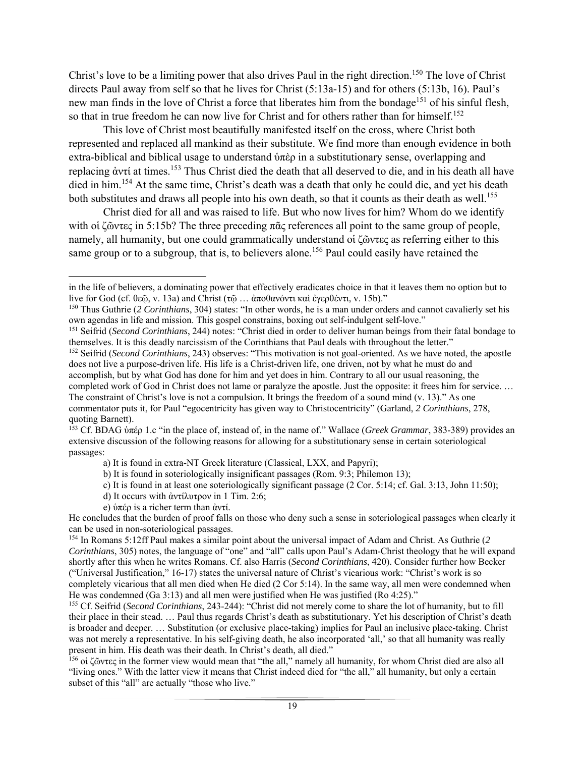Christ's love to be a limiting power that also drives Paul in the right direction.[150] The love of Christ directs Paul away from self so that he lives for Christ (5:13a-15) and for others (5:13b, 16). Paul's new man finds in the love of Christ a force that liberates him from the bondage[151] of his sinful flesh, so that in true freedom he can now live for Christ and for others rather than for himself.[152]

This love of Christ most beautifully manifested itself on the cross, where Christ both represented and replaced all mankind as their substitute. We find more than enough evidence in both extra-biblical and biblical usage to understand ὑπὲρ in a substitutionary sense, overlapping and replacing ἀντί at times.[153] Thus Christ died the death that all deserved to die, and in his death all have died in him.[154] At the same time, Christ's death was a death that only he could die, and yet his death both substitutes and draws all people into his own death, so that it counts as their death as well.[155]

Christ died for all and was raised to life. But who now lives for him? Whom do we identify with οἱ ζῶντες in 5:15b? The three preceding πᾶς references all point to the same group of people, namely, all humanity, but one could grammatically understand οἱ ζῶντες as referring either to this same group or to a subgroup, that is, to believers alone.[156] Paul could easily have retained the

---

in the life of believers, a dominating power that effectively eradicates choice in that it leaves them no option but to live for God (cf. θεῷ, v. 13a) and Christ (τῷ … ἀποθανόντι καὶ ἐγερθέντι, v. 15b)."

[150] Thus Guthrie (*2 Corinthians*, 304) states: "In other words, he is a man under orders and cannot cavalierly set his own agendas in life and mission. This gospel constrains, boxing out self-indulgent self-love."

[151] Seifrid (*Second Corinthians*, 244) notes: "Christ died in order to deliver human beings from their fatal bondage to themselves. It is this deadly narcissism of the Corinthians that Paul deals with throughout the letter."

[152] Seifrid (*Second Corinthians*, 243) observes: "This motivation is not goal-oriented. As we have noted, the apostle does not live a purpose-driven life. His life is a Christ-driven life, one driven, not by what he must do and accomplish, but by what God has done for him and yet does in him. Contrary to all our usual reasoning, the completed work of God in Christ does not lame or paralyze the apostle. Just the opposite: it frees him for service. … The constraint of Christ's love is not a compulsion. It brings the freedom of a sound mind (v. 13)." As one commentator puts it, for Paul "egocentricity has given way to Christocentricity" (Garland, *2 Corinthians*, 278, quoting Barnett).

[153] Cf. BDAG ὑπέρ 1.c "in the place of, instead of, in the name of." Wallace (*Greek Grammar*, 383-389) provides an extensive discussion of the following reasons for allowing for a substitutionary sense in certain soteriological passages:

a) It is found in extra-NT Greek literature (Classical, LXX, and Papyri);
b) It is found in soteriologically insignificant passages (Rom. 9:3; Philemon 13);
c) It is found in at least one soteriologically significant passage (2 Cor. 5:14; cf. Gal. 3:13, John 11:50);
d) It occurs with ἀντίλυτρον in 1 Tim. 2:6;
e) ὑπέρ is a richer term than ἀντί.

He concludes that the burden of proof falls on those who deny such a sense in soteriological passages when clearly it can be used in non-soteriological passages.

[154] In Romans 5:12ff Paul makes a similar point about the universal impact of Adam and Christ. As Guthrie (*2 Corinthians*, 305) notes, the language of "one" and "all" calls upon Paul's Adam-Christ theology that he will expand shortly after this when he writes Romans. Cf. also Harris (*Second Corinthians*, 420). Consider further how Becker ("Universal Justification," 16-17) states the universal nature of Christ's vicarious work: "Christ's work is so completely vicarious that all men died when He died (2 Cor 5:14). In the same way, all men were condemned when He was condemned (Ga 3:13) and all men were justified when He was justified (Ro 4:25)."

[155] Cf. Seifrid (*Second Corinthians*, 243-244): "Christ did not merely come to share the lot of humanity, but to fill their place in their stead. … Paul thus regards Christ's death as substitutionary. Yet his description of Christ's death is broader and deeper. … Substitution (or exclusive place-taking) implies for Paul an inclusive place-taking. Christ was not merely a representative. In his self-giving death, he also incorporated 'all,' so that all humanity was really present in him. His death was their death. In Christ's death, all died."

[156] οἱ ζῶντες in the former view would mean that "the all," namely all humanity, for whom Christ died are also all "living ones." With the latter view it means that Christ indeed died for "the all," all humanity, but only a certain subset of this "all" are actually "those who live."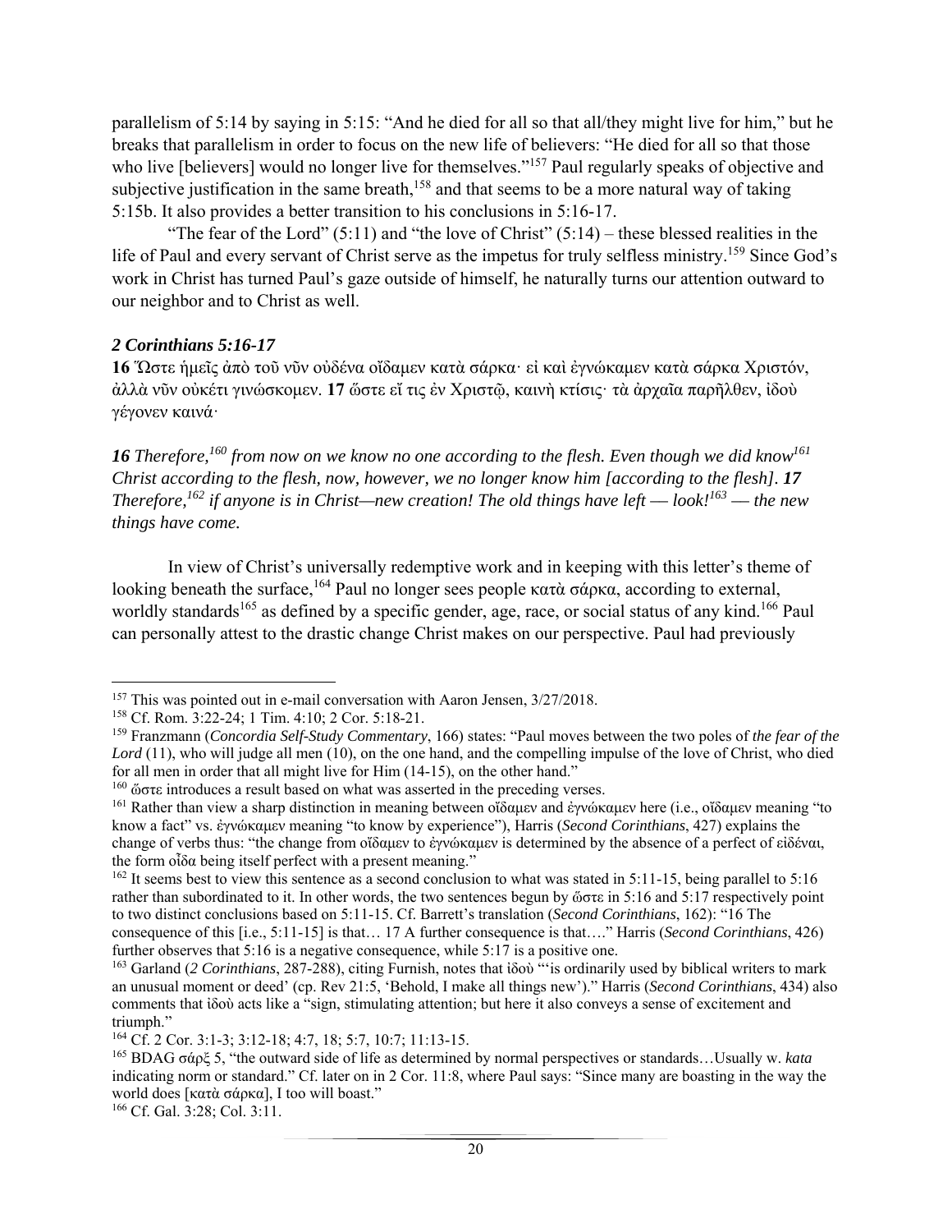parallelism of 5:14 by saying in 5:15: "And he died for all so that all/they might live for him," but he breaks that parallelism in order to focus on the new life of believers: "He died for all so that those who live [believers] would no longer live for themselves."[157] Paul regularly speaks of objective and subjective justification in the same breath,[158] and that seems to be a more natural way of taking 5:15b. It also provides a better transition to his conclusions in 5:16-17.

"The fear of the Lord" (5:11) and "the love of Christ" (5:14) – these blessed realities in the life of Paul and every servant of Christ serve as the impetus for truly selfless ministry.[159] Since God's work in Christ has turned Paul's gaze outside of himself, he naturally turns our attention outward to our neighbor and to Christ as well.

### *2 Corinthians 5:16-17*

**16** Ὥστε ἡμεῖς ἀπὸ τοῦ νῦν οὐδένα οἴδαμεν κατὰ σάρκα· εἰ καὶ ἐγνώκαμεν κατὰ σάρκα Χριστόν, ἀλλὰ νῦν οὐκέτι γινώσκομεν. **17** ὥστε εἴ τις ἐν Χριστῷ, καινὴ κτίσις· τὰ ἀρχαῖα παρῆλθεν, ἰδοὺ γέγονεν καινά·

***16*** *Therefore,*[160] *from now on we know no one according to the flesh. Even though we did know*[161] *Christ according to the flesh, now, however, we no longer know him [according to the flesh].* ***17*** *Therefore,*[162] *if anyone is in Christ—new creation! The old things have left — look!*[163] *— the new things have come.*

In view of Christ's universally redemptive work and in keeping with this letter's theme of looking beneath the surface,[164] Paul no longer sees people κατὰ σάρκα, according to external, worldly standards[165] as defined by a specific gender, age, race, or social status of any kind.[166] Paul can personally attest to the drastic change Christ makes on our perspective. Paul had previously

---

[157] This was pointed out in e-mail conversation with Aaron Jensen, 3/27/2018.

[158] Cf. Rom. 3:22-24; 1 Tim. 4:10; 2 Cor. 5:18-21.

[159] Franzmann (*Concordia Self-Study Commentary*, 166) states: "Paul moves between the two poles of *the fear of the Lord* (11), who will judge all men (10), on the one hand, and the compelling impulse of the love of Christ, who died for all men in order that all might live for Him (14-15), on the other hand."

[160] ὥστε introduces a result based on what was asserted in the preceding verses.

[161] Rather than view a sharp distinction in meaning between οἴδαμεν and ἐγνώκαμεν here (i.e., οἴδαμεν meaning "to know a fact" vs. ἐγνώκαμεν meaning "to know by experience"), Harris (*Second Corinthians*, 427) explains the change of verbs thus: "the change from οἴδαμεν to ἐγνώκαμεν is determined by the absence of a perfect of εἰδέναι, the form οἶδα being itself perfect with a present meaning."

[162] It seems best to view this sentence as a second conclusion to what was stated in 5:11-15, being parallel to 5:16 rather than subordinated to it. In other words, the two sentences begun by ὥστε in 5:16 and 5:17 respectively point to two distinct conclusions based on 5:11-15. Cf. Barrett's translation (*Second Corinthians*, 162): "16 The consequence of this [i.e., 5:11-15] is that… 17 A further consequence is that…." Harris (*Second Corinthians*, 426) further observes that 5:16 is a negative consequence, while 5:17 is a positive one.

[163] Garland (*2 Corinthians*, 287-288), citing Furnish, notes that ἰδοὺ "'is ordinarily used by biblical writers to mark an unusual moment or deed' (cp. Rev 21:5, 'Behold, I make all things new')." Harris (*Second Corinthians*, 434) also comments that ἰδοὺ acts like a "sign, stimulating attention; but here it also conveys a sense of excitement and triumph."

[164] Cf. 2 Cor. 3:1-3; 3:12-18; 4:7, 18; 5:7, 10:7; 11:13-15.

[165] BDAG σάρξ 5, "the outward side of life as determined by normal perspectives or standards…Usually w. *kata* indicating norm or standard." Cf. later on in 2 Cor. 11:8, where Paul says: "Since many are boasting in the way the world does [κατὰ σάρκα], I too will boast."

[166] Cf. Gal. 3:28; Col. 3:11.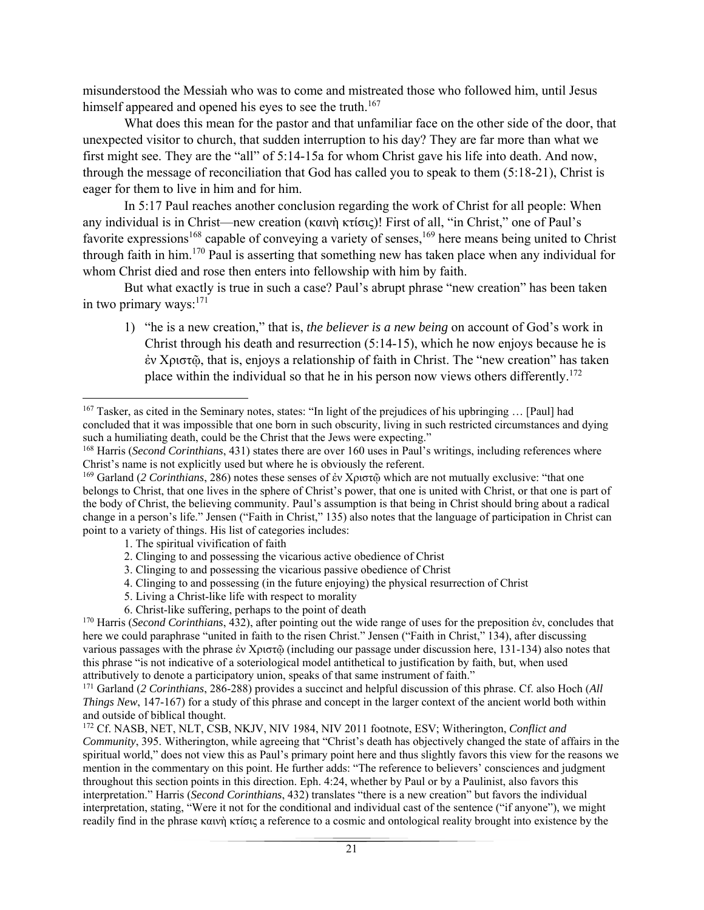misunderstood the Messiah who was to come and mistreated those who followed him, until Jesus himself appeared and opened his eyes to see the truth.[167]

What does this mean for the pastor and that unfamiliar face on the other side of the door, that unexpected visitor to church, that sudden interruption to his day? They are far more than what we first might see. They are the "all" of 5:14-15a for whom Christ gave his life into death. And now, through the message of reconciliation that God has called you to speak to them (5:18-21), Christ is eager for them to live in him and for him.

In 5:17 Paul reaches another conclusion regarding the work of Christ for all people: When any individual is in Christ—new creation (καινὴ κτίσις)! First of all, "in Christ," one of Paul's favorite expressions[168] capable of conveying a variety of senses,[169] here means being united to Christ through faith in him.[170] Paul is asserting that something new has taken place when any individual for whom Christ died and rose then enters into fellowship with him by faith.

But what exactly is true in such a case? Paul's abrupt phrase "new creation" has been taken in two primary ways:[171]

1) "he is a new creation," that is, *the believer is a new being* on account of God's work in Christ through his death and resurrection (5:14-15), which he now enjoys because he is ἐν Χριστῷ, that is, enjoys a relationship of faith in Christ. The "new creation" has taken place within the individual so that he in his person now views others differently.[172]

---

[167] Tasker, as cited in the Seminary notes, states: "In light of the prejudices of his upbringing … [Paul] had concluded that it was impossible that one born in such obscurity, living in such restricted circumstances and dying such a humiliating death, could be the Christ that the Jews were expecting."

[168] Harris (*Second Corinthians*, 431) states there are over 160 uses in Paul's writings, including references where Christ's name is not explicitly used but where he is obviously the referent.

[169] Garland (*2 Corinthians*, 286) notes these senses of ἐν Χριστῷ which are not mutually exclusive: "that one belongs to Christ, that one lives in the sphere of Christ's power, that one is united with Christ, or that one is part of the body of Christ, the believing community. Paul's assumption is that being in Christ should bring about a radical change in a person's life." Jensen ("Faith in Christ," 135) also notes that the language of participation in Christ can point to a variety of things. His list of categories includes:

1. The spiritual vivification of faith
2. Clinging to and possessing the vicarious active obedience of Christ
3. Clinging to and possessing the vicarious passive obedience of Christ
4. Clinging to and possessing (in the future enjoying) the physical resurrection of Christ
5. Living a Christ-like life with respect to morality
6. Christ-like suffering, perhaps to the point of death

[170] Harris (*Second Corinthians*, 432), after pointing out the wide range of uses for the preposition ἐν, concludes that here we could paraphrase "united in faith to the risen Christ." Jensen ("Faith in Christ," 134), after discussing various passages with the phrase ἐν Χριστῷ (including our passage under discussion here, 131-134) also notes that this phrase "is not indicative of a soteriological model antithetical to justification by faith, but, when used attributively to denote a participatory union, speaks of that same instrument of faith."

[171] Garland (*2 Corinthians*, 286-288) provides a succinct and helpful discussion of this phrase. Cf. also Hoch (*All Things New*, 147-167) for a study of this phrase and concept in the larger context of the ancient world both within and outside of biblical thought.

[172] Cf. NASB, NET, NLT, CSB, NKJV, NIV 1984, NIV 2011 footnote, ESV; Witherington, *Conflict and Community*, 395. Witherington, while agreeing that "Christ's death has objectively changed the state of affairs in the spiritual world," does not view this as Paul's primary point here and thus slightly favors this view for the reasons we mention in the commentary on this point. He further adds: "The reference to believers' consciences and judgment throughout this section points in this direction. Eph. 4:24, whether by Paul or by a Paulinist, also favors this interpretation." Harris (*Second Corinthians*, 432) translates "there is a new creation" but favors the individual interpretation, stating, "Were it not for the conditional and individual cast of the sentence ("if anyone"), we might readily find in the phrase καινὴ κτίσις a reference to a cosmic and ontological reality brought into existence by the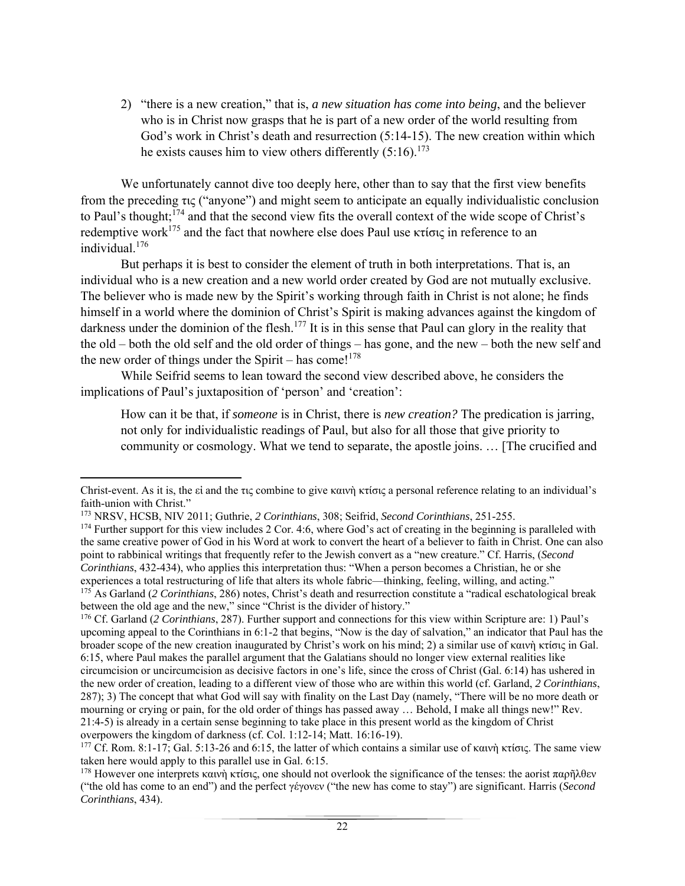2) "there is a new creation," that is, *a new situation has come into being*, and the believer who is in Christ now grasps that he is part of a new order of the world resulting from God's work in Christ's death and resurrection (5:14-15). The new creation within which he exists causes him to view others differently (5:16).[173]

We unfortunately cannot dive too deeply here, other than to say that the first view benefits from the preceding τις ("anyone") and might seem to anticipate an equally individualistic conclusion to Paul's thought;[174] and that the second view fits the overall context of the wide scope of Christ's redemptive work[175] and the fact that nowhere else does Paul use κτίσις in reference to an individual.[176]

But perhaps it is best to consider the element of truth in both interpretations. That is, an individual who is a new creation and a new world order created by God are not mutually exclusive. The believer who is made new by the Spirit's working through faith in Christ is not alone; he finds himself in a world where the dominion of Christ's Spirit is making advances against the kingdom of darkness under the dominion of the flesh.[177] It is in this sense that Paul can glory in the reality that the old – both the old self and the old order of things – has gone, and the new – both the new self and the new order of things under the Spirit – has come![178]

While Seifrid seems to lean toward the second view described above, he considers the implications of Paul's juxtaposition of 'person' and 'creation':

> How can it be that, if *someone* is in Christ, there is *new creation?* The predication is jarring, not only for individualistic readings of Paul, but also for all those that give priority to community or cosmology. What we tend to separate, the apostle joins. … [The crucified and

---

Christ-event. As it is, the εἰ and the τις combine to give καινὴ κτίσις a personal reference relating to an individual's faith-union with Christ."

[173] NRSV, HCSB, NIV 2011; Guthrie, *2 Corinthians*, 308; Seifrid, *Second Corinthians*, 251-255.

[174] Further support for this view includes 2 Cor. 4:6, where God's act of creating in the beginning is paralleled with the same creative power of God in his Word at work to convert the heart of a believer to faith in Christ. One can also point to rabbinical writings that frequently refer to the Jewish convert as a "new creature." Cf. Harris, (*Second Corinthians*, 432-434), who applies this interpretation thus: "When a person becomes a Christian, he or she experiences a total restructuring of life that alters its whole fabric—thinking, feeling, willing, and acting."

[175] As Garland (*2 Corinthians*, 286) notes, Christ's death and resurrection constitute a "radical eschatological break between the old age and the new," since "Christ is the divider of history."

[176] Cf. Garland (*2 Corinthians*, 287). Further support and connections for this view within Scripture are: 1) Paul's upcoming appeal to the Corinthians in 6:1-2 that begins, "Now is the day of salvation," an indicator that Paul has the broader scope of the new creation inaugurated by Christ's work on his mind; 2) a similar use of καινὴ κτίσις in Gal. 6:15, where Paul makes the parallel argument that the Galatians should no longer view external realities like circumcision or uncircumcision as decisive factors in one's life, since the cross of Christ (Gal. 6:14) has ushered in the new order of creation, leading to a different view of those who are within this world (cf. Garland, *2 Corinthians*, 287); 3) The concept that what God will say with finality on the Last Day (namely, "There will be no more death or mourning or crying or pain, for the old order of things has passed away … Behold, I make all things new!" Rev. 21:4-5) is already in a certain sense beginning to take place in this present world as the kingdom of Christ overpowers the kingdom of darkness (cf. Col. 1:12-14; Matt. 16:16-19).

[177] Cf. Rom. 8:1-17; Gal. 5:13-26 and 6:15, the latter of which contains a similar use of καινὴ κτίσις. The same view taken here would apply to this parallel use in Gal. 6:15.

[178] However one interprets καινὴ κτίσις, one should not overlook the significance of the tenses: the aorist παρῆλθεν ("the old has come to an end") and the perfect γέγονεν ("the new has come to stay") are significant. Harris (*Second Corinthians*, 434).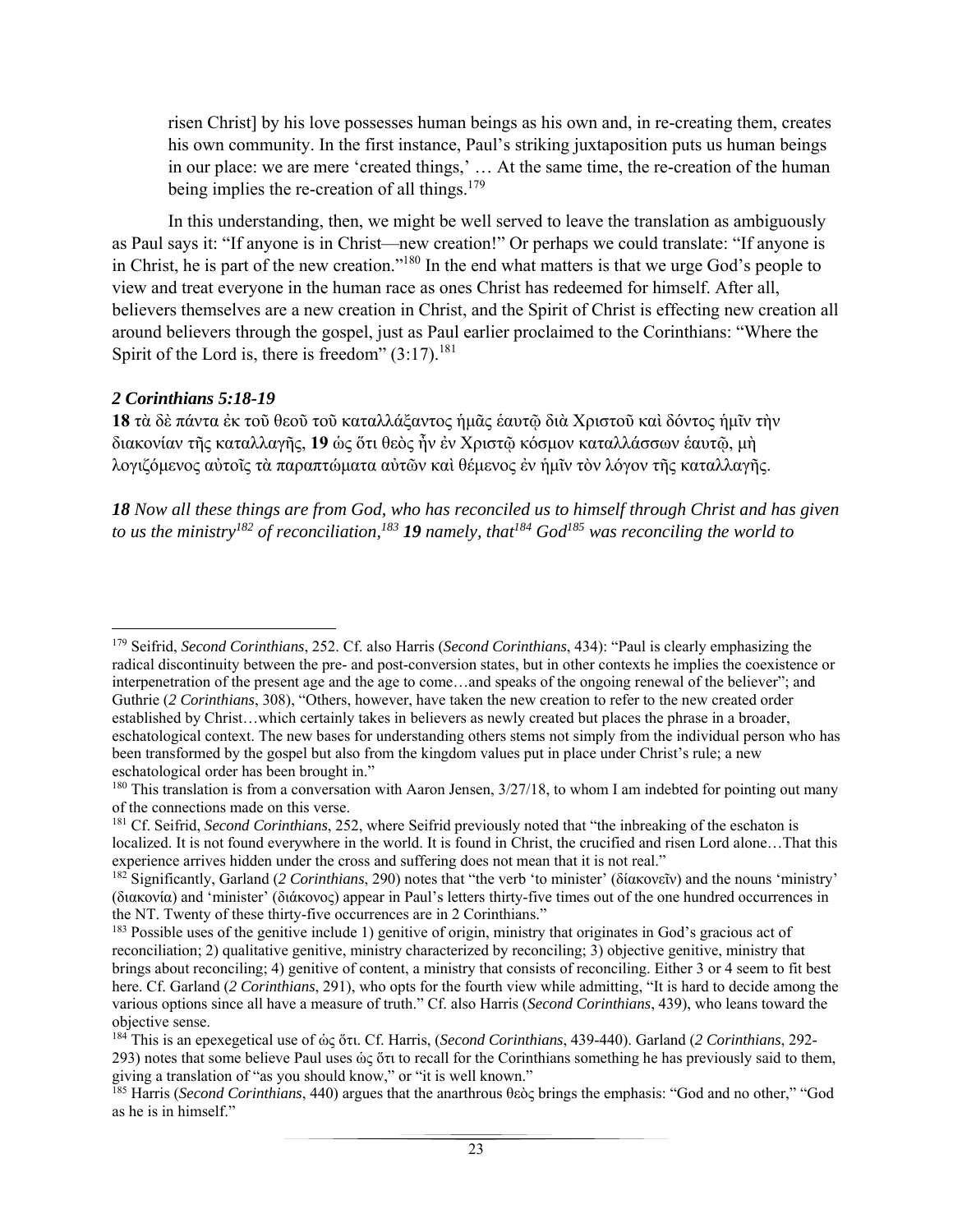risen Christ] by his love possesses human beings as his own and, in re-creating them, creates his own community. In the first instance, Paul's striking juxtaposition puts us human beings in our place: we are mere 'created things,' … At the same time, the re-creation of the human being implies the re-creation of all things.[179]

In this understanding, then, we might be well served to leave the translation as ambiguously as Paul says it: "If anyone is in Christ—new creation!" Or perhaps we could translate: "If anyone is in Christ, he is part of the new creation."[180] In the end what matters is that we urge God's people to view and treat everyone in the human race as ones Christ has redeemed for himself. After all, believers themselves are a new creation in Christ, and the Spirit of Christ is effecting new creation all around believers through the gospel, just as Paul earlier proclaimed to the Corinthians: "Where the Spirit of the Lord is, there is freedom" (3:17).[181]

### *2 Corinthians 5:18-19*

**18** τὰ δὲ πάντα ἐκ τοῦ θεοῦ τοῦ καταλλάξαντος ἡμᾶς ἑαυτῷ διὰ Χριστοῦ καὶ δόντος ἡμῖν τὴν διακονίαν τῆς καταλλαγῆς, **19** ὡς ὅτι θεὸς ἦν ἐν Χριστῷ κόσμον καταλλάσσων ἑαυτῷ, μὴ λογιζόμενος αὐτοῖς τὰ παραπτώματα αὐτῶν καὶ θέμενος ἐν ἡμῖν τὸν λόγον τῆς καταλλαγῆς.

***18*** *Now all these things are from God, who has reconciled us to himself through Christ and has given to us the ministry*[182] *of reconciliation,*[183] ***19*** *namely, that*[184] *God*[185] *was reconciling the world to*

---

[179] Seifrid, *Second Corinthians*, 252. Cf. also Harris (*Second Corinthians*, 434): "Paul is clearly emphasizing the radical discontinuity between the pre- and post-conversion states, but in other contexts he implies the coexistence or interpenetration of the present age and the age to come…and speaks of the ongoing renewal of the believer"; and Guthrie (*2 Corinthians*, 308), "Others, however, have taken the new creation to refer to the new created order established by Christ…which certainly takes in believers as newly created but places the phrase in a broader, eschatological context. The new bases for understanding others stems not simply from the individual person who has been transformed by the gospel but also from the kingdom values put in place under Christ's rule; a new eschatological order has been brought in."

[180] This translation is from a conversation with Aaron Jensen, 3/27/18, to whom I am indebted for pointing out many of the connections made on this verse.

[181] Cf. Seifrid, *Second Corinthians*, 252, where Seifrid previously noted that "the inbreaking of the eschaton is localized. It is not found everywhere in the world. It is found in Christ, the crucified and risen Lord alone…That this experience arrives hidden under the cross and suffering does not mean that it is not real."

[182] Significantly, Garland (*2 Corinthians*, 290) notes that "the verb 'to minister' (δίακονεῖν) and the nouns 'ministry' (διακονία) and 'minister' (διάκονος) appear in Paul's letters thirty-five times out of the one hundred occurrences in the NT. Twenty of these thirty-five occurrences are in 2 Corinthians."

[183] Possible uses of the genitive include 1) genitive of origin, ministry that originates in God's gracious act of reconciliation; 2) qualitative genitive, ministry characterized by reconciling; 3) objective genitive, ministry that brings about reconciling; 4) genitive of content, a ministry that consists of reconciling. Either 3 or 4 seem to fit best here. Cf. Garland (*2 Corinthians*, 291), who opts for the fourth view while admitting, "It is hard to decide among the various options since all have a measure of truth." Cf. also Harris (*Second Corinthians*, 439), who leans toward the objective sense.

[184] This is an epexegetical use of ὡς ὅτι. Cf. Harris, (*Second Corinthians*, 439-440). Garland (*2 Corinthians*, 292-293) notes that some believe Paul uses ὡς ὅτι to recall for the Corinthians something he has previously said to them, giving a translation of "as you should know," or "it is well known."

[185] Harris (*Second Corinthians*, 440) argues that the anarthrous θεὸς brings the emphasis: "God and no other," "God as he is in himself."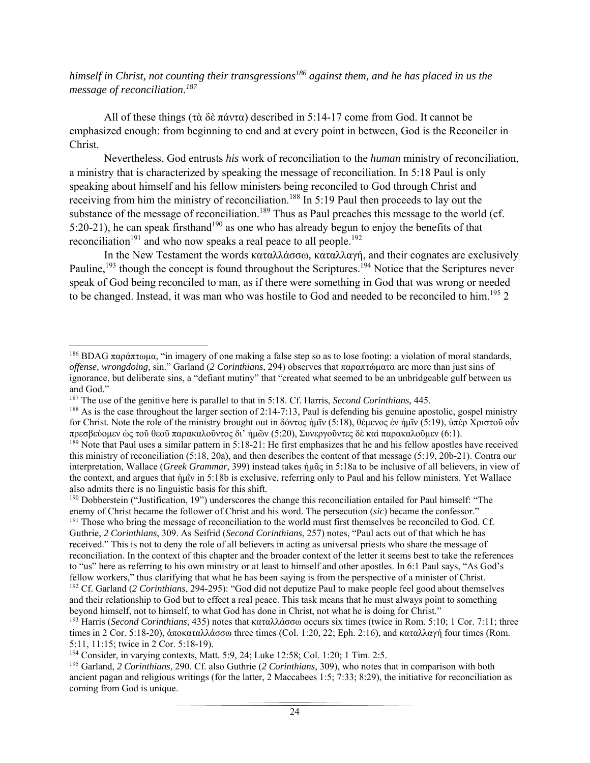*himself in Christ, not counting their transgressions[186] against them, and he has placed in us the message of reconciliation.[187]*

All of these things (τὰ δὲ πάντα) described in 5:14-17 come from God. It cannot be emphasized enough: from beginning to end and at every point in between, God is the Reconciler in Christ.

Nevertheless, God entrusts *his* work of reconciliation to the *human* ministry of reconciliation, a ministry that is characterized by speaking the message of reconciliation. In 5:18 Paul is only speaking about himself and his fellow ministers being reconciled to God through Christ and receiving from him the ministry of reconciliation.[188] In 5:19 Paul then proceeds to lay out the substance of the message of reconciliation.[189] Thus as Paul preaches this message to the world (cf. 5:20-21), he can speak firsthand[190] as one who has already begun to enjoy the benefits of that reconciliation[191] and who now speaks a real peace to all people.[192]

In the New Testament the words καταλλάσσω, καταλλαγή, and their cognates are exclusively Pauline,[193] though the concept is found throughout the Scriptures.[194] Notice that the Scriptures never speak of God being reconciled to man, as if there were something in God that was wrong or needed to be changed. Instead, it was man who was hostile to God and needed to be reconciled to him.[195] 2

---

[186] BDAG παράπτωμα, "in imagery of one making a false step so as to lose footing: a violation of moral standards, *offense, wrongdoing,* sin." Garland (*2 Corinthians*, 294) observes that παραπτώματα are more than just sins of ignorance, but deliberate sins, a "defiant mutiny" that "created what seemed to be an unbridgeable gulf between us and God."

[187] The use of the genitive here is parallel to that in 5:18. Cf. Harris, *Second Corinthians*, 445.

[188] As is the case throughout the larger section of 2:14-7:13, Paul is defending his genuine apostolic, gospel ministry for Christ. Note the role of the ministry brought out in δόντος ἡμῖν (5:18), θέμενος ἐν ἡμῖν (5:19), ὑπὲρ Χριστοῦ οὖν πρεσβεύομεν ὡς τοῦ θεοῦ παρακαλοῦντος δι' ἡμῶν (5:20), Συνεργοῦντες δὲ καὶ παρακαλοῦμεν (6:1).

[189] Note that Paul uses a similar pattern in 5:18-21: He first emphasizes that he and his fellow apostles have received this ministry of reconciliation (5:18, 20a), and then describes the content of that message (5:19, 20b-21). Contra our interpretation, Wallace (*Greek Grammar*, 399) instead takes ἡμᾶς in 5:18a to be inclusive of all believers, in view of the context, and argues that ἡμῖν in 5:18b is exclusive, referring only to Paul and his fellow ministers. Yet Wallace also admits there is no linguistic basis for this shift.

[190] Dobberstein ("Justification, 19") underscores the change this reconciliation entailed for Paul himself: "The enemy of Christ became the follower of Christ and his word. The persecution (*sic*) became the confessor."

[191] Those who bring the message of reconciliation to the world must first themselves be reconciled to God. Cf. Guthrie, *2 Corinthians*, 309. As Seifrid (*Second Corinthians*, 257) notes, "Paul acts out of that which he has received." This is not to deny the role of all believers in acting as universal priests who share the message of reconciliation. In the context of this chapter and the broader context of the letter it seems best to take the references to "us" here as referring to his own ministry or at least to himself and other apostles. In 6:1 Paul says, "As God's fellow workers," thus clarifying that what he has been saying is from the perspective of a minister of Christ.

[192] Cf. Garland (*2 Corinthians*, 294-295): "God did not deputize Paul to make people feel good about themselves and their relationship to God but to effect a real peace. This task means that he must always point to something beyond himself, not to himself, to what God has done in Christ, not what he is doing for Christ."

[193] Harris (*Second Corinthians*, 435) notes that καταλλάσσω occurs six times (twice in Rom. 5:10; 1 Cor. 7:11; three times in 2 Cor. 5:18-20), ἀποκαταλλάσσω three times (Col. 1:20, 22; Eph. 2:16), and καταλλαγή four times (Rom. 5:11, 11:15; twice in 2 Cor. 5:18-19).

[194] Consider, in varying contexts, Matt. 5:9, 24; Luke 12:58; Col. 1:20; 1 Tim. 2:5.

[195] Garland, *2 Corinthians*, 290. Cf. also Guthrie (*2 Corinthians*, 309), who notes that in comparison with both ancient pagan and religious writings (for the latter, 2 Maccabees 1:5; 7:33; 8:29), the initiative for reconciliation as coming from God is unique.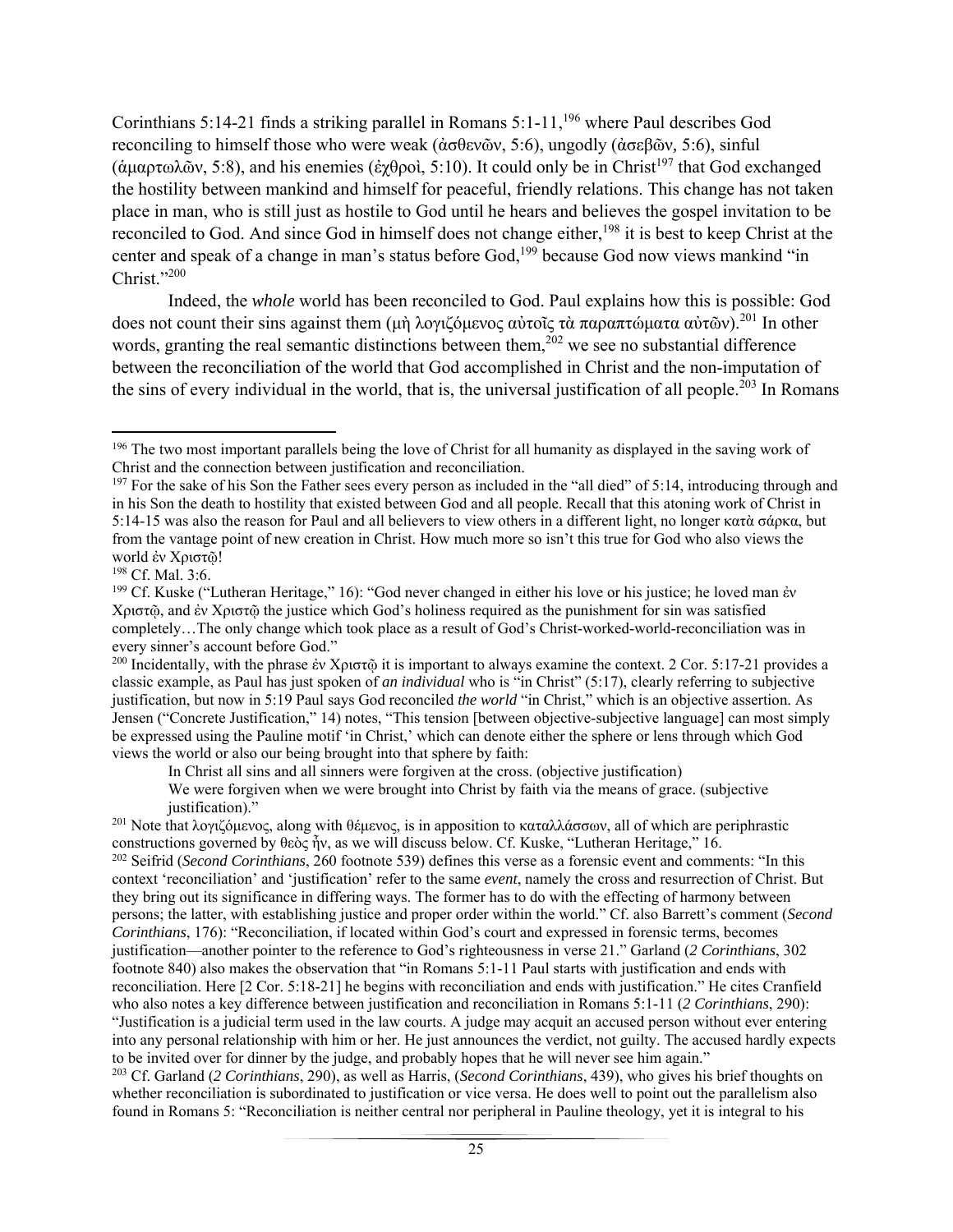Corinthians 5:14-21 finds a striking parallel in Romans 5:1-11,[196] where Paul describes God reconciling to himself those who were weak (ἀσθενῶν, 5:6), ungodly (ἀσεβῶν, 5:6), sinful (ἁμαρτωλῶν, 5:8), and his enemies (ἐχθροὶ, 5:10). It could only be in Christ[197] that God exchanged the hostility between mankind and himself for peaceful, friendly relations. This change has not taken place in man, who is still just as hostile to God until he hears and believes the gospel invitation to be reconciled to God. And since God in himself does not change either,[198] it is best to keep Christ at the center and speak of a change in man's status before God,[199] because God now views mankind "in Christ."[200]

Indeed, the *whole* world has been reconciled to God. Paul explains how this is possible: God does not count their sins against them (μὴ λογιζόμενος αὐτοῖς τὰ παραπτώματα αὐτῶν).[201] In other words, granting the real semantic distinctions between them,[202] we see no substantial difference between the reconciliation of the world that God accomplished in Christ and the non-imputation of the sins of every individual in the world, that is, the universal justification of all people.[203] In Romans

---

[196] The two most important parallels being the love of Christ for all humanity as displayed in the saving work of Christ and the connection between justification and reconciliation.

[197] For the sake of his Son the Father sees every person as included in the "all died" of 5:14, introducing through and in his Son the death to hostility that existed between God and all people. Recall that this atoning work of Christ in 5:14-15 was also the reason for Paul and all believers to view others in a different light, no longer κατὰ σάρκα, but from the vantage point of new creation in Christ. How much more so isn't this true for God who also views the world ἐν Χριστῷ!

[198] Cf. Mal. 3:6.

[199] Cf. Kuske ("Lutheran Heritage," 16): "God never changed in either his love or his justice; he loved man ἐν Χριστῷ, and ἐν Χριστῷ the justice which God's holiness required as the punishment for sin was satisfied completely…The only change which took place as a result of God's Christ-worked-world-reconciliation was in every sinner's account before God."

[200] Incidentally, with the phrase ἐν Χριστῷ it is important to always examine the context. 2 Cor. 5:17-21 provides a classic example, as Paul has just spoken of *an individual* who is "in Christ" (5:17), clearly referring to subjective justification, but now in 5:19 Paul says God reconciled *the world* "in Christ," which is an objective assertion. As Jensen ("Concrete Justification," 14) notes, "This tension [between objective-subjective language] can most simply be expressed using the Pauline motif 'in Christ,' which can denote either the sphere or lens through which God views the world or also our being brought into that sphere by faith:

> In Christ all sins and all sinners were forgiven at the cross. (objective justification)
>
> We were forgiven when we were brought into Christ by faith via the means of grace. (subjective justification)."

[201] Note that λογιζόμενος, along with θέμενος, is in apposition to καταλλάσσων, all of which are periphrastic constructions governed by θεὸς ἦν, as we will discuss below. Cf. Kuske, "Lutheran Heritage," 16.

[202] Seifrid (*Second Corinthians*, 260 footnote 539) defines this verse as a forensic event and comments: "In this context 'reconciliation' and 'justification' refer to the same *event*, namely the cross and resurrection of Christ. But they bring out its significance in differing ways. The former has to do with the effecting of harmony between persons; the latter, with establishing justice and proper order within the world." Cf. also Barrett's comment (*Second Corinthians*, 176): "Reconciliation, if located within God's court and expressed in forensic terms, becomes justification—another pointer to the reference to God's righteousness in verse 21." Garland (*2 Corinthians*, 302 footnote 840) also makes the observation that "in Romans 5:1-11 Paul starts with justification and ends with reconciliation. Here [2 Cor. 5:18-21] he begins with reconciliation and ends with justification." He cites Cranfield who also notes a key difference between justification and reconciliation in Romans 5:1-11 (*2 Corinthians*, 290): "Justification is a judicial term used in the law courts. A judge may acquit an accused person without ever entering into any personal relationship with him or her. He just announces the verdict, not guilty. The accused hardly expects to be invited over for dinner by the judge, and probably hopes that he will never see him again."

[203] Cf. Garland (*2 Corinthians*, 290), as well as Harris, (*Second Corinthians*, 439), who gives his brief thoughts on whether reconciliation is subordinated to justification or vice versa. He does well to point out the parallelism also found in Romans 5: "Reconciliation is neither central nor peripheral in Pauline theology, yet it is integral to his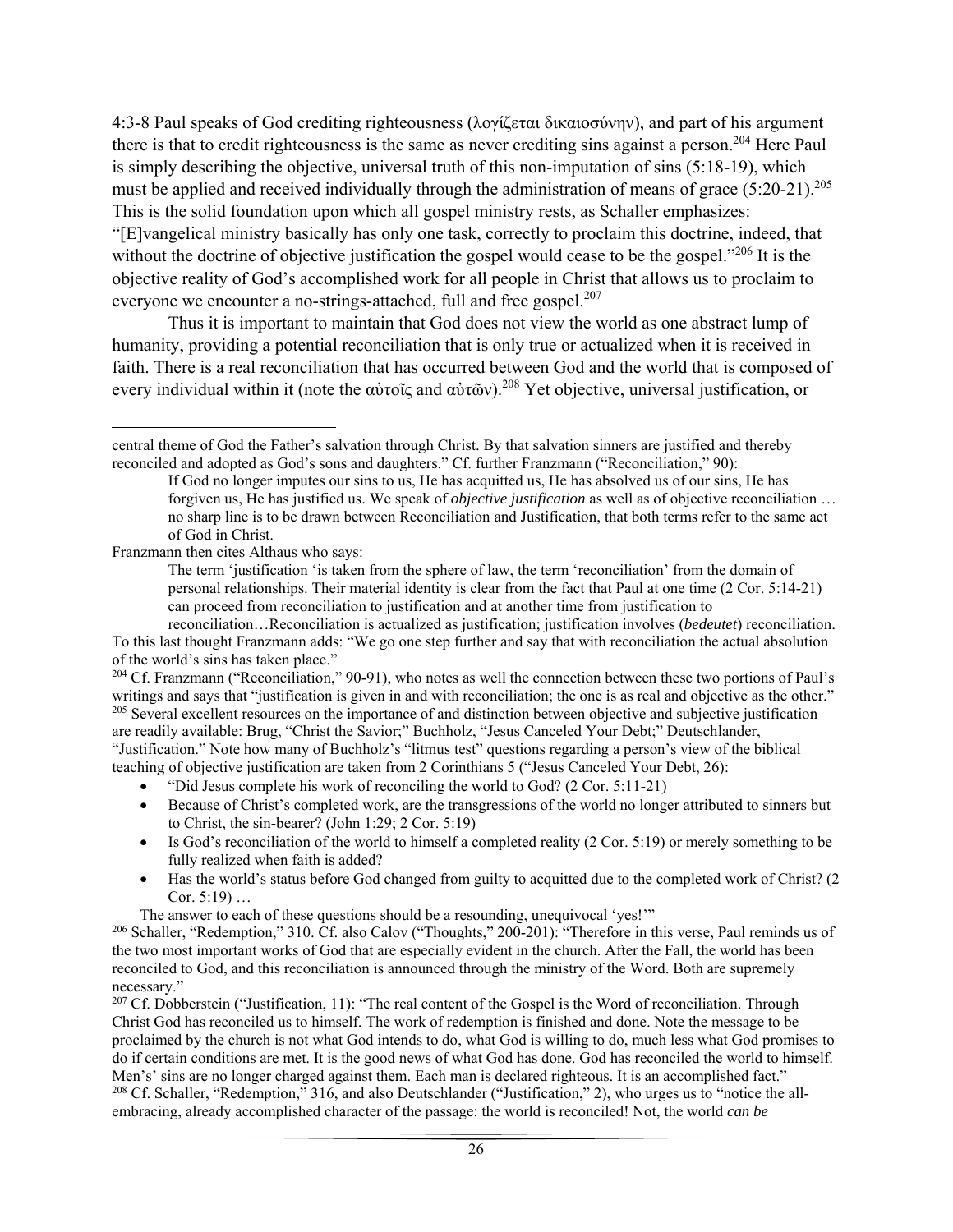4:3-8 Paul speaks of God crediting righteousness (λογίζεται δικαιοσύνην), and part of his argument there is that to credit righteousness is the same as never crediting sins against a person.[204] Here Paul is simply describing the objective, universal truth of this non-imputation of sins (5:18-19), which must be applied and received individually through the administration of means of grace (5:20-21).[205] This is the solid foundation upon which all gospel ministry rests, as Schaller emphasizes: "[E]vangelical ministry basically has only one task, correctly to proclaim this doctrine, indeed, that without the doctrine of objective justification the gospel would cease to be the gospel."[206] It is the objective reality of God's accomplished work for all people in Christ that allows us to proclaim to everyone we encounter a no-strings-attached, full and free gospel.[207]

Thus it is important to maintain that God does not view the world as one abstract lump of humanity, providing a potential reconciliation that is only true or actualized when it is received in faith. There is a real reconciliation that has occurred between God and the world that is composed of every individual within it (note the αὐτοῖς and αὐτῶν).[208] Yet objective, universal justification, or

---

central theme of God the Father's salvation through Christ. By that salvation sinners are justified and thereby reconciled and adopted as God's sons and daughters." Cf. further Franzmann ("Reconciliation," 90):

> If God no longer imputes our sins to us, He has acquitted us, He has absolved us of our sins, He has forgiven us, He has justified us. We speak of *objective justification* as well as of objective reconciliation … no sharp line is to be drawn between Reconciliation and Justification, that both terms refer to the same act of God in Christ.

Franzmann then cites Althaus who says:

> The term 'justification 'is taken from the sphere of law, the term 'reconciliation' from the domain of personal relationships. Their material identity is clear from the fact that Paul at one time (2 Cor. 5:14-21) can proceed from reconciliation to justification and at another time from justification to reconciliation…Reconciliation is actualized as justification; justification involves (*bedeutet*) reconciliation.

To this last thought Franzmann adds: "We go one step further and say that with reconciliation the actual absolution of the world's sins has taken place."

[204] Cf. Franzmann ("Reconciliation," 90-91), who notes as well the connection between these two portions of Paul's writings and says that "justification is given in and with reconciliation; the one is as real and objective as the other."

[205] Several excellent resources on the importance of and distinction between objective and subjective justification are readily available: Brug, "Christ the Savior;" Buchholz, "Jesus Canceled Your Debt;" Deutschlander, "Justification." Note how many of Buchholz's "litmus test" questions regarding a person's view of the biblical teaching of objective justification are taken from 2 Corinthians 5 ("Jesus Canceled Your Debt, 26):

- "Did Jesus complete his work of reconciling the world to God? (2 Cor. 5:11-21)
- Because of Christ's completed work, are the transgressions of the world no longer attributed to sinners but to Christ, the sin-bearer? (John 1:29; 2 Cor. 5:19)
- Is God's reconciliation of the world to himself a completed reality (2 Cor. 5:19) or merely something to be fully realized when faith is added?
- Has the world's status before God changed from guilty to acquitted due to the completed work of Christ? (2 Cor. 5:19) …

The answer to each of these questions should be a resounding, unequivocal 'yes!'"

[206] Schaller, "Redemption," 310. Cf. also Calov ("Thoughts," 200-201): "Therefore in this verse, Paul reminds us of the two most important works of God that are especially evident in the church. After the Fall, the world has been reconciled to God, and this reconciliation is announced through the ministry of the Word. Both are supremely necessary."

[207] Cf. Dobberstein ("Justification, 11): "The real content of the Gospel is the Word of reconciliation. Through Christ God has reconciled us to himself. The work of redemption is finished and done. Note the message to be proclaimed by the church is not what God intends to do, what God is willing to do, much less what God promises to do if certain conditions are met. It is the good news of what God has done. God has reconciled the world to himself. Men's' sins are no longer charged against them. Each man is declared righteous. It is an accomplished fact."

[208] Cf. Schaller, "Redemption," 316, and also Deutschlander ("Justification," 2), who urges us to "notice the all-embracing, already accomplished character of the passage: the world is reconciled! Not, the world *can be*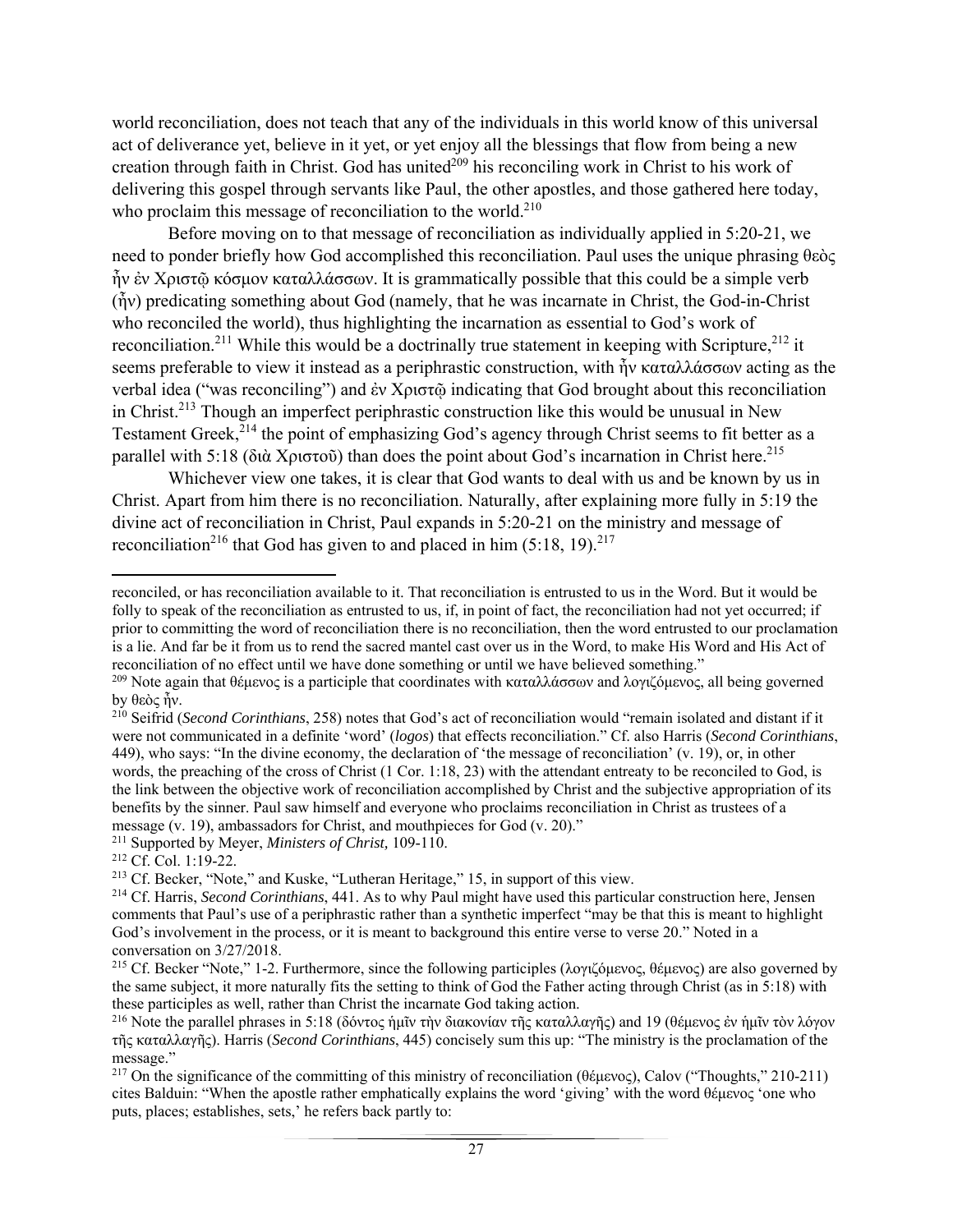world reconciliation, does not teach that any of the individuals in this world know of this universal act of deliverance yet, believe in it yet, or yet enjoy all the blessings that flow from being a new creation through faith in Christ. God has united[209] his reconciling work in Christ to his work of delivering this gospel through servants like Paul, the other apostles, and those gathered here today, who proclaim this message of reconciliation to the world.[210]

Before moving on to that message of reconciliation as individually applied in 5:20-21, we need to ponder briefly how God accomplished this reconciliation. Paul uses the unique phrasing θεὸς ἦν ἐν Χριστῷ κόσμον καταλλάσσων. It is grammatically possible that this could be a simple verb (ἦν) predicating something about God (namely, that he was incarnate in Christ, the God-in-Christ who reconciled the world), thus highlighting the incarnation as essential to God's work of reconciliation.[211] While this would be a doctrinally true statement in keeping with Scripture,[212] it seems preferable to view it instead as a periphrastic construction, with ἦν καταλλάσσων acting as the verbal idea ("was reconciling") and ἐν Χριστῷ indicating that God brought about this reconciliation in Christ.[213] Though an imperfect periphrastic construction like this would be unusual in New Testament Greek,[214] the point of emphasizing God's agency through Christ seems to fit better as a parallel with 5:18 (διὰ Χριστοῦ) than does the point about God's incarnation in Christ here.[215]

Whichever view one takes, it is clear that God wants to deal with us and be known by us in Christ. Apart from him there is no reconciliation. Naturally, after explaining more fully in 5:19 the divine act of reconciliation in Christ, Paul expands in 5:20-21 on the ministry and message of reconciliation[216] that God has given to and placed in him (5:18, 19).[217]

---

reconciled, or has reconciliation available to it. That reconciliation is entrusted to us in the Word. But it would be folly to speak of the reconciliation as entrusted to us, if, in point of fact, the reconciliation had not yet occurred; if prior to committing the word of reconciliation there is no reconciliation, then the word entrusted to our proclamation is a lie. And far be it from us to rend the sacred mantel cast over us in the Word, to make His Word and His Act of reconciliation of no effect until we have done something or until we have believed something."

[209] Note again that θέμενος is a participle that coordinates with καταλλάσσων and λογιζόμενος, all being governed by θεὸς ἦν.

[210] Seifrid (*Second Corinthians*, 258) notes that God's act of reconciliation would "remain isolated and distant if it were not communicated in a definite 'word' (*logos*) that effects reconciliation." Cf. also Harris (*Second Corinthians*, 449), who says: "In the divine economy, the declaration of 'the message of reconciliation' (v. 19), or, in other words, the preaching of the cross of Christ (1 Cor. 1:18, 23) with the attendant entreaty to be reconciled to God, is the link between the objective work of reconciliation accomplished by Christ and the subjective appropriation of its benefits by the sinner. Paul saw himself and everyone who proclaims reconciliation in Christ as trustees of a message (v. 19), ambassadors for Christ, and mouthpieces for God (v. 20)."

[211] Supported by Meyer, *Ministers of Christ,* 109-110.

[212] Cf. Col. 1:19-22.

[213] Cf. Becker, "Note," and Kuske, "Lutheran Heritage," 15, in support of this view.

[214] Cf. Harris, *Second Corinthians*, 441. As to why Paul might have used this particular construction here, Jensen comments that Paul's use of a periphrastic rather than a synthetic imperfect "may be that this is meant to highlight God's involvement in the process, or it is meant to background this entire verse to verse 20." Noted in a conversation on 3/27/2018.

[215] Cf. Becker "Note," 1-2. Furthermore, since the following participles (λογιζόμενος, θέμενος) are also governed by the same subject, it more naturally fits the setting to think of God the Father acting through Christ (as in 5:18) with these participles as well, rather than Christ the incarnate God taking action.

[216] Note the parallel phrases in 5:18 (δόντος ἡμῖν τὴν διακονίαν τῆς καταλλαγῆς) and 19 (θέμενος ἐν ἡμῖν τὸν λόγον τῆς καταλλαγῆς). Harris (*Second Corinthians*, 445) concisely sum this up: "The ministry is the proclamation of the message."

[217] On the significance of the committing of this ministry of reconciliation (θέμενος), Calov ("Thoughts," 210-211) cites Balduin: "When the apostle rather emphatically explains the word 'giving' with the word θέμενος 'one who puts, places; establishes, sets,' he refers back partly to: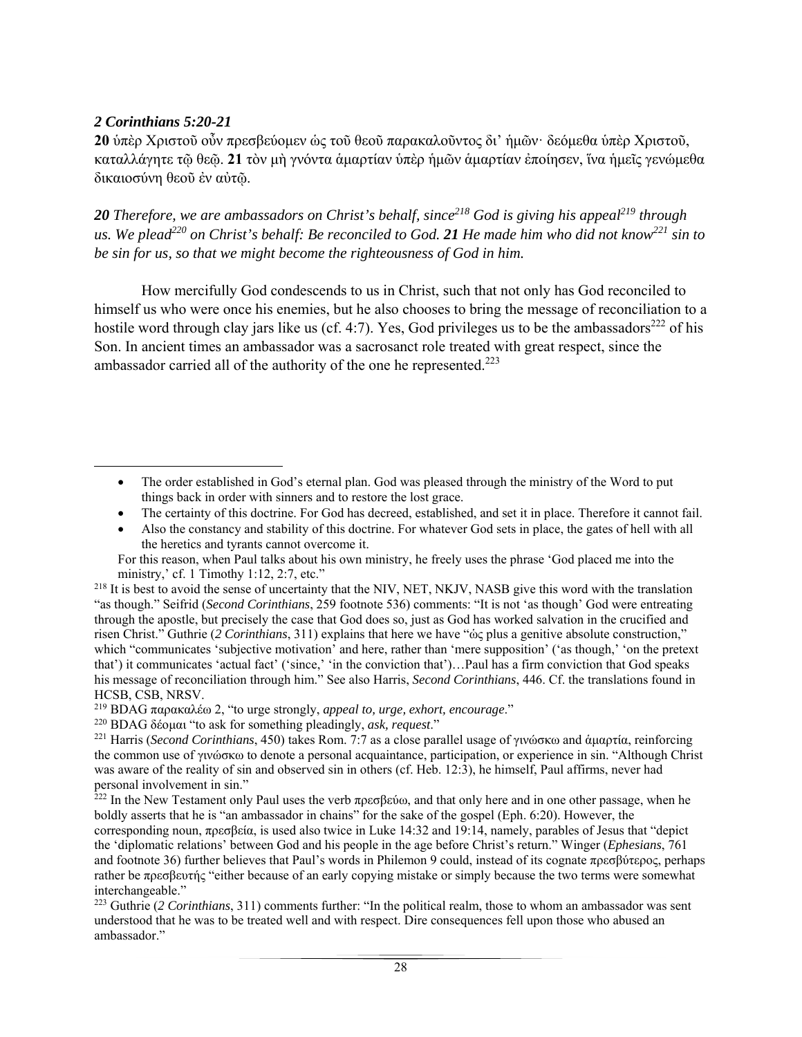*2 Corinthians 5:20-21*

**20** ὑπὲρ Χριστοῦ οὖν πρεσβεύομεν ὡς τοῦ θεοῦ παρακαλοῦντος δι’ ἡμῶν· δεόμεθα ὑπὲρ Χριστοῦ, καταλλάγητε τῷ θεῷ. **21** τὸν μὴ γνόντα ἁμαρτίαν ὑπὲρ ἡμῶν ἁμαρτίαν ἐποίησεν, ἵνα ἡμεῖς γενώμεθα δικαιοσύνη θεοῦ ἐν αὐτῷ.

***20** Therefore, we are ambassadors on Christ’s behalf, since[218] God is giving his appeal[219] through us. We plead[220] on Christ’s behalf: Be reconciled to God. **21** He made him who did not know[221] sin to be sin for us, so that we might become the righteousness of God in him.*

How mercifully God condescends to us in Christ, such that not only has God reconciled to himself us who were once his enemies, but he also chooses to bring the message of reconciliation to a hostile word through clay jars like us (cf. 4:7). Yes, God privileges us to be the ambassadors[222] of his Son. In ancient times an ambassador was a sacrosanct role treated with great respect, since the ambassador carried all of the authority of the one he represented.[223]

---

- The order established in God’s eternal plan. God was pleased through the ministry of the Word to put things back in order with sinners and to restore the lost grace.
- The certainty of this doctrine. For God has decreed, established, and set it in place. Therefore it cannot fail.
- Also the constancy and stability of this doctrine. For whatever God sets in place, the gates of hell with all the heretics and tyrants cannot overcome it.

For this reason, when Paul talks about his own ministry, he freely uses the phrase ‘God placed me into the ministry,’ cf. 1 Timothy 1:12, 2:7, etc.”

[218] It is best to avoid the sense of uncertainty that the NIV, NET, NKJV, NASB give this word with the translation “as though.” Seifrid (*Second Corinthians*, 259 footnote 536) comments: “It is not ‘as though’ God were entreating through the apostle, but precisely the case that God does so, just as God has worked salvation in the crucified and risen Christ.” Guthrie (*2 Corinthians*, 311) explains that here we have “ὡς plus a genitive absolute construction,” which “communicates ‘subjective motivation’ and here, rather than ‘mere supposition’ (‘as though,’ ‘on the pretext that’) it communicates ‘actual fact’ (‘since,’ ‘in the conviction that’)…Paul has a firm conviction that God speaks his message of reconciliation through him.” See also Harris, *Second Corinthians*, 446. Cf. the translations found in HCSB, CSB, NRSV.

[219] BDAG παρακαλέω 2, “to urge strongly, *appeal to, urge, exhort, encourage*.”

[220] BDAG δέομαι “to ask for something pleadingly, *ask, request*.”

[221] Harris (*Second Corinthians*, 450) takes Rom. 7:7 as a close parallel usage of γινώσκω and ἁμαρτία, reinforcing the common use of γινώσκω to denote a personal acquaintance, participation, or experience in sin. “Although Christ was aware of the reality of sin and observed sin in others (cf. Heb. 12:3), he himself, Paul affirms, never had personal involvement in sin.”

[222] In the New Testament only Paul uses the verb πρεσβεύω, and that only here and in one other passage, when he boldly asserts that he is “an ambassador in chains” for the sake of the gospel (Eph. 6:20). However, the corresponding noun, πρεσβεία, is used also twice in Luke 14:32 and 19:14, namely, parables of Jesus that “depict the ‘diplomatic relations’ between God and his people in the age before Christ’s return.” Winger (*Ephesians*, 761 and footnote 36) further believes that Paul’s words in Philemon 9 could, instead of its cognate πρεσβύτερος, perhaps rather be πρεσβευτής “either because of an early copying mistake or simply because the two terms were somewhat interchangeable.”

[223] Guthrie (*2 Corinthians*, 311) comments further: “In the political realm, those to whom an ambassador was sent understood that he was to be treated well and with respect. Dire consequences fell upon those who abused an ambassador.”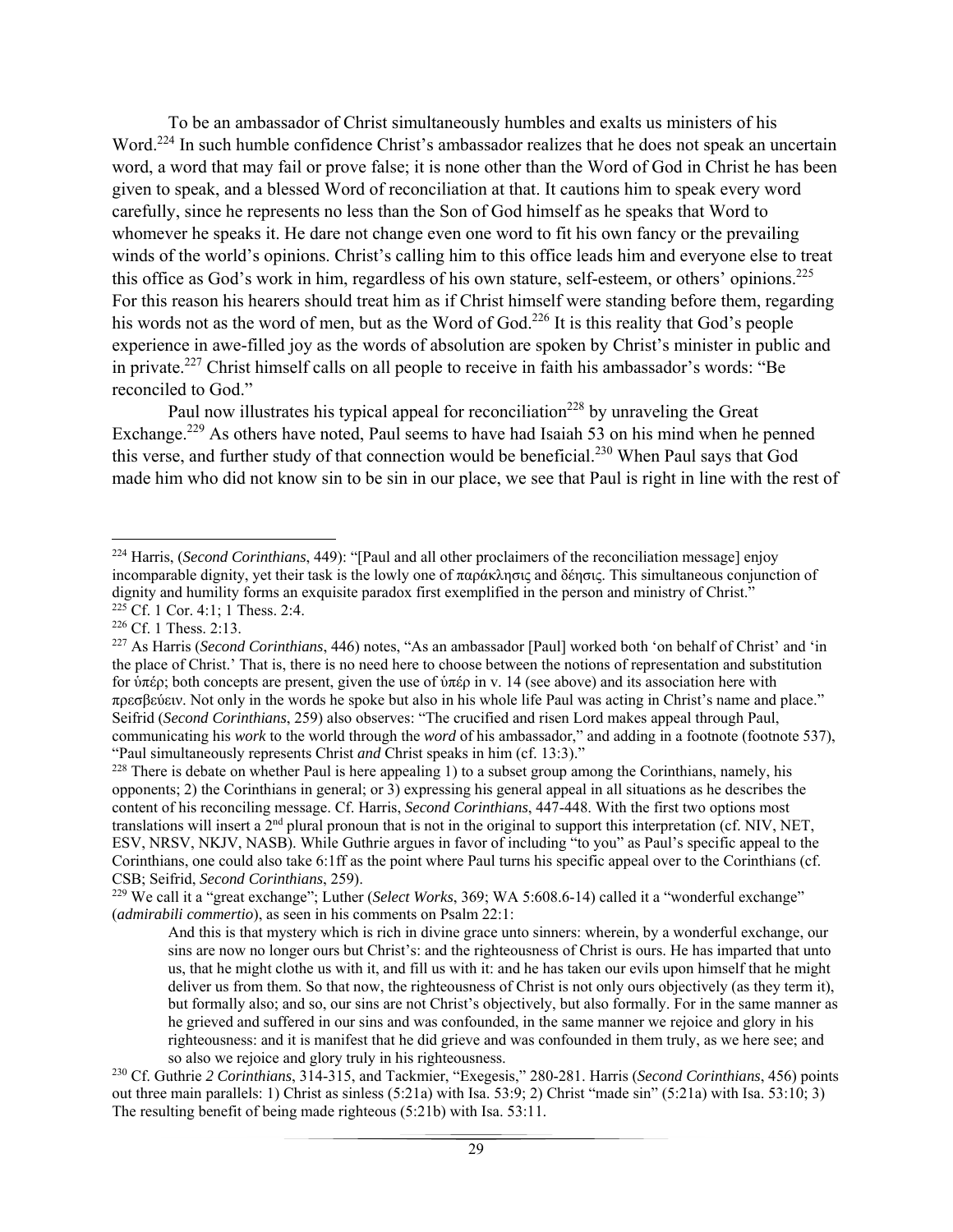To be an ambassador of Christ simultaneously humbles and exalts us ministers of his Word.[224] In such humble confidence Christ's ambassador realizes that he does not speak an uncertain word, a word that may fail or prove false; it is none other than the Word of God in Christ he has been given to speak, and a blessed Word of reconciliation at that. It cautions him to speak every word carefully, since he represents no less than the Son of God himself as he speaks that Word to whomever he speaks it. He dare not change even one word to fit his own fancy or the prevailing winds of the world's opinions. Christ's calling him to this office leads him and everyone else to treat this office as God's work in him, regardless of his own stature, self-esteem, or others' opinions.[225] For this reason his hearers should treat him as if Christ himself were standing before them, regarding his words not as the word of men, but as the Word of God.[226] It is this reality that God's people experience in awe-filled joy as the words of absolution are spoken by Christ's minister in public and in private.[227] Christ himself calls on all people to receive in faith his ambassador's words: "Be reconciled to God."

Paul now illustrates his typical appeal for reconciliation[228] by unraveling the Great Exchange.[229] As others have noted, Paul seems to have had Isaiah 53 on his mind when he penned this verse, and further study of that connection would be beneficial.[230] When Paul says that God made him who did not know sin to be sin in our place, we see that Paul is right in line with the rest of

---

[224] Harris, (*Second Corinthians*, 449): "[Paul and all other proclaimers of the reconciliation message] enjoy incomparable dignity, yet their task is the lowly one of παράκλησις and δέησις. This simultaneous conjunction of dignity and humility forms an exquisite paradox first exemplified in the person and ministry of Christ."

[225] Cf. 1 Cor. 4:1; 1 Thess. 2:4.

[226] Cf. 1 Thess. 2:13.

[227] As Harris (*Second Corinthians*, 446) notes, "As an ambassador [Paul] worked both 'on behalf of Christ' and 'in the place of Christ.' That is, there is no need here to choose between the notions of representation and substitution for ὑπέρ; both concepts are present, given the use of ὑπέρ in v. 14 (see above) and its association here with πρεσβεύειν. Not only in the words he spoke but also in his whole life Paul was acting in Christ's name and place." Seifrid (*Second Corinthians*, 259) also observes: "The crucified and risen Lord makes appeal through Paul, communicating his *work* to the world through the *word* of his ambassador," and adding in a footnote (footnote 537), "Paul simultaneously represents Christ *and* Christ speaks in him (cf. 13:3)."

[228] There is debate on whether Paul is here appealing 1) to a subset group among the Corinthians, namely, his opponents; 2) the Corinthians in general; or 3) expressing his general appeal in all situations as he describes the content of his reconciling message. Cf. Harris, *Second Corinthians*, 447-448. With the first two options most translations will insert a 2nd plural pronoun that is not in the original to support this interpretation (cf. NIV, NET, ESV, NRSV, NKJV, NASB). While Guthrie argues in favor of including "to you" as Paul's specific appeal to the Corinthians, one could also take 6:1ff as the point where Paul turns his specific appeal over to the Corinthians (cf. CSB; Seifrid, *Second Corinthians*, 259).

[229] We call it a "great exchange"; Luther (*Select Works*, 369; WA 5:608.6-14) called it a "wonderful exchange" (*admirabili commertio*), as seen in his comments on Psalm 22:1:

> And this is that mystery which is rich in divine grace unto sinners: wherein, by a wonderful exchange, our sins are now no longer ours but Christ's: and the righteousness of Christ is ours. He has imparted that unto us, that he might clothe us with it, and fill us with it: and he has taken our evils upon himself that he might deliver us from them. So that now, the righteousness of Christ is not only ours objectively (as they term it), but formally also; and so, our sins are not Christ's objectively, but also formally. For in the same manner as he grieved and suffered in our sins and was confounded, in the same manner we rejoice and glory in his righteousness: and it is manifest that he did grieve and was confounded in them truly, as we here see; and so also we rejoice and glory truly in his righteousness.

[230] Cf. Guthrie *2 Corinthians*, 314-315, and Tackmier, "Exegesis," 280-281. Harris (*Second Corinthians*, 456) points out three main parallels: 1) Christ as sinless (5:21a) with Isa. 53:9; 2) Christ "made sin" (5:21a) with Isa. 53:10; 3) The resulting benefit of being made righteous (5:21b) with Isa. 53:11.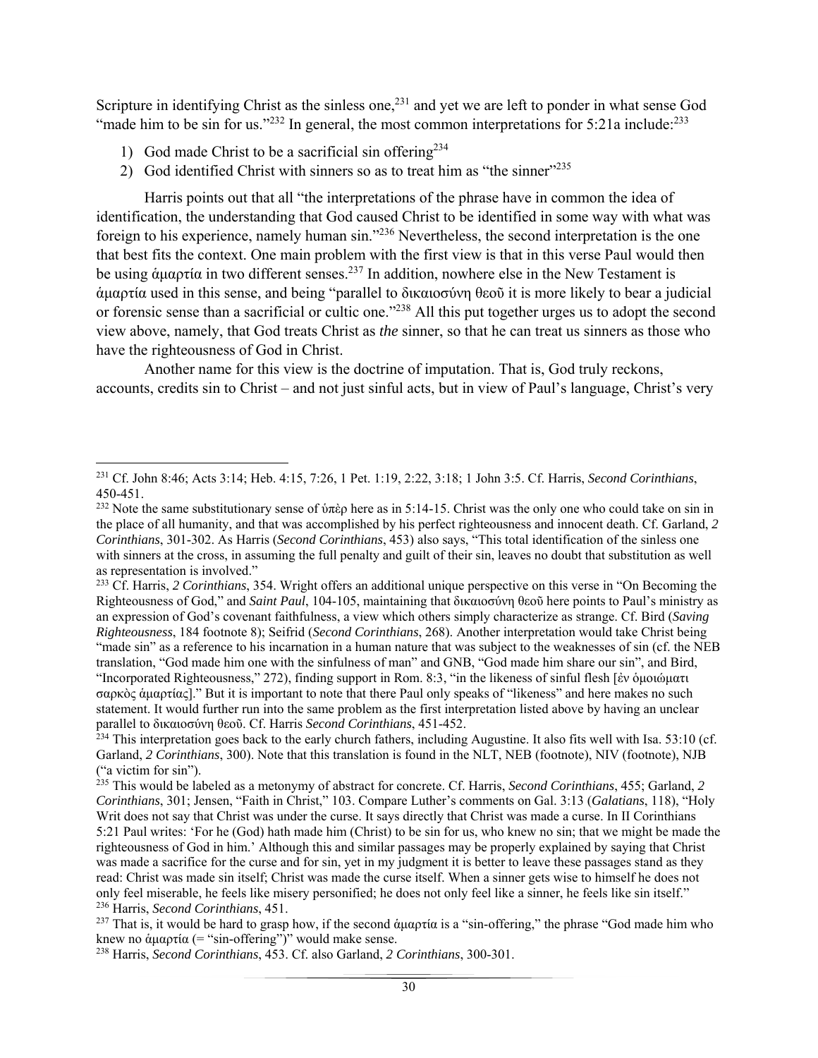Scripture in identifying Christ as the sinless one,[231] and yet we are left to ponder in what sense God "made him to be sin for us."[232] In general, the most common interpretations for 5:21a include:[233]

1) God made Christ to be a sacrificial sin offering[234]
2) God identified Christ with sinners so as to treat him as "the sinner"[235]

Harris points out that all "the interpretations of the phrase have in common the idea of identification, the understanding that God caused Christ to be identified in some way with what was foreign to his experience, namely human sin."[236] Nevertheless, the second interpretation is the one that best fits the context. One main problem with the first view is that in this verse Paul would then be using ἁμαρτία in two different senses.[237] In addition, nowhere else in the New Testament is ἁμαρτία used in this sense, and being "parallel to δικαιοσύνη θεοῦ it is more likely to bear a judicial or forensic sense than a sacrificial or cultic one."[238] All this put together urges us to adopt the second view above, namely, that God treats Christ as *the* sinner, so that he can treat us sinners as those who have the righteousness of God in Christ.

Another name for this view is the doctrine of imputation. That is, God truly reckons, accounts, credits sin to Christ – and not just sinful acts, but in view of Paul's language, Christ's very

---

[231] Cf. John 8:46; Acts 3:14; Heb. 4:15, 7:26, 1 Pet. 1:19, 2:22, 3:18; 1 John 3:5. Cf. Harris, *Second Corinthians*, 450-451.

[232] Note the same substitutionary sense of ὑπὲρ here as in 5:14-15. Christ was the only one who could take on sin in the place of all humanity, and that was accomplished by his perfect righteousness and innocent death. Cf. Garland, *2 Corinthians*, 301-302. As Harris (*Second Corinthians*, 453) also says, "This total identification of the sinless one with sinners at the cross, in assuming the full penalty and guilt of their sin, leaves no doubt that substitution as well as representation is involved."

[233] Cf. Harris, *2 Corinthians*, 354. Wright offers an additional unique perspective on this verse in "On Becoming the Righteousness of God," and *Saint Paul*, 104-105, maintaining that δικαιοσύνη θεοῦ here points to Paul's ministry as an expression of God's covenant faithfulness, a view which others simply characterize as strange. Cf. Bird (*Saving Righteousness*, 184 footnote 8); Seifrid (*Second Corinthians*, 268). Another interpretation would take Christ being "made sin" as a reference to his incarnation in a human nature that was subject to the weaknesses of sin (cf. the NEB translation, "God made him one with the sinfulness of man" and GNB, "God made him share our sin", and Bird, "Incorporated Righteousness," 272), finding support in Rom. 8:3, "in the likeness of sinful flesh [ἐν ὁμοιώματι σαρκὸς ἁμαρτίας]." But it is important to note that there Paul only speaks of "likeness" and here makes no such statement. It would further run into the same problem as the first interpretation listed above by having an unclear parallel to δικαιοσύνη θεοῦ. Cf. Harris *Second Corinthians*, 451-452.

[234] This interpretation goes back to the early church fathers, including Augustine. It also fits well with Isa. 53:10 (cf. Garland, *2 Corinthians*, 300). Note that this translation is found in the NLT, NEB (footnote), NIV (footnote), NJB ("a victim for sin").

[235] This would be labeled as a metonymy of abstract for concrete. Cf. Harris, *Second Corinthians*, 455; Garland, *2 Corinthians*, 301; Jensen, "Faith in Christ," 103. Compare Luther's comments on Gal. 3:13 (*Galatians*, 118), "Holy Writ does not say that Christ was under the curse. It says directly that Christ was made a curse. In II Corinthians 5:21 Paul writes: 'For he (God) hath made him (Christ) to be sin for us, who knew no sin; that we might be made the righteousness of God in him.' Although this and similar passages may be properly explained by saying that Christ was made a sacrifice for the curse and for sin, yet in my judgment it is better to leave these passages stand as they read: Christ was made sin itself; Christ was made the curse itself. When a sinner gets wise to himself he does not only feel miserable, he feels like misery personified; he does not only feel like a sinner, he feels like sin itself."

[236] Harris, *Second Corinthians*, 451.

[237] That is, it would be hard to grasp how, if the second ἁμαρτία is a "sin-offering," the phrase "God made him who knew no ἁμαρτία (= "sin-offering")" would make sense.

[238] Harris, *Second Corinthians*, 453. Cf. also Garland, *2 Corinthians*, 300-301.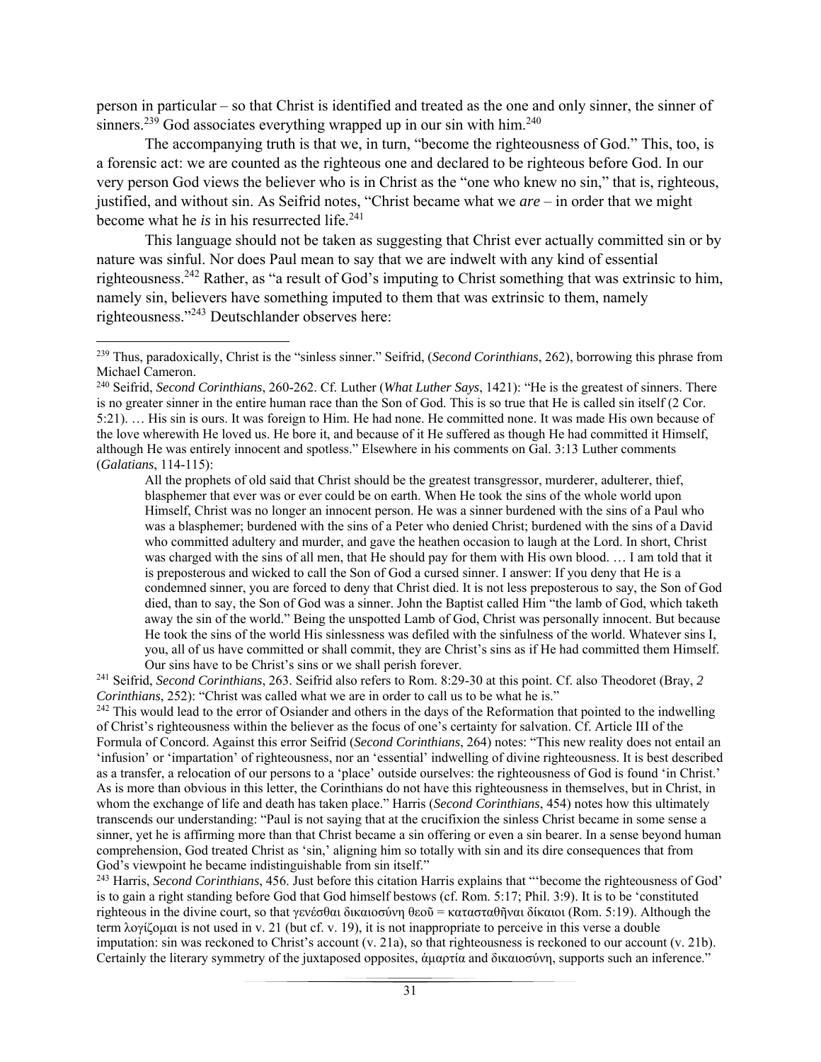person in particular – so that Christ is identified and treated as the one and only sinner, the sinner of sinners.[239] God associates everything wrapped up in our sin with him.[240]

The accompanying truth is that we, in turn, "become the righteousness of God." This, too, is a forensic act: we are counted as the righteous one and declared to be righteous before God. In our very person God views the believer who is in Christ as the "one who knew no sin," that is, righteous, justified, and without sin. As Seifrid notes, "Christ became what we *are* – in order that we might become what he *is* in his resurrected life.[241]

This language should not be taken as suggesting that Christ ever actually committed sin or by nature was sinful. Nor does Paul mean to say that we are indwelt with any kind of essential righteousness.[242] Rather, as "a result of God's imputing to Christ something that was extrinsic to him, namely sin, believers have something imputed to them that was extrinsic to them, namely righteousness."[243] Deutschlander observes here:

---

[239] Thus, paradoxically, Christ is the "sinless sinner." Seifrid, (*Second Corinthians*, 262), borrowing this phrase from Michael Cameron.

[240] Seifrid, *Second Corinthians*, 260-262. Cf. Luther (*What Luther Says*, 1421): "He is the greatest of sinners. There is no greater sinner in the entire human race than the Son of God. This is so true that He is called sin itself (2 Cor. 5:21). … His sin is ours. It was foreign to Him. He had none. He committed none. It was made His own because of the love wherewith He loved us. He bore it, and because of it He suffered as though He had committed it Himself, although He was entirely innocent and spotless." Elsewhere in his comments on Gal. 3:13 Luther comments (*Galatians*, 114-115):

> All the prophets of old said that Christ should be the greatest transgressor, murderer, adulterer, thief, blasphemer that ever was or ever could be on earth. When He took the sins of the whole world upon Himself, Christ was no longer an innocent person. He was a sinner burdened with the sins of a Paul who was a blasphemer; burdened with the sins of a Peter who denied Christ; burdened with the sins of a David who committed adultery and murder, and gave the heathen occasion to laugh at the Lord. In short, Christ was charged with the sins of all men, that He should pay for them with His own blood. … I am told that it is preposterous and wicked to call the Son of God a cursed sinner. I answer: If you deny that He is a condemned sinner, you are forced to deny that Christ died. It is not less preposterous to say, the Son of God died, than to say, the Son of God was a sinner. John the Baptist called Him "the lamb of God, which taketh away the sin of the world." Being the unspotted Lamb of God, Christ was personally innocent. But because He took the sins of the world His sinlessness was defiled with the sinfulness of the world. Whatever sins I, you, all of us have committed or shall commit, they are Christ's sins as if He had committed them Himself. Our sins have to be Christ's sins or we shall perish forever.

[241] Seifrid, *Second Corinthians*, 263. Seifrid also refers to Rom. 8:29-30 at this point. Cf. also Theodoret (Bray, *2 Corinthians*, 252): "Christ was called what we are in order to call us to be what he is."

[242] This would lead to the error of Osiander and others in the days of the Reformation that pointed to the indwelling of Christ's righteousness within the believer as the focus of one's certainty for salvation. Cf. Article III of the Formula of Concord. Against this error Seifrid (*Second Corinthians*, 264) notes: "This new reality does not entail an 'infusion' or 'impartation' of righteousness, nor an 'essential' indwelling of divine righteousness. It is best described as a transfer, a relocation of our persons to a 'place' outside ourselves: the righteousness of God is found 'in Christ.' As is more than obvious in this letter, the Corinthians do not have this righteousness in themselves, but in Christ, in whom the exchange of life and death has taken place." Harris (*Second Corinthians*, 454) notes how this ultimately transcends our understanding: "Paul is not saying that at the crucifixion the sinless Christ became in some sense a sinner, yet he is affirming more than that Christ became a sin offering or even a sin bearer. In a sense beyond human comprehension, God treated Christ as 'sin,' aligning him so totally with sin and its dire consequences that from God's viewpoint he became indistinguishable from sin itself."

[243] Harris, *Second Corinthians*, 456. Just before this citation Harris explains that "'become the righteousness of God' is to gain a right standing before God that God himself bestows (cf. Rom. 5:17; Phil. 3:9). It is to be 'constituted righteous in the divine court, so that γενέσθαι δικαιοσύνη θεοῦ = κατασταθῆναι δίκαιοι (Rom. 5:19). Although the term λογίζομαι is not used in v. 21 (but cf. v. 19), it is not inappropriate to perceive in this verse a double imputation: sin was reckoned to Christ's account (v. 21a), so that righteousness is reckoned to our account (v. 21b). Certainly the literary symmetry of the juxtaposed opposites, ἁμαρτία and δικαιοσύνη, supports such an inference."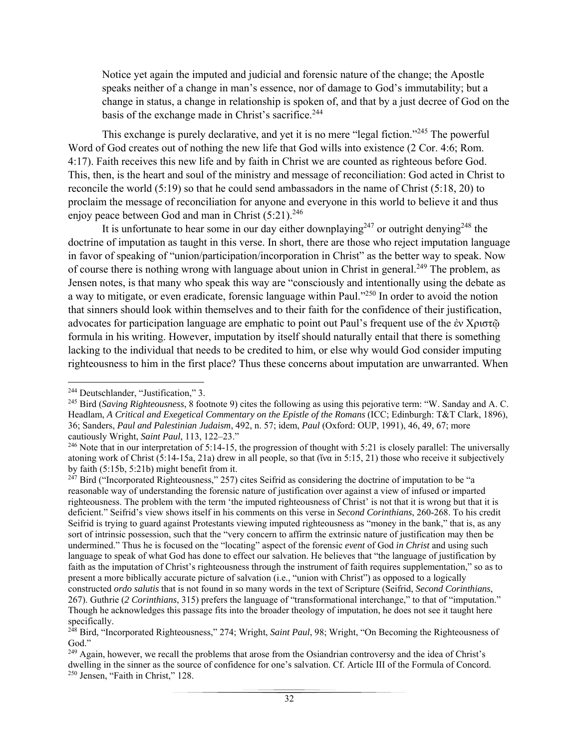> Notice yet again the imputed and judicial and forensic nature of the change; the Apostle speaks neither of a change in man's essence, nor of damage to God's immutability; but a change in status, a change in relationship is spoken of, and that by a just decree of God on the basis of the exchange made in Christ's sacrifice.[244]

This exchange is purely declarative, and yet it is no mere "legal fiction."[245] The powerful Word of God creates out of nothing the new life that God wills into existence (2 Cor. 4:6; Rom. 4:17). Faith receives this new life and by faith in Christ we are counted as righteous before God. This, then, is the heart and soul of the ministry and message of reconciliation: God acted in Christ to reconcile the world (5:19) so that he could send ambassadors in the name of Christ (5:18, 20) to proclaim the message of reconciliation for anyone and everyone in this world to believe it and thus enjoy peace between God and man in Christ (5:21).[246]

It is unfortunate to hear some in our day either downplaying[247] or outright denying[248] the doctrine of imputation as taught in this verse. In short, there are those who reject imputation language in favor of speaking of "union/participation/incorporation in Christ" as the better way to speak. Now of course there is nothing wrong with language about union in Christ in general.[249] The problem, as Jensen notes, is that many who speak this way are "consciously and intentionally using the debate as a way to mitigate, or even eradicate, forensic language within Paul."[250] In order to avoid the notion that sinners should look within themselves and to their faith for the confidence of their justification, advocates for participation language are emphatic to point out Paul's frequent use of the ἐν Χριστῷ formula in his writing. However, imputation by itself should naturally entail that there is something lacking to the individual that needs to be credited to him, or else why would God consider imputing righteousness to him in the first place? Thus these concerns about imputation are unwarranted. When

---

[244] Deutschlander, "Justification," 3.

[245] Bird (*Saving Righteousness*, 8 footnote 9) cites the following as using this pejorative term: "W. Sanday and A. C. Headlam, *A Critical and Exegetical Commentary on the Epistle of the Romans* (ICC; Edinburgh: T&T Clark, 1896), 36; Sanders, *Paul and Palestinian Judaism*, 492, n. 57; idem, *Paul* (Oxford: OUP, 1991), 46, 49, 67; more cautiously Wright, *Saint Paul*, 113, 122–23."

[246] Note that in our interpretation of 5:14-15, the progression of thought with 5:21 is closely parallel: The universally atoning work of Christ (5:14-15a, 21a) drew in all people, so that (ἵνα in 5:15, 21) those who receive it subjectively by faith (5:15b, 5:21b) might benefit from it.

[247] Bird ("Incorporated Righteousness," 257) cites Seifrid as considering the doctrine of imputation to be "a reasonable way of understanding the forensic nature of justification over against a view of infused or imparted righteousness. The problem with the term 'the imputed righteousness of Christ' is not that it is wrong but that it is deficient." Seifrid's view shows itself in his comments on this verse in *Second Corinthians*, 260-268. To his credit Seifrid is trying to guard against Protestants viewing imputed righteousness as "money in the bank," that is, as any sort of intrinsic possession, such that the "very concern to affirm the extrinsic nature of justification may then be undermined." Thus he is focused on the "locating" aspect of the forensic *event* of God *in Christ* and using such language to speak of what God has done to effect our salvation. He believes that "the language of justification by faith as the imputation of Christ's righteousness through the instrument of faith requires supplementation," so as to present a more biblically accurate picture of salvation (i.e., "union with Christ") as opposed to a logically constructed *ordo salutis* that is not found in so many words in the text of Scripture (Seifrid, *Second Corinthians*, 267). Guthrie (*2 Corinthians*, 315) prefers the language of "transformational interchange," to that of "imputation." Though he acknowledges this passage fits into the broader theology of imputation, he does not see it taught here specifically.

[248] Bird, "Incorporated Righteousness," 274; Wright, *Saint Paul*, 98; Wright, "On Becoming the Righteousness of God."

[249] Again, however, we recall the problems that arose from the Osiandrian controversy and the idea of Christ's dwelling in the sinner as the source of confidence for one's salvation. Cf. Article III of the Formula of Concord.

[250] Jensen, "Faith in Christ," 128.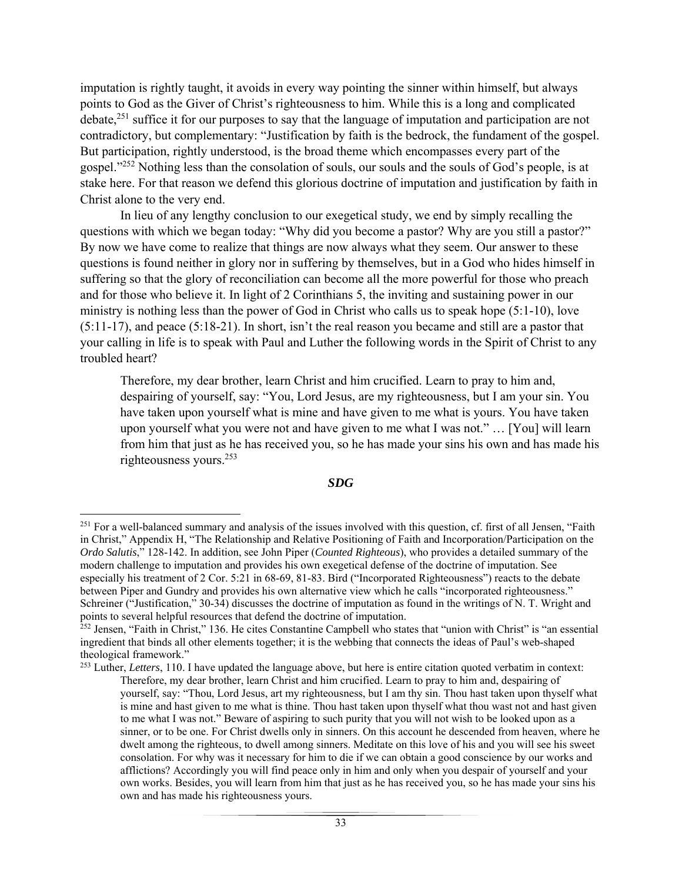imputation is rightly taught, it avoids in every way pointing the sinner within himself, but always points to God as the Giver of Christ's righteousness to him. While this is a long and complicated debate,[251] suffice it for our purposes to say that the language of imputation and participation are not contradictory, but complementary: "Justification by faith is the bedrock, the fundament of the gospel. But participation, rightly understood, is the broad theme which encompasses every part of the gospel."[252] Nothing less than the consolation of souls, our souls and the souls of God's people, is at stake here. For that reason we defend this glorious doctrine of imputation and justification by faith in Christ alone to the very end.

In lieu of any lengthy conclusion to our exegetical study, we end by simply recalling the questions with which we began today: "Why did you become a pastor? Why are you still a pastor?" By now we have come to realize that things are now always what they seem. Our answer to these questions is found neither in glory nor in suffering by themselves, but in a God who hides himself in suffering so that the glory of reconciliation can become all the more powerful for those who preach and for those who believe it. In light of 2 Corinthians 5, the inviting and sustaining power in our ministry is nothing less than the power of God in Christ who calls us to speak hope (5:1-10), love (5:11-17), and peace (5:18-21). In short, isn't the real reason you became and still are a pastor that your calling in life is to speak with Paul and Luther the following words in the Spirit of Christ to any troubled heart?

> Therefore, my dear brother, learn Christ and him crucified. Learn to pray to him and, despairing of yourself, say: "You, Lord Jesus, are my righteousness, but I am your sin. You have taken upon yourself what is mine and have given to me what is yours. You have taken upon yourself what you were not and have given to me what I was not." … [You] will learn from him that just as he has received you, so he has made your sins his own and has made his righteousness yours.[253]

***SDG***

---

[251] For a well-balanced summary and analysis of the issues involved with this question, cf. first of all Jensen, "Faith in Christ," Appendix H, "The Relationship and Relative Positioning of Faith and Incorporation/Participation on the *Ordo Salutis*," 128-142. In addition, see John Piper (*Counted Righteous*), who provides a detailed summary of the modern challenge to imputation and provides his own exegetical defense of the doctrine of imputation. See especially his treatment of 2 Cor. 5:21 in 68-69, 81-83. Bird ("Incorporated Righteousness") reacts to the debate between Piper and Gundry and provides his own alternative view which he calls "incorporated righteousness." Schreiner ("Justification," 30-34) discusses the doctrine of imputation as found in the writings of N. T. Wright and points to several helpful resources that defend the doctrine of imputation.

[252] Jensen, "Faith in Christ," 136. He cites Constantine Campbell who states that "union with Christ" is "an essential ingredient that binds all other elements together; it is the webbing that connects the ideas of Paul's web-shaped theological framework."

[253] Luther, *Letters*, 110. I have updated the language above, but here is entire citation quoted verbatim in context:

> Therefore, my dear brother, learn Christ and him crucified. Learn to pray to him and, despairing of yourself, say: "Thou, Lord Jesus, art my righteousness, but I am thy sin. Thou hast taken upon thyself what is mine and hast given to me what is thine. Thou hast taken upon thyself what thou wast not and hast given to me what I was not." Beware of aspiring to such purity that you will not wish to be looked upon as a sinner, or to be one. For Christ dwells only in sinners. On this account he descended from heaven, where he dwelt among the righteous, to dwell among sinners. Meditate on this love of his and you will see his sweet consolation. For why was it necessary for him to die if we can obtain a good conscience by our works and afflictions? Accordingly you will find peace only in him and only when you despair of yourself and your own works. Besides, you will learn from him that just as he has received you, so he has made your sins his own and has made his righteousness yours.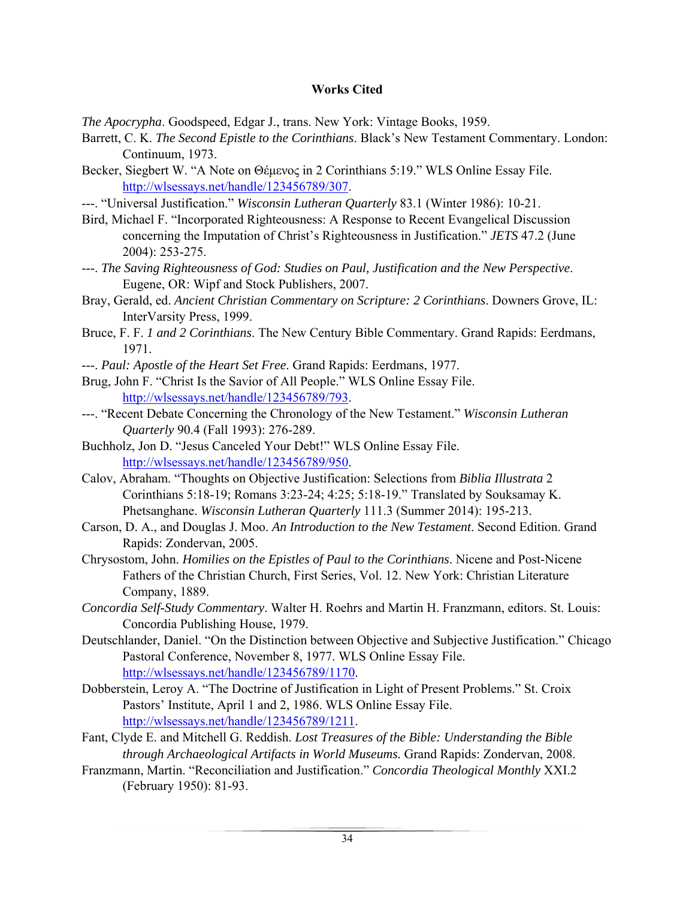**Works Cited**

*The Apocrypha*. Goodspeed, Edgar J., trans. New York: Vintage Books, 1959.

Barrett, C. K. *The Second Epistle to the Corinthians*. Black's New Testament Commentary. London: Continuum, 1973.

Becker, Siegbert W. "A Note on Θέμενος in 2 Corinthians 5:19." WLS Online Essay File. http://wlsessays.net/handle/123456789/307.

---. "Universal Justification." *Wisconsin Lutheran Quarterly* 83.1 (Winter 1986): 10-21.

Bird, Michael F. "Incorporated Righteousness: A Response to Recent Evangelical Discussion concerning the Imputation of Christ's Righteousness in Justification." *JETS* 47.2 (June 2004): 253-275.

---. *The Saving Righteousness of God: Studies on Paul, Justification and the New Perspective*. Eugene, OR: Wipf and Stock Publishers, 2007.

Bray, Gerald, ed. *Ancient Christian Commentary on Scripture: 2 Corinthians*. Downers Grove, IL: InterVarsity Press, 1999.

Bruce, F. F. *1 and 2 Corinthians*. The New Century Bible Commentary. Grand Rapids: Eerdmans, 1971.

---. *Paul: Apostle of the Heart Set Free*. Grand Rapids: Eerdmans, 1977.

Brug, John F. "Christ Is the Savior of All People." WLS Online Essay File. http://wlsessays.net/handle/123456789/793.

---. "Recent Debate Concerning the Chronology of the New Testament." *Wisconsin Lutheran Quarterly* 90.4 (Fall 1993): 276-289.

Buchholz, Jon D. "Jesus Canceled Your Debt!" WLS Online Essay File. http://wlsessays.net/handle/123456789/950.

Calov, Abraham. "Thoughts on Objective Justification: Selections from *Biblia Illustrata* 2 Corinthians 5:18-19; Romans 3:23-24; 4:25; 5:18-19." Translated by Souksamay K. Phetsanghane. *Wisconsin Lutheran Quarterly* 111.3 (Summer 2014): 195-213.

Carson, D. A., and Douglas J. Moo. *An Introduction to the New Testament*. Second Edition. Grand Rapids: Zondervan, 2005.

Chrysostom, John. *Homilies on the Epistles of Paul to the Corinthians*. Nicene and Post-Nicene Fathers of the Christian Church, First Series, Vol. 12. New York: Christian Literature Company, 1889.

*Concordia Self-Study Commentary*. Walter H. Roehrs and Martin H. Franzmann, editors. St. Louis: Concordia Publishing House, 1979.

Deutschlander, Daniel. "On the Distinction between Objective and Subjective Justification." Chicago Pastoral Conference, November 8, 1977. WLS Online Essay File. http://wlsessays.net/handle/123456789/1170.

Dobberstein, Leroy A. "The Doctrine of Justification in Light of Present Problems." St. Croix Pastors' Institute, April 1 and 2, 1986. WLS Online Essay File. http://wlsessays.net/handle/123456789/1211.

Fant, Clyde E. and Mitchell G. Reddish. *Lost Treasures of the Bible: Understanding the Bible through Archaeological Artifacts in World Museums.* Grand Rapids: Zondervan, 2008.

Franzmann, Martin. "Reconciliation and Justification." *Concordia Theological Monthly* XXI.2 (February 1950): 81-93.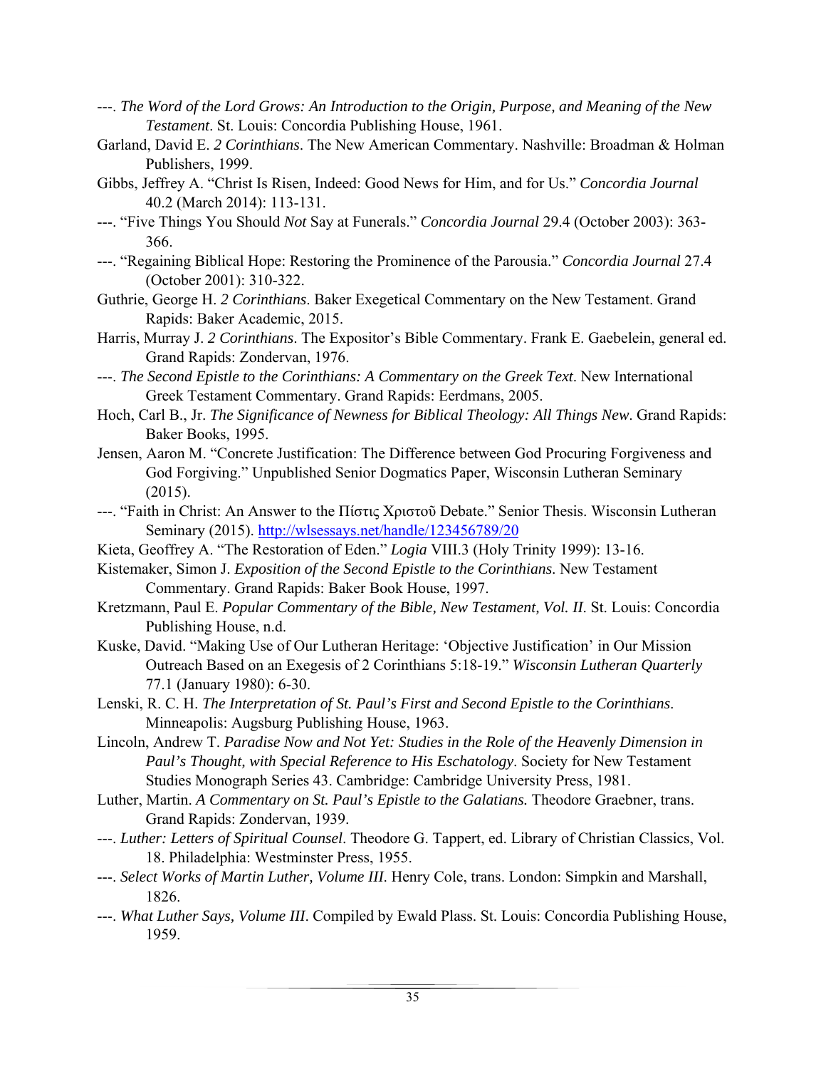---. *The Word of the Lord Grows: An Introduction to the Origin, Purpose, and Meaning of the New Testament*. St. Louis: Concordia Publishing House, 1961.

Garland, David E. *2 Corinthians*. The New American Commentary. Nashville: Broadman & Holman Publishers, 1999.

Gibbs, Jeffrey A. "Christ Is Risen, Indeed: Good News for Him, and for Us." *Concordia Journal* 40.2 (March 2014): 113-131.

---. "Five Things You Should *Not* Say at Funerals." *Concordia Journal* 29.4 (October 2003): 363-366.

---. "Regaining Biblical Hope: Restoring the Prominence of the Parousia." *Concordia Journal* 27.4 (October 2001): 310-322.

Guthrie, George H. *2 Corinthians*. Baker Exegetical Commentary on the New Testament. Grand Rapids: Baker Academic, 2015.

Harris, Murray J. *2 Corinthians*. The Expositor's Bible Commentary. Frank E. Gaebelein, general ed. Grand Rapids: Zondervan, 1976.

---. *The Second Epistle to the Corinthians: A Commentary on the Greek Text*. New International Greek Testament Commentary. Grand Rapids: Eerdmans, 2005.

Hoch, Carl B., Jr. *The Significance of Newness for Biblical Theology: All Things New*. Grand Rapids: Baker Books, 1995.

Jensen, Aaron M. "Concrete Justification: The Difference between God Procuring Forgiveness and God Forgiving." Unpublished Senior Dogmatics Paper, Wisconsin Lutheran Seminary (2015).

---. "Faith in Christ: An Answer to the Πίστις Χριστοῦ Debate." Senior Thesis. Wisconsin Lutheran Seminary (2015). http://wlsessays.net/handle/123456789/20

Kieta, Geoffrey A. "The Restoration of Eden." *Logia* VIII.3 (Holy Trinity 1999): 13-16.

Kistemaker, Simon J. *Exposition of the Second Epistle to the Corinthians*. New Testament Commentary. Grand Rapids: Baker Book House, 1997.

Kretzmann, Paul E. *Popular Commentary of the Bible, New Testament, Vol. II*. St. Louis: Concordia Publishing House, n.d.

Kuske, David. "Making Use of Our Lutheran Heritage: 'Objective Justification' in Our Mission Outreach Based on an Exegesis of 2 Corinthians 5:18-19." *Wisconsin Lutheran Quarterly* 77.1 (January 1980): 6-30.

Lenski, R. C. H. *The Interpretation of St. Paul's First and Second Epistle to the Corinthians*. Minneapolis: Augsburg Publishing House, 1963.

Lincoln, Andrew T. *Paradise Now and Not Yet: Studies in the Role of the Heavenly Dimension in Paul's Thought, with Special Reference to His Eschatology*. Society for New Testament Studies Monograph Series 43. Cambridge: Cambridge University Press, 1981.

Luther, Martin. *A Commentary on St. Paul's Epistle to the Galatians.* Theodore Graebner, trans. Grand Rapids: Zondervan, 1939.

---. *Luther: Letters of Spiritual Counsel*. Theodore G. Tappert, ed. Library of Christian Classics, Vol. 18. Philadelphia: Westminster Press, 1955.

---. *Select Works of Martin Luther, Volume III*. Henry Cole, trans. London: Simpkin and Marshall, 1826.

---. *What Luther Says, Volume III*. Compiled by Ewald Plass. St. Louis: Concordia Publishing House, 1959.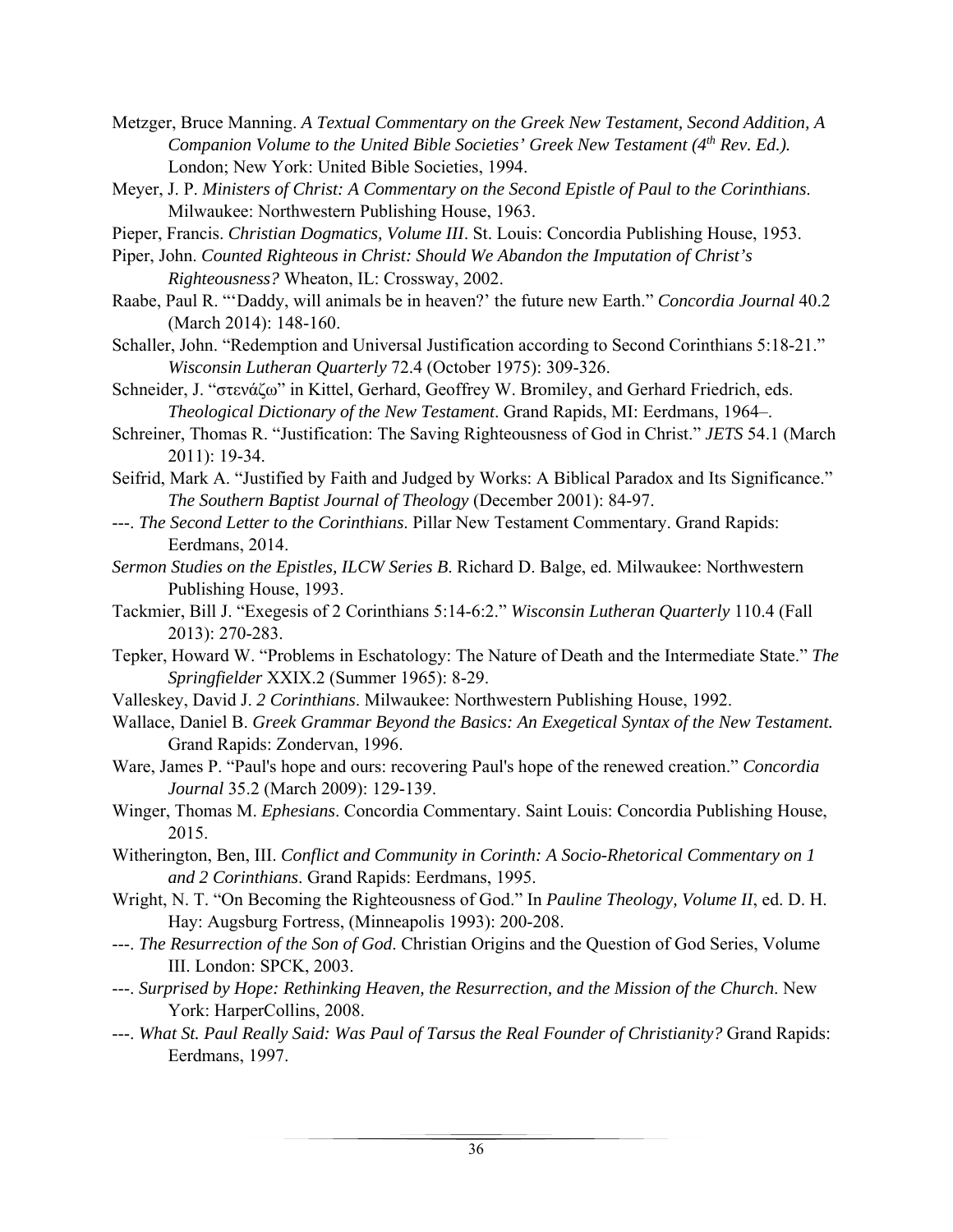Metzger, Bruce Manning. *A Textual Commentary on the Greek New Testament, Second Addition, A Companion Volume to the United Bible Societies' Greek New Testament (4th Rev. Ed.).* London; New York: United Bible Societies, 1994.

Meyer, J. P. *Ministers of Christ: A Commentary on the Second Epistle of Paul to the Corinthians*. Milwaukee: Northwestern Publishing House, 1963.

Pieper, Francis. *Christian Dogmatics, Volume III*. St. Louis: Concordia Publishing House, 1953.

Piper, John. *Counted Righteous in Christ: Should We Abandon the Imputation of Christ's Righteousness?* Wheaton, IL: Crossway, 2002.

Raabe, Paul R. "'Daddy, will animals be in heaven?' the future new Earth." *Concordia Journal* 40.2 (March 2014): 148-160.

Schaller, John. "Redemption and Universal Justification according to Second Corinthians 5:18-21." *Wisconsin Lutheran Quarterly* 72.4 (October 1975): 309-326.

Schneider, J. "στενάζω" in Kittel, Gerhard, Geoffrey W. Bromiley, and Gerhard Friedrich, eds. *Theological Dictionary of the New Testament*. Grand Rapids, MI: Eerdmans, 1964–.

Schreiner, Thomas R. "Justification: The Saving Righteousness of God in Christ." *JETS* 54.1 (March 2011): 19-34.

Seifrid, Mark A. "Justified by Faith and Judged by Works: A Biblical Paradox and Its Significance." *The Southern Baptist Journal of Theology* (December 2001): 84-97.

---. *The Second Letter to the Corinthians*. Pillar New Testament Commentary. Grand Rapids: Eerdmans, 2014.

*Sermon Studies on the Epistles, ILCW Series B*. Richard D. Balge, ed. Milwaukee: Northwestern Publishing House, 1993.

Tackmier, Bill J. "Exegesis of 2 Corinthians 5:14-6:2." *Wisconsin Lutheran Quarterly* 110.4 (Fall 2013): 270-283.

Tepker, Howard W. "Problems in Eschatology: The Nature of Death and the Intermediate State." *The Springfielder* XXIX.2 (Summer 1965): 8-29.

Valleskey, David J. *2 Corinthians*. Milwaukee: Northwestern Publishing House, 1992.

Wallace, Daniel B. *Greek Grammar Beyond the Basics: An Exegetical Syntax of the New Testament.* Grand Rapids: Zondervan, 1996.

Ware, James P. "Paul's hope and ours: recovering Paul's hope of the renewed creation." *Concordia Journal* 35.2 (March 2009): 129-139.

Winger, Thomas M. *Ephesians*. Concordia Commentary. Saint Louis: Concordia Publishing House, 2015.

Witherington, Ben, III. *Conflict and Community in Corinth: A Socio-Rhetorical Commentary on 1 and 2 Corinthians*. Grand Rapids: Eerdmans, 1995.

Wright, N. T. "On Becoming the Righteousness of God." In *Pauline Theology, Volume II*, ed. D. H. Hay: Augsburg Fortress, (Minneapolis 1993): 200-208.

---. *The Resurrection of the Son of God*. Christian Origins and the Question of God Series, Volume III. London: SPCK, 2003.

---. *Surprised by Hope: Rethinking Heaven, the Resurrection, and the Mission of the Church*. New York: HarperCollins, 2008.

---. *What St. Paul Really Said: Was Paul of Tarsus the Real Founder of Christianity?* Grand Rapids: Eerdmans, 1997.